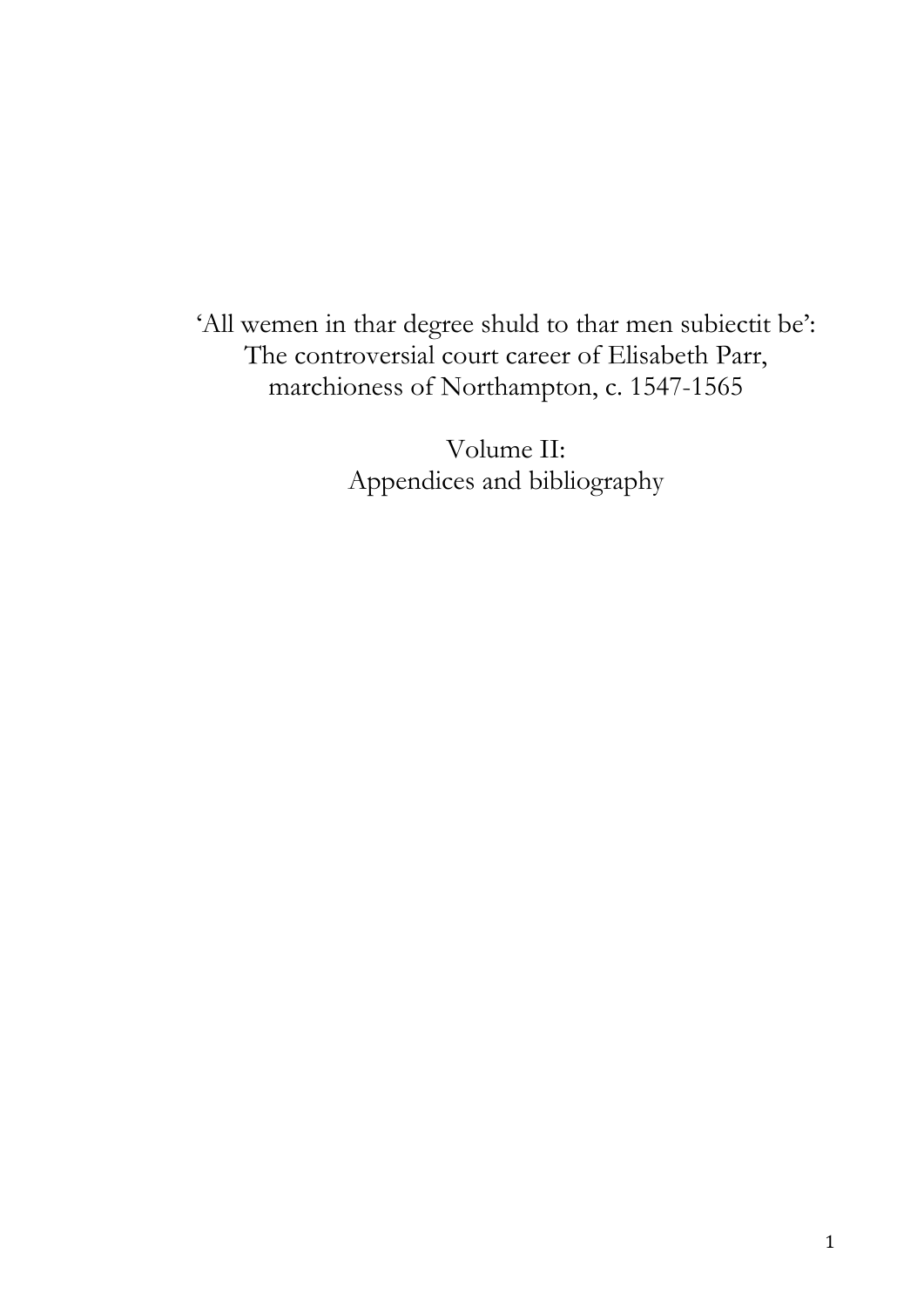# 'All wemen in thar degree shuld to thar men subiectit be': The controversial court career of Elisabeth Parr, marchioness of Northampton, c. 1547-1565

## Volume II: Appendices and bibliography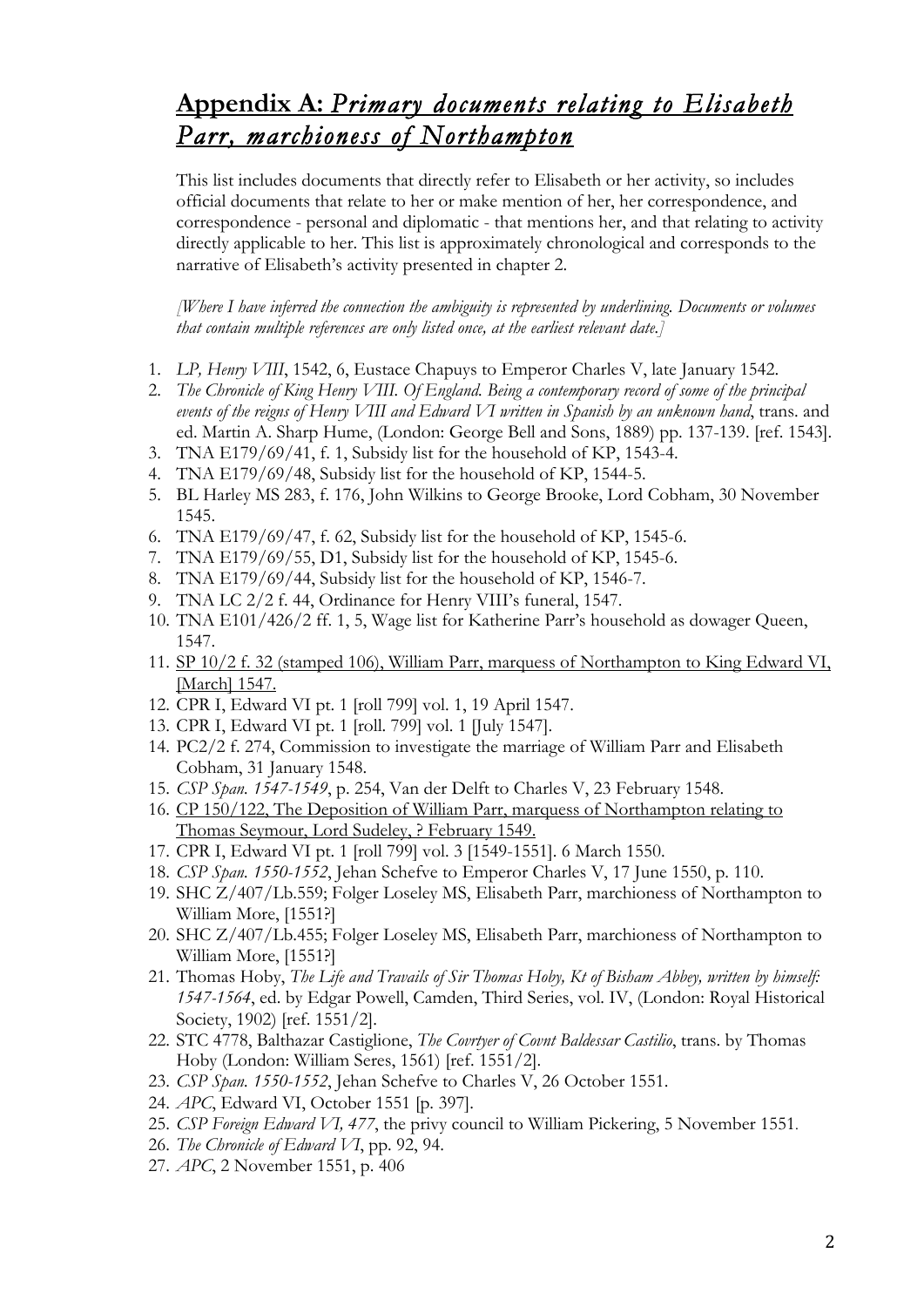## **Appendix A:** *Primary documents relating to Elisabeth Parr, marchioness of Northampton*

This list includes documents that directly refer to Elisabeth or her activity, so includes official documents that relate to her or make mention of her, her correspondence, and correspondence - personal and diplomatic - that mentions her, and that relating to activity directly applicable to her. This list is approximately chronological and corresponds to the narrative of Elisabeth's activity presented in chapter 2.

*[Where I have inferred the connection the ambiguity is represented by underlining. Documents or volumes that contain multiple references are only listed once, at the earliest relevant date.]*

1. *LP, Henry VIII*, 1542, 6, Eustace Chapuys to Emperor Charles V, late January 1542.
2. *The Chronicle of King Henry VIII. Of England. Being a contemporary record of some of the principal events of the reigns of Henry VIII and Edward VI written in Spanish by an unknown hand*, trans. and ed. Martin A. Sharp Hume, (London: George Bell and Sons, 1889) pp. 137-139. [ref. 1543].
3. TNA E179/69/41, f. 1, Subsidy list for the household of KP, 1543-4.
4. TNA E179/69/48, Subsidy list for the household of KP, 1544-5.
5. BL Harley MS 283, f. 176, John Wilkins to George Brooke, Lord Cobham, 30 November 1545.
6. TNA E179/69/47, f. 62, Subsidy list for the household of KP, 1545-6.
7. TNA E179/69/55, D1, Subsidy list for the household of KP, 1545-6.
8. TNA E179/69/44, Subsidy list for the household of KP, 1546-7.
9. TNA LC 2/2 f. 44, Ordinance for Henry VIII's funeral, 1547.
10. TNA E101/426/2 ff. 1, 5, Wage list for Katherine Parr's household as dowager Queen, 1547.
11. <u>SP 10/2 f. 32 (stamped 106), William Parr, marquess of Northampton to King Edward VI, [March] 1547.</u>
12. CPR I, Edward VI pt. 1 [roll 799] vol. 1, 19 April 1547.
13. CPR I, Edward VI pt. 1 [roll. 799] vol. 1 [July 1547].
14. PC2/2 f. 274, Commission to investigate the marriage of William Parr and Elisabeth Cobham, 31 January 1548.
15. *CSP Span. 1547-1549*, p. 254, Van der Delft to Charles V, 23 February 1548.
16. <u>CP 150/122, The Deposition of William Parr, marquess of Northampton relating to Thomas Seymour, Lord Sudeley, ? February 1549.</u>
17. CPR I, Edward VI pt. 1 [roll 799] vol. 3 [1549-1551]. 6 March 1550.
18. *CSP Span. 1550-1552*, Jehan Schefve to Emperor Charles V, 17 June 1550, p. 110.
19. SHC Z/407/Lb.559; Folger Loseley MS, Elisabeth Parr, marchioness of Northampton to William More, [1551?]
20. SHC Z/407/Lb.455; Folger Loseley MS, Elisabeth Parr, marchioness of Northampton to William More, [1551?]
21. Thomas Hoby, *The Life and Travails of Sir Thomas Hoby, Kt of Bisham Abbey, written by himself: 1547-1564*, ed. by Edgar Powell, Camden, Third Series, vol. IV, (London: Royal Historical Society, 1902) [ref. 1551/2].
22. STC 4778, Balthazar Castiglione, *The Covrtyer of Covnt Baldessar Castilio*, trans. by Thomas Hoby (London: William Seres, 1561) [ref. 1551/2].
23. *CSP Span. 1550-1552*, Jehan Schefve to Charles V, 26 October 1551.
24. *APC*, Edward VI, October 1551 [p. 397].
25. *CSP Foreign Edward VI, 477*, the privy council to William Pickering, 5 November 1551.
26. *The Chronicle of Edward VI*, pp. 92, 94.
27. *APC*, 2 November 1551, p. 406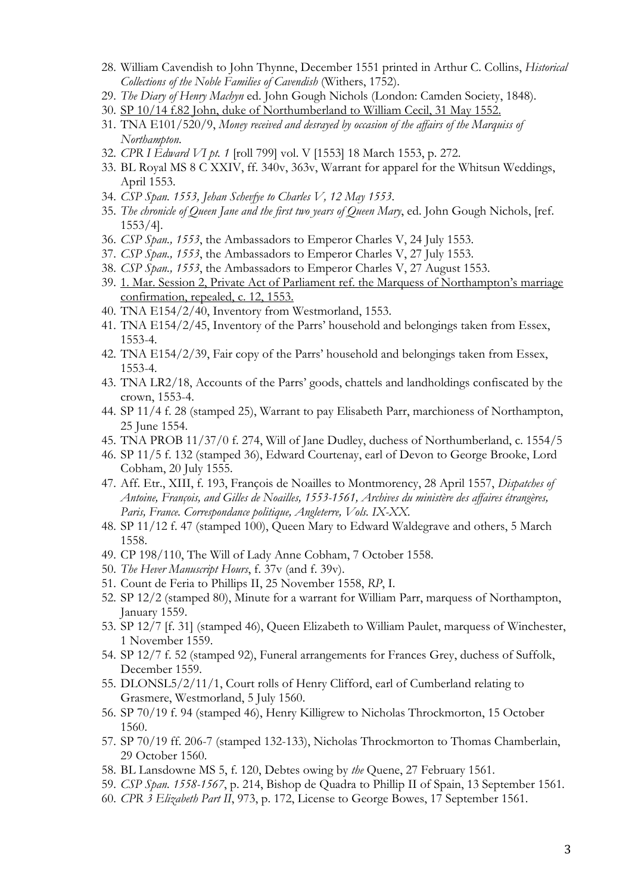28. William Cavendish to John Thynne, December 1551 printed in Arthur C. Collins, *Historical Collections of the Noble Families of Cavendish* (Withers, 1752).
29. *The Diary of Henry Machyn* ed. John Gough Nichols (London: Camden Society, 1848).
30. SP 10/14 f.82 John, duke of Northumberland to William Cecil, 31 May 1552.
31. TNA E101/520/9, *Money received and desrayed by occasion of the affairs of the Marquiss of Northampton*.
32. *CPR I Edward VI pt. 1* [roll 799] vol. V [1553] 18 March 1553, p. 272.
33. BL Royal MS 8 C XXIV, ff. 340v, 363v, Warrant for apparel for the Whitsun Weddings, April 1553.
34. *CSP Span. 1553, Jehan Scheyfye to Charles V, 12 May 1553*.
35. *The chronicle of Queen Jane and the first two years of Queen Mary*, ed. John Gough Nichols, [ref. 1553/4].
36. *CSP Span., 1553*, the Ambassadors to Emperor Charles V, 24 July 1553.
37. *CSP Span., 1553*, the Ambassadors to Emperor Charles V, 27 July 1553.
38. *CSP Span., 1553*, the Ambassadors to Emperor Charles V, 27 August 1553.
39. 1. Mar. Session 2, Private Act of Parliament ref. the Marquess of Northampton's marriage confirmation, repealed, c. 12, 1553.
40. TNA E154/2/40, Inventory from Westmorland, 1553.
41. TNA E154/2/45, Inventory of the Parrs' household and belongings taken from Essex, 1553-4.
42. TNA E154/2/39, Fair copy of the Parrs' household and belongings taken from Essex, 1553-4.
43. TNA LR2/18, Accounts of the Parrs' goods, chattels and landholdings confiscated by the crown, 1553-4.
44. SP 11/4 f. 28 (stamped 25), Warrant to pay Elisabeth Parr, marchioness of Northampton, 25 June 1554.
45. TNA PROB 11/37/0 f. 274, Will of Jane Dudley, duchess of Northumberland, c. 1554/5
46. SP 11/5 f. 132 (stamped 36), Edward Courtenay, earl of Devon to George Brooke, Lord Cobham, 20 July 1555.
47. Aff. Etr., XIII, f. 193, François de Noailles to Montmorency, 28 April 1557, *Dispatches of Antoine, François, and Gilles de Noailles, 1553-1561, Archives du ministère des affaires étrangères, Paris, France. Correspondance politique, Angleterre, Vols. IX-XX.*
48. SP 11/12 f. 47 (stamped 100), Queen Mary to Edward Waldegrave and others, 5 March 1558.
49. CP 198/110, The Will of Lady Anne Cobham, 7 October 1558.
50. *The Hever Manuscript Hours*, f. 37v (and f. 39v).
51. Count de Feria to Phillips II, 25 November 1558, *RP*, I.
52. SP 12/2 (stamped 80), Minute for a warrant for William Parr, marquess of Northampton, January 1559.
53. SP 12/7 [f. 31] (stamped 46), Queen Elizabeth to William Paulet, marquess of Winchester, 1 November 1559.
54. SP 12/7 f. 52 (stamped 92), Funeral arrangements for Frances Grey, duchess of Suffolk, December 1559.
55. DLONSL5/2/11/1, Court rolls of Henry Clifford, earl of Cumberland relating to Grasmere, Westmorland, 5 July 1560.
56. SP 70/19 f. 94 (stamped 46), Henry Killigrew to Nicholas Throckmorton, 15 October 1560.
57. SP 70/19 ff. 206-7 (stamped 132-133), Nicholas Throckmorton to Thomas Chamberlain, 29 October 1560.
58. BL Lansdowne MS 5, f. 120, Debtes owing by *the* Quene, 27 February 1561.
59. *CSP Span. 1558-1567*, p. 214, Bishop de Quadra to Phillip II of Spain, 13 September 1561.
60. *CPR 3 Elizabeth Part II*, 973, p. 172, License to George Bowes, 17 September 1561.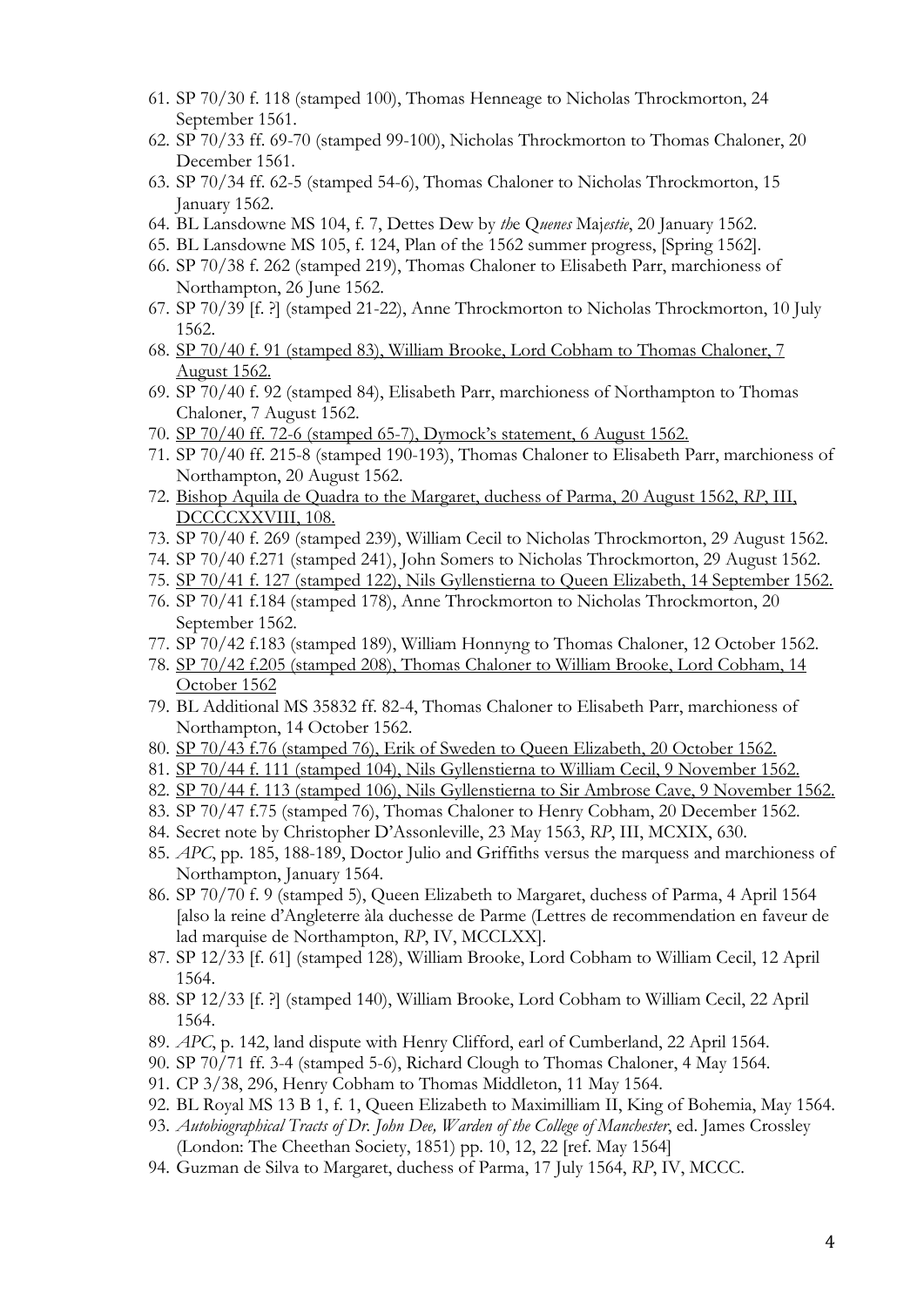61. SP 70/30 f. 118 (stamped 100), Thomas Henneage to Nicholas Throckmorton, 24 September 1561.
62. SP 70/33 ff. 69-70 (stamped 99-100), Nicholas Throckmorton to Thomas Chaloner, 20 December 1561.
63. SP 70/34 ff. 62-5 (stamped 54-6), Thomas Chaloner to Nicholas Throckmorton, 15 January 1562.
64. BL Lansdowne MS 104, f. 7, Dettes Dew by *th*e Q*uenes* Maj*estie*, 20 January 1562.
65. BL Lansdowne MS 105, f. 124, Plan of the 1562 summer progress, [Spring 1562].
66. SP 70/38 f. 262 (stamped 219), Thomas Chaloner to Elisabeth Parr, marchioness of Northampton, 26 June 1562.
67. SP 70/39 [f. ?] (stamped 21-22), Anne Throckmorton to Nicholas Throckmorton, 10 July 1562.
68. <u>SP 70/40 f. 91 (stamped 83), William Brooke, Lord Cobham to Thomas Chaloner, 7 August 1562.</u>
69. SP 70/40 f. 92 (stamped 84), Elisabeth Parr, marchioness of Northampton to Thomas Chaloner, 7 August 1562.
70. <u>SP 70/40 ff. 72-6 (stamped 65-7), Dymock's statement, 6 August 1562.</u>
71. SP 70/40 ff. 215-8 (stamped 190-193), Thomas Chaloner to Elisabeth Parr, marchioness of Northampton, 20 August 1562.
72. <u>Bishop Aquila de Quadra to the Margaret, duchess of Parma, 20 August 1562, *RP*, III, DCCCCXXVIII, 108.</u>
73. SP 70/40 f. 269 (stamped 239), William Cecil to Nicholas Throckmorton, 29 August 1562.
74. SP 70/40 f.271 (stamped 241), John Somers to Nicholas Throckmorton, 29 August 1562.
75. <u>SP 70/41 f. 127 (stamped 122), Nils Gyllenstierna to Queen Elizabeth, 14 September 1562.</u>
76. SP 70/41 f.184 (stamped 178), Anne Throckmorton to Nicholas Throckmorton, 20 September 1562.
77. SP 70/42 f.183 (stamped 189), William Honnyng to Thomas Chaloner, 12 October 1562.
78. <u>SP 70/42 f.205 (stamped 208), Thomas Chaloner to William Brooke, Lord Cobham, 14 October 1562</u>
79. BL Additional MS 35832 ff. 82-4, Thomas Chaloner to Elisabeth Parr, marchioness of Northampton, 14 October 1562.
80. <u>SP 70/43 f.76 (stamped 76), Erik of Sweden to Queen Elizabeth, 20 October 1562.</u>
81. <u>SP 70/44 f. 111 (stamped 104), Nils Gyllenstierna to William Cecil, 9 November 1562.</u>
82. <u>SP 70/44 f. 113 (stamped 106), Nils Gyllenstierna to Sir Ambrose Cave, 9 November 1562.</u>
83. SP 70/47 f.75 (stamped 76), Thomas Chaloner to Henry Cobham, 20 December 1562.
84. Secret note by Christopher D'Assonleville, 23 May 1563, *RP*, III, MCXIX, 630.
85. *APC*, pp. 185, 188-189, Doctor Julio and Griffiths versus the marquess and marchioness of Northampton, January 1564.
86. SP 70/70 f. 9 (stamped 5), Queen Elizabeth to Margaret, duchess of Parma, 4 April 1564 [also la reine d'Angleterre àla duchesse de Parme (Lettres de recommendation en faveur de lad marquise de Northampton, *RP*, IV, MCCLXX].
87. SP 12/33 [f. 61] (stamped 128), William Brooke, Lord Cobham to William Cecil, 12 April 1564.
88. SP 12/33 [f. ?] (stamped 140), William Brooke, Lord Cobham to William Cecil, 22 April 1564.
89. *APC*, p. 142, land dispute with Henry Clifford, earl of Cumberland, 22 April 1564.
90. SP 70/71 ff. 3-4 (stamped 5-6), Richard Clough to Thomas Chaloner, 4 May 1564.
91. CP 3/38, 296, Henry Cobham to Thomas Middleton, 11 May 1564.
92. BL Royal MS 13 B 1, f. 1, Queen Elizabeth to Maximilliam II, King of Bohemia, May 1564.
93. *Autobiographical Tracts of Dr. John Dee, Warden of the College of Manchester*, ed. James Crossley (London: The Cheethan Society, 1851) pp. 10, 12, 22 [ref. May 1564]
94. Guzman de Silva to Margaret, duchess of Parma, 17 July 1564, *RP*, IV, MCCC.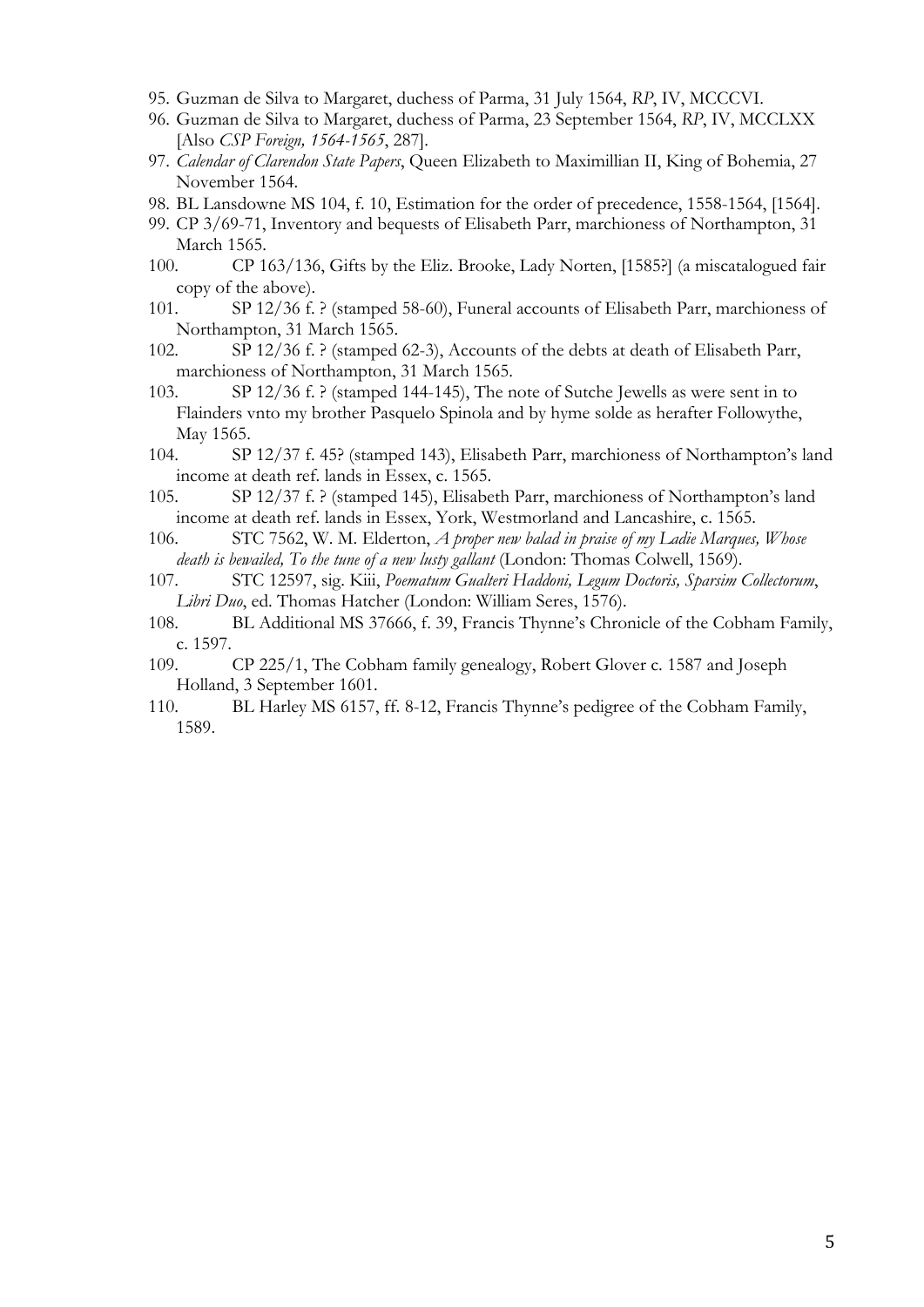95. Guzman de Silva to Margaret, duchess of Parma, 31 July 1564, *RP*, IV, MCCCVI.
96. Guzman de Silva to Margaret, duchess of Parma, 23 September 1564, *RP*, IV, MCCLXX [Also *CSP Foreign, 1564-1565*, 287].
97. *Calendar of Clarendon State Papers*, Queen Elizabeth to Maximillian II, King of Bohemia, 27 November 1564.
98. BL Lansdowne MS 104, f. 10, Estimation for the order of precedence, 1558-1564, [1564].
99. CP 3/69-71, Inventory and bequests of Elisabeth Parr, marchioness of Northampton, 31 March 1565.
100. CP 163/136, Gifts by the Eliz. Brooke, Lady Norten, [1585?] (a miscatalogued fair copy of the above).
101. SP 12/36 f. ? (stamped 58-60), Funeral accounts of Elisabeth Parr, marchioness of Northampton, 31 March 1565.
102. SP 12/36 f. ? (stamped 62-3), Accounts of the debts at death of Elisabeth Parr, marchioness of Northampton, 31 March 1565.
103. SP 12/36 f. ? (stamped 144-145), The note of Sutche Jewells as were sent in to Flainders vnto my brother Pasquelo Spinola and by hyme solde as herafter Followythe, May 1565.
104. SP 12/37 f. 45? (stamped 143), Elisabeth Parr, marchioness of Northampton's land income at death ref. lands in Essex, c. 1565.
105. SP 12/37 f. ? (stamped 145), Elisabeth Parr, marchioness of Northampton's land income at death ref. lands in Essex, York, Westmorland and Lancashire, c. 1565.
106. STC 7562, W. M. Elderton, *A proper new balad in praise of my Ladie Marques, Whose death is bewailed, To the tune of a new lusty gallant* (London: Thomas Colwell, 1569).
107. STC 12597, sig. Kiii, *Poematum Gualteri Haddoni, Legum Doctoris, Sparsim Collectorum, Libri Duo*, ed. Thomas Hatcher (London: William Seres, 1576).
108. BL Additional MS 37666, f. 39, Francis Thynne's Chronicle of the Cobham Family, c. 1597.
109. CP 225/1, The Cobham family genealogy, Robert Glover c. 1587 and Joseph Holland, 3 September 1601.
110. BL Harley MS 6157, ff. 8-12, Francis Thynne's pedigree of the Cobham Family, 1589.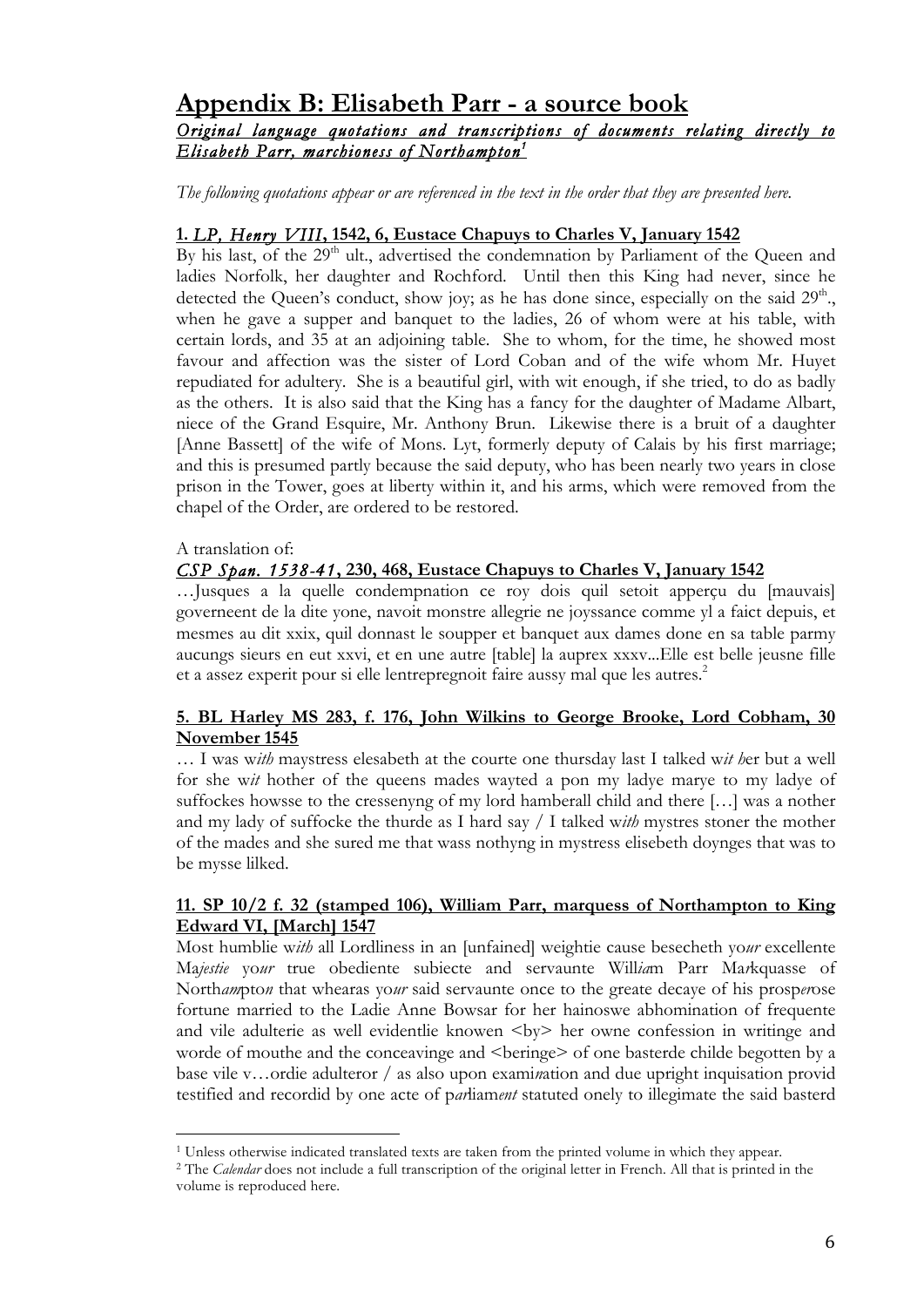# Appendix B: Elisabeth Parr - a source book

***Original language quotations and transcriptions of documents relating directly to Elisabeth Parr, marchioness of Northampton***[1]

*The following quotations appear or are referenced in the text in the order that they are presented here.*

### 1. *LP, Henry VIII*, 1542, 6, Eustace Chapuys to Charles V, January 1542

By his last, of the 29th ult., advertised the condemnation by Parliament of the Queen and ladies Norfolk, her daughter and Rochford. Until then this King had never, since he detected the Queen's conduct, show joy; as he has done since, especially on the said 29th., when he gave a supper and banquet to the ladies, 26 of whom were at his table, with certain lords, and 35 at an adjoining table. She to whom, for the time, he showed most favour and affection was the sister of Lord Coban and of the wife whom Mr. Huyet repudiated for adultery. She is a beautiful girl, with wit enough, if she tried, to do as badly as the others. It is also said that the King has a fancy for the daughter of Madame Albart, niece of the Grand Esquire, Mr. Anthony Brun. Likewise there is a bruit of a daughter [Anne Bassett] of the wife of Mons. Lyt, formerly deputy of Calais by his first marriage; and this is presumed partly because the said deputy, who has been nearly two years in close prison in the Tower, goes at liberty within it, and his arms, which were removed from the chapel of the Order, are ordered to be restored.

A translation of:

### *CSP Span. 1538-41*, 230, 468, Eustace Chapuys to Charles V, January 1542

…Jusques a la quelle condempnation ce roy dois quil setoit apperçu du [mauvais] governeent de la dite yone, navoit monstre allegrie ne joyssance comme yl a faict depuis, et mesmes au dit xxix, quil donnast le soupper et banquet aux dames done en sa table parmy aucungs sieurs en eut xxvi, et en une autre [table] la auprex xxxv...Elle est belle jeusne fille et a assez experit pour si elle lentrepregnoit faire aussy mal que les autres.[2]

### 5. BL Harley MS 283, f. 176, John Wilkins to George Brooke, Lord Cobham, 30 November 1545

… I was w*ith* maystress elesabeth at the courte one thursday last I talked w*it h*er but a well for she w*it* hother of the queens mades wayted a pon my ladye marye to my ladye of suffockes howsse to the cressenyng of my lord hamberall child and there […] was a nother and my lady of suffocke the thurde as I hard say / I talked w*ith* mystres stoner the mother of the mades and she sured me that wass nothyng in mystress elisebeth doynges that was to be mysse lilked.

### 11. SP 10/2 f. 32 (stamped 106), William Parr, marquess of Northampton to King Edward VI, [March] 1547

Most humblie w*ith* all Lordliness in an [unfained] weightie cause besecheth yo*ur* excellente Ma*jestie* yo*ur* true obediente subiecte and servaunte Will*ia*m Parr Ma*r*kquasse of North*am*pto*n* that whearas yo*ur* said servaunte once to the greate decaye of his prosp*er*ose fortune married to the Ladie Anne Bowsar for her hainoswe abhomination of frequente and vile adulterie as well evidentlie knowen <by> her owne confession in writinge and worde of mouthe and the conceavinge and <beringe> of one basterde childe begotten by a base vile v…ordie adulteror / as also upon exami*n*ation and due upright inquisation provid testified and recordid by one acte of p*ar*liam*ent* statuted onely to illegimate the said basterd

---

[1] Unless otherwise indicated translated texts are taken from the printed volume in which they appear.

[2] The *Calendar* does not include a full transcription of the original letter in French. All that is printed in the volume is reproduced here.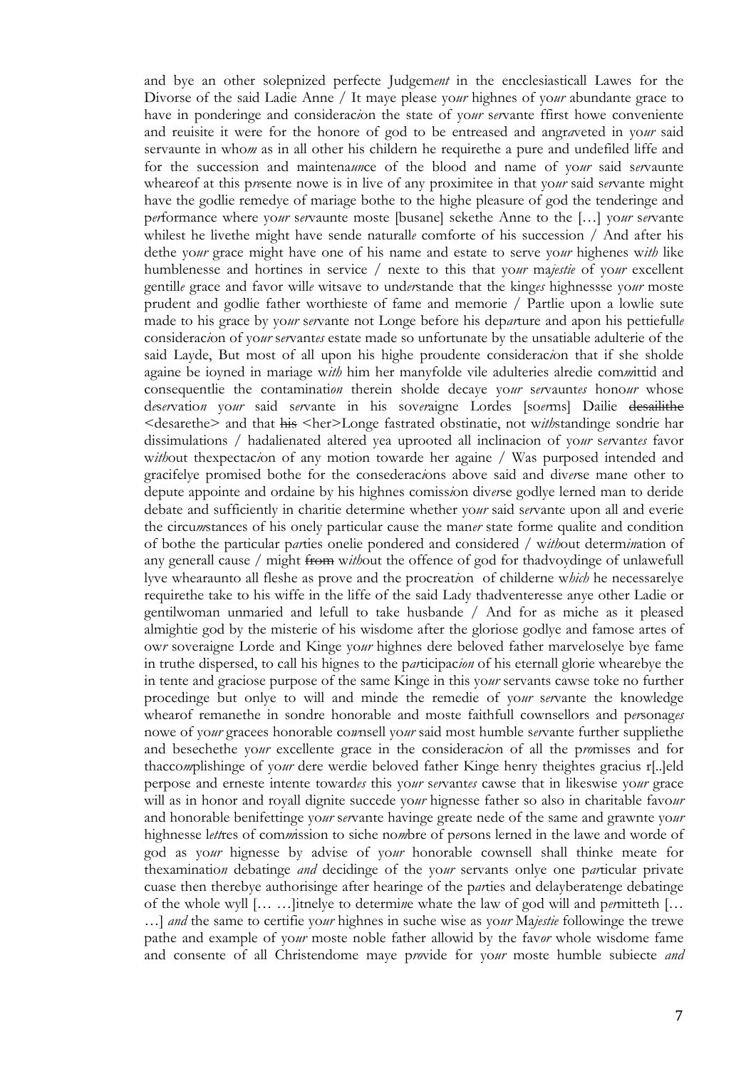and bye an other solepnized perfecte Judgem*ent* in the encclesiasticall Lawes for the Divorse of the said Ladie Anne / It maye please yo*ur* highnes of yo*ur* abundante grace to have in ponderinge and consideraci*o*n the state of yo*ur* s*er*vante ffirst howe conveniente and reuisite it were for the honore of god to be entreased and angr*a*veted in yo*ur* said servaunte in who*m* as in all other his childern he requirethe a pure and undefiled liffe and for the succession and maintena*un*ce of the blood and name of yo*ur* said s*er*vaunte wheareof at this p*re*sente nowe is in live of any proximitee in that yo*ur* said s*er*vante might have the godlie remedye of mariage bothe to the highe pleasure of god the tenderinge and p*er*formance where yo*ur* s*er*vaunte moste [busane] sekethe Anne to the […] yo*ur* s*er*vante whilest he livethe might have sende naturall*e* comforte of his succession / And after his dethe yo*ur* grace might have one of his name and estate to serve yo*ur* highenes w*ith* like humblenesse and hortines in service / nexte to this that yo*ur* ma*jestie* of yo*ur* excellent gentill*e* grace and favor will*e* witsave to und*er*stande that the king*es* highnessse yo*ur* moste prudent and godlie father worthieste of fame and memorie / Partlie upon a lowlie sute made to his grace by yo*ur* s*er*vante not Longe before his dep*ar*ture and apon his pettiefull*e* consideraci*o*n of yo*ur* s*er*vant*es* estate made so unfortunate by the unsatiable adulterie of the said Layde, But most of all upon his highe proudente consideraci*o*n that if she sholde againe be ioyned in mariage w*ith* him her manyfolde vile adulteries alredie com*m*ittid and consequentlie the contaminati*on* therein sholde decaye yo*ur* s*er*vaunt*es* hono*ur* whose d*ese*rvati*on* yo*ur* said s*er*vante in his sov*er*aigne Lordes [so*er*ms] Dailie ~~desailithe~~ <desarethe> and that ~~his~~ <her>Longe fastrated obstinatie, not w*ith*standinge sondrie har dissimulations / hadalienated altered yea uprooted all inclinacion of yo*ur* s*er*vant*es* favor w*ith*out thexpectaci*o*n of any motion towarde her againe / Was purposed intended and gracifelye promised bothe for the consederaci*o*ns above said and div*er*se mane other to depute appointe and ordaine by his highnes comiss*i*on div*er*se godlye lerned man to deride debate and sufficiently in charitie determine whether yo*ur* said s*er*vante upon all and everie the circu*m*stances of his onely particular cause the man*er* state forme qualite and condition of bothe the particular p*ar*ties onelie pondered and considered / w*ith*out determ*in*ation of any generall cause / might ~~from~~ w*ith*out the offence of god for thadvoydinge of unlawefull lyve whearaunto all fleshe as prove and the procreat*i*on of childerne w*hich* he necessarelye requirethe take to his wiffe in the liffe of the said Lady thadventeresse anye other Ladie or gentilwoman unmaried and lefull to take husbande / And for as miche as it pleased almightie god by the misterie of his wisdome after the gloriose godlye and famose artes of ow*r* soveraigne Lorde and Kinge yo*ur* highnes dere beloved father marveloselye bye fame in truthe dispersed, to call his hignes to the p*ar*ticipac*ion* of his eternall glorie whearebye the in tente and graciose purpose of the same Kinge in this yo*ur* servants cawse toke no further procedinge but onlye to will and minde the remedie of yo*ur* s*er*vante the knowledge whearof remanethe in sondre honorable and moste faithfull cownsellors and p*er*sonag*es* nowe of yo*ur* gracees honorable co*w*nsell yo*ur* said most humble s*er*vante further suppliethe and besechethe yo*ur* excellente grace in the consideraci*o*n of all the p*ro*misses and for thacco*m*plishinge of yo*ur* dere werdie beloved father Kinge henry theightes gracius r[..]eld perpose and erneste intente toward*es* this yo*ur* s*er*vant*es* cawse that in likeswise yo*ur* grace will as in honor and royall dignite succede yo*ur* hignesse father so also in charitable favo*ur* and honorable benifettinge yo*ur* s*er*vante havinge greate nede of the same and grawnte yo*ur* highnesse l*ett*res of com*m*ission to siche no*m*bre of p*er*sons lerned in the lawe and worde of god as yo*ur* hignesse by advise of yo*ur* honorable cownsell shall thinke meate for thexaminati*on* debatinge *and* decidinge of the yo*ur* servants onlye one p*ar*ticular private cuase then therebye authorisinge after hearinge of the p*ar*ties and delayberatenge debatinge of the whole wyll [… …]itnelye to determi*n*e whate the law of god will and p*er*mitteth [… …] *and* the same to certifie yo*ur* highnes in suche wise as yo*ur* Ma*jestie* followinge the trewe pathe and example of yo*ur* moste noble father allowid by the fav*or* whole wisdome fame and consente of all Christendome maye p*ro*vide for yo*ur* moste humble subiecte *and*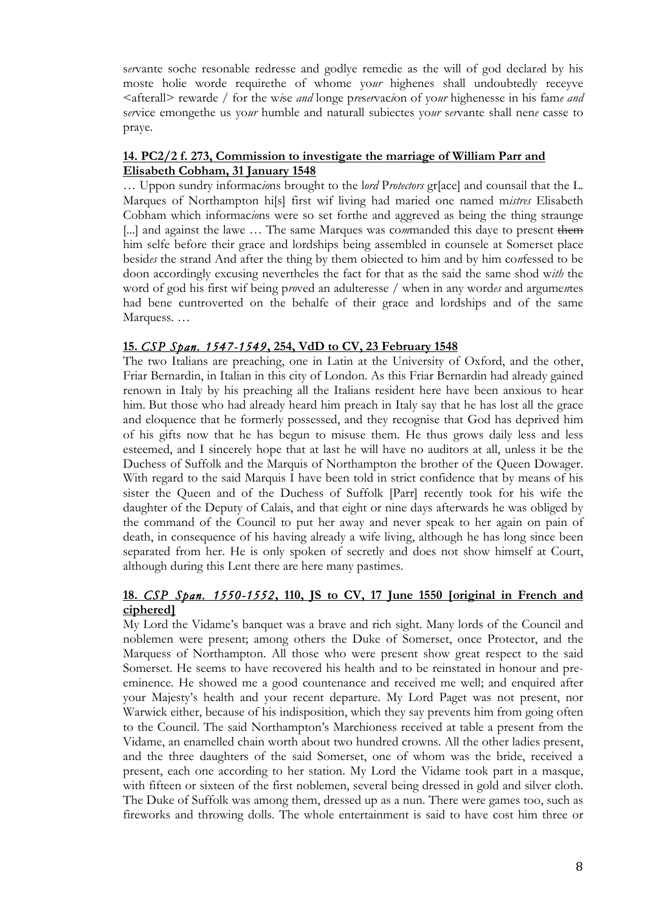s*er*vante soche resonable redresse and godlye remedie as the will of god declar*e*d by his moste holie worde requirethe of whome yo*ur* highenes shall undoubtedly receyve <afterall> rewarde / for the w*i*se *and* longe p*re*s*er*vac*i*on of yo*ur* highenesse in his fam*e* *and* s*er*vice emongethe us yo*ur* humble and naturall subiectes yo*ur* s*er*vante shall nen*e* casse to praye.

### **14. PC2/2 f. 273, Commission to investigate the marriage of William Parr and Elisabeth Cobham, 31 January 1548**

… Uppon sundry informac*io*ns brought to the l*ord* P*rotectors* gr[ace] and counsail that the L. Marques of Northampton hi[s] first wif living had maried one named m*istres* Elisabeth Cobham which informac*io*ns were so set forthe and aggreved as being the thing straunge [...] and against the lawe … The same Marques was co*m*manded this daye to present ~~them~~ him selfe before their grace and lordships being assembled in counsele at Somerset place besid*es* the strand And after the thing by them obiected to him and by him co*n*fessed to be doon accordingly excusing nevertheles the fact for that as the said the same shod w*ith* the word of god his first wif being p*ro*ved an adulteresse / when in any word*es* and argume*n*tes had bene cuntroverted on the behalfe of their grace and lordships and of the same Marquess. …

### **15. *CSP Span. 1547-1549*, 254, VdD to CV, 23 February 1548**

The two Italians are preaching, one in Latin at the University of Oxford, and the other, Friar Bernardin, in Italian in this city of London. As this Friar Bernardin had already gained renown in Italy by his preaching all the Italians resident here have been anxious to hear him. But those who had already heard him preach in Italy say that he has lost all the grace and eloquence that he formerly possessed, and they recognise that God has deprived him of his gifts now that he has begun to misuse them. He thus grows daily less and less esteemed, and I sincerely hope that at last he will have no auditors at all, unless it be the Duchess of Suffolk and the Marquis of Northampton the brother of the Queen Dowager. With regard to the said Marquis I have been told in strict confidence that by means of his sister the Queen and of the Duchess of Suffolk [Parr] recently took for his wife the daughter of the Deputy of Calais, and that eight or nine days afterwards he was obliged by the command of the Council to put her away and never speak to her again on pain of death, in consequence of his having already a wife living, although he has long since been separated from her. He is only spoken of secretly and does not show himself at Court, although during this Lent there are here many pastimes.

### **18. *CSP Span. 1550-1552*, 110, JS to CV, 17 June 1550 [original in French and ciphered]**

My Lord the Vidame's banquet was a brave and rich sight. Many lords of the Council and noblemen were present; among others the Duke of Somerset, once Protector, and the Marquess of Northampton. All those who were present show great respect to the said Somerset. He seems to have recovered his health and to be reinstated in honour and pre-eminence. He showed me a good countenance and received me well; and enquired after your Majesty's health and your recent departure. My Lord Paget was not present, nor Warwick either, because of his indisposition, which they say prevents him from going often to the Council. The said Northampton's Marchioness received at table a present from the Vidame, an enamelled chain worth about two hundred crowns. All the other ladies present, and the three daughters of the said Somerset, one of whom was the bride, received a present, each one according to her station. My Lord the Vidame took part in a masque, with fifteen or sixteen of the first noblemen, several being dressed in gold and silver cloth. The Duke of Suffolk was among them, dressed up as a nun. There were games too, such as fireworks and throwing dolls. The whole entertainment is said to have cost him three or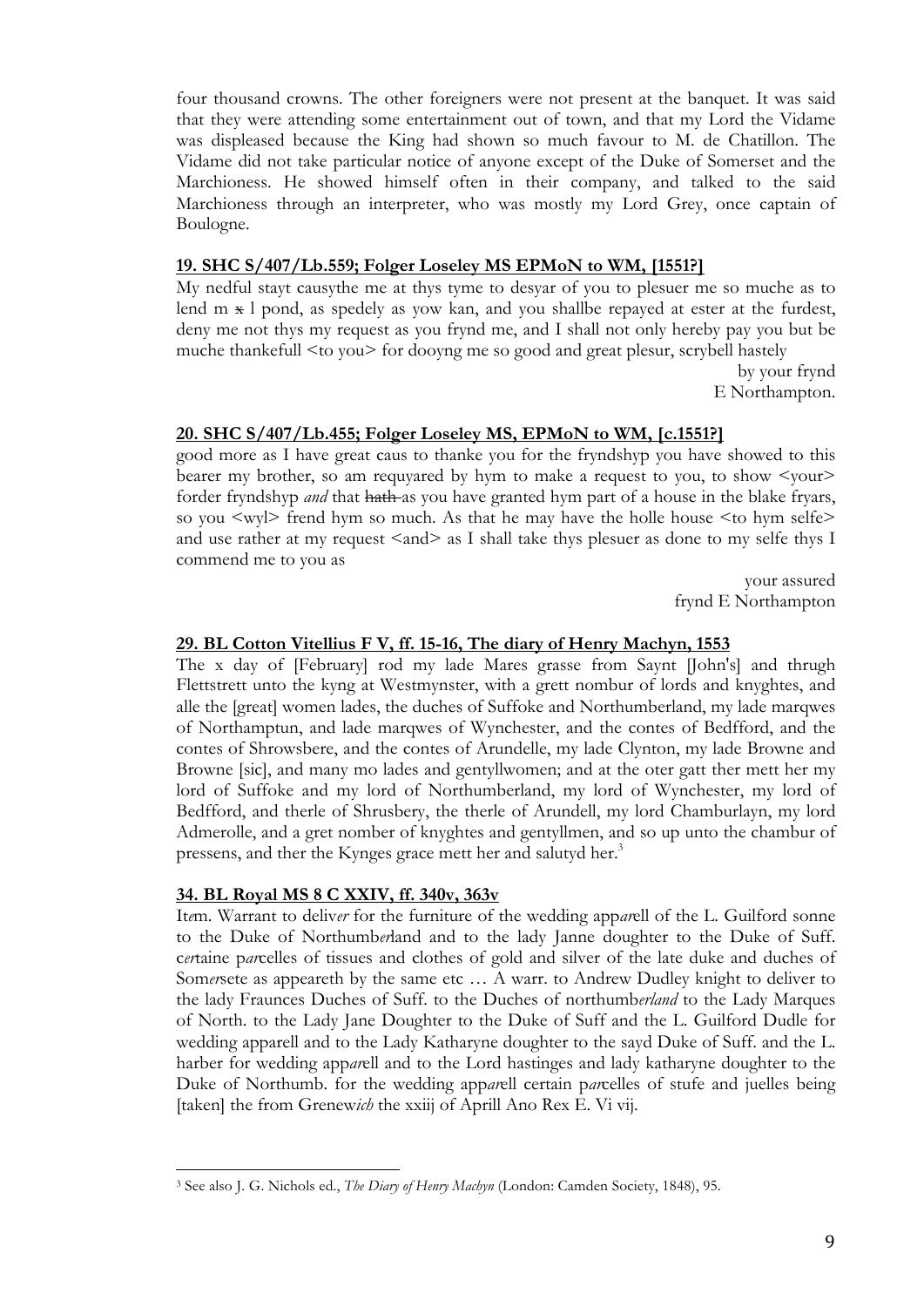four thousand crowns. The other foreigners were not present at the banquet. It was said that they were attending some entertainment out of town, and that my Lord the Vidame was displeased because the King had shown so much favour to M. de Chatillon. The Vidame did not take particular notice of anyone except of the Duke of Somerset and the Marchioness. He showed himself often in their company, and talked to the said Marchioness through an interpreter, who was mostly my Lord Grey, once captain of Boulogne.

**19. SHC S/407/Lb.559; Folger Loseley MS EPMoN to WM, [1551?]**

My nedful stayt causythe me at thys tyme to desyar of you to plesuer me so muche as to lend m ~~x~~ l pond, as spedely as yow kan, and you shallbe repayed at ester at the furdest, deny me not thys my request as you frynd me, and I shall not only hereby pay you but be muche thankefull <to you> for dooyng me so good and great plesur, scrybell hastely

by your frynd
E Northampton.

**20. SHC S/407/Lb.455; Folger Loseley MS, EPMoN to WM, [c.1551?]**

good more as I have great caus to thanke you for the fryndshyp you have showed to this bearer my brother, so am requyared by hym to make a request to you, to show <your> forder fryndshyp *and* that ~~hath~~ as you have granted hym part of a house in the blake fryars, so you <wyl> frend hym so much. As that he may have the holle house <to hym selfe> and use rather at my request <and> as I shall take thys plesuer as done to my selfe thys I commend me to you as

your assured
frynd E Northampton

**29. BL Cotton Vitellius F V, ff. 15-16, The diary of Henry Machyn, 1553**

The x day of [February] rod my lade Mares grasse from Saynt [John's] and thrugh Flettstrett unto the kyng at Westmynster, with a grett nombur of lords and knyghtes, and alle the [great] women lades, the duches of Suffoke and Northumberland, my lade marqwes of Northamptun, and lade marqwes of Wynchester, and the contes of Bedfford, and the contes of Shrowsbere, and the contes of Arundelle, my lade Clynton, my lade Browne and Browne [sic], and many mo lades and gentyllwomen; and at the oter gatt ther mett her my lord of Suffoke and my lord of Northumberland, my lord of Wynchester, my lord of Bedfford, and therle of Shrusbery, the therle of Arundell, my lord Chamburlayn, my lord Admerolle, and a gret nomber of knyghtes and gentyllmen, and so up unto the chambur of pressens, and ther the Kynges grace mett her and salutyd her.[3]

**34. BL Royal MS 8 C XXIV, ff. 340v, 363v**

It*e*m. Warrant to deliv*er* for the furniture of the wedding app*ar*ell of the L. Guilford sonne to the Duke of Northumb*er*land and to the lady Janne doughter to the Duke of Suff. c*er*taine p*ar*celles of tissues and clothes of gold and silver of the late duke and duches of Som*er*sete as appeareth by the same etc … A warr. to Andrew Dudley knight to deliver to the lady Fraunces Duches of Suff. to the Duches of northumb*erland* to the Lady Marques of North. to the Lady Jane Doughter to the Duke of Suff and the L. Guilford Dudle for wedding aparell and to the Lady Katharyne doughter to the sayd Duke of Suff. and the L. harber for wedding app*ar*ell and to the Lord hastinges and lady katharyne doughter to the Duke of Northumb. for the wedding app*ar*ell certain p*ar*celles of stufe and juelles being [taken] the from Grenew*ich* the xxiij of Aprill Ano Rex E. Vi vij.

[3] See also J. G. Nichols ed., *The Diary of Henry Machyn* (London: Camden Society, 1848), 95.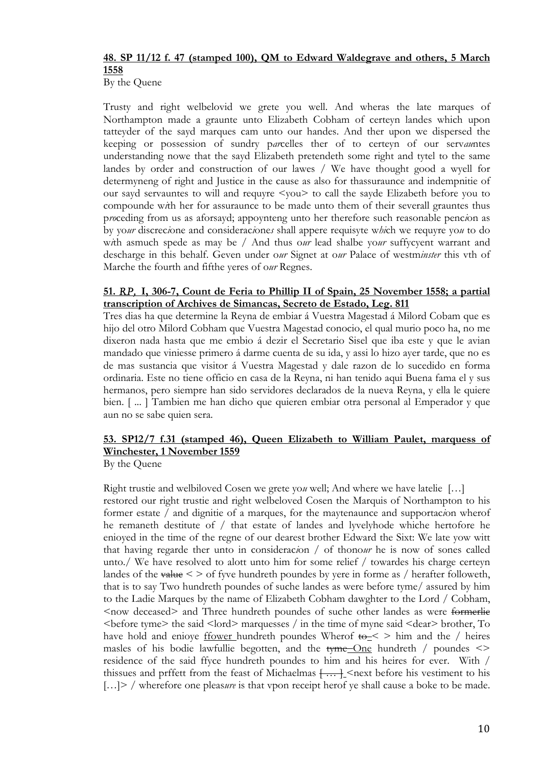**48. SP 11/12 f. 47 (stamped 100), QM to Edward Waldegrave and others, 5 March 1558**

By the Quene

Trusty and right welbelovid we grete you well. And wheras the late marques of Northampton made a graunte unto Elizabeth Cobham of certeyn landes which upon tatteyder of the sayd marques cam unto our handes. And ther upon we dispersed the keeping or possession of sundry p*ar*celles ther of to certeyn of our serv*au*ntes understanding nowe that the sayd Elizabeth pretendeth some right and tytel to the same landes by order and construction of our lawes / We have thought good a wyell for determyneng of right and Justice in the cause as also for thassuraunce and indempnitie of our sayd servauntes to will and requyre <you> to call the sayde Elizabeth before you to compounde w*i*th her for assuraunce to be made unto them of their severall grauntes thus p*ro*ceding from us as aforsayd; appoynteng unto her therefore such reasonable penc*i*on as by yo*ur* discrec*i*one and considerac*i*one*s* shall appere requisyte w*hi*ch we requyre yo*u* to do w*i*th asmuch spede as may be / And thus o*ur* lead shalbe yo*ur* suffycyent warrant and descharge in this behalf. Geven under o*ur* Signet at o*ur* Palace of westm*inster* this vth of Marche the fourth and fifthe yeres of o*ur* Regnes.

**51. *RP*, I, 306-7, Count de Feria to Phillip II of Spain, 25 November 1558; a partial transcription of Archives de Simancas, Secreto de Estado, Leg. 811**

Tres dias ha que determine la Reyna de embiar á Vuestra Magestad á Milord Cobam que es hijo del otro Milord Cobham que Vuestra Magestad conocio, el qual murio poco ha, no me dixeron nada hasta que me embio á dezir el Secretario Sisel que iba este y que le avian mandado que viniesse primero á darme cuenta de su ida, y assi lo hizo ayer tarde, que no es de mas sustancia que visitor á Vuestra Magestad y dale razon de lo sucedido en forma ordinaria. Este no tiene officio en casa de la Reyna, ni han tenido aqui Buena fama el y sus hermanos, pero siempre han sido servidores declarados de la nueva Reyna, y ella le quiere bien. [ ... ] Tambien me han dicho que quieren embiar otra personal al Emperador y que aun no se sabe quien sera.

**53. SP12/7 f.31 (stamped 46), Queen Elizabeth to William Paulet, marquess of Winchester, 1 November 1559**

By the Quene

Right trustie and welbiloved Cosen we grete yo*u* well; And where we have latelie […] restored our right trustie and right welbeloved Cosen the Marquis of Northampton to his former estate / and dignitie of a marques, for the maytenaunce and supportac*i*on wherof he remaneth destitute of / that estate of landes and lyvelyhode whiche hertofore he enioyed in the time of the regne of our dearest brother Edward the Sixt: We late yow witt that having regarde ther unto in considerac*i*on / of thono*ur* he is now of sones called unto./ We have resolved to alott unto him for some relief / towardes his charge certeyn landes of the ~~value~~ < > of fyve hundreth poundes by yere in forme as / herafter followeth, that is to say Two hundreth poundes of suche landes as were before tyme/ assured by him to the Ladie Marques by the name of Elizabeth Cobham dawghter to the Lord / Cobham, <now deceased> and Three hundreth poundes of suche other landes as were ~~formerlie~~ <before tyme> the said <lord> marquesses / in the time of myne said <dear> brother, To have hold and enioye ffower hundreth poundes Wherof ~~to~~ < > him and the / heires masles of his bodie lawfullie begotten, and the ~~tyme~~ One hundreth / poundes <> residence of the said ffyce hundreth poundes to him and his heires for ever. With / thissues and prffett from the feast of Michaelmas ~~[ … ]~~ <next before his vestiment to his […]> / wherefore one pleas*ure* is that vpon receipt herof ye shall cause a boke to be made.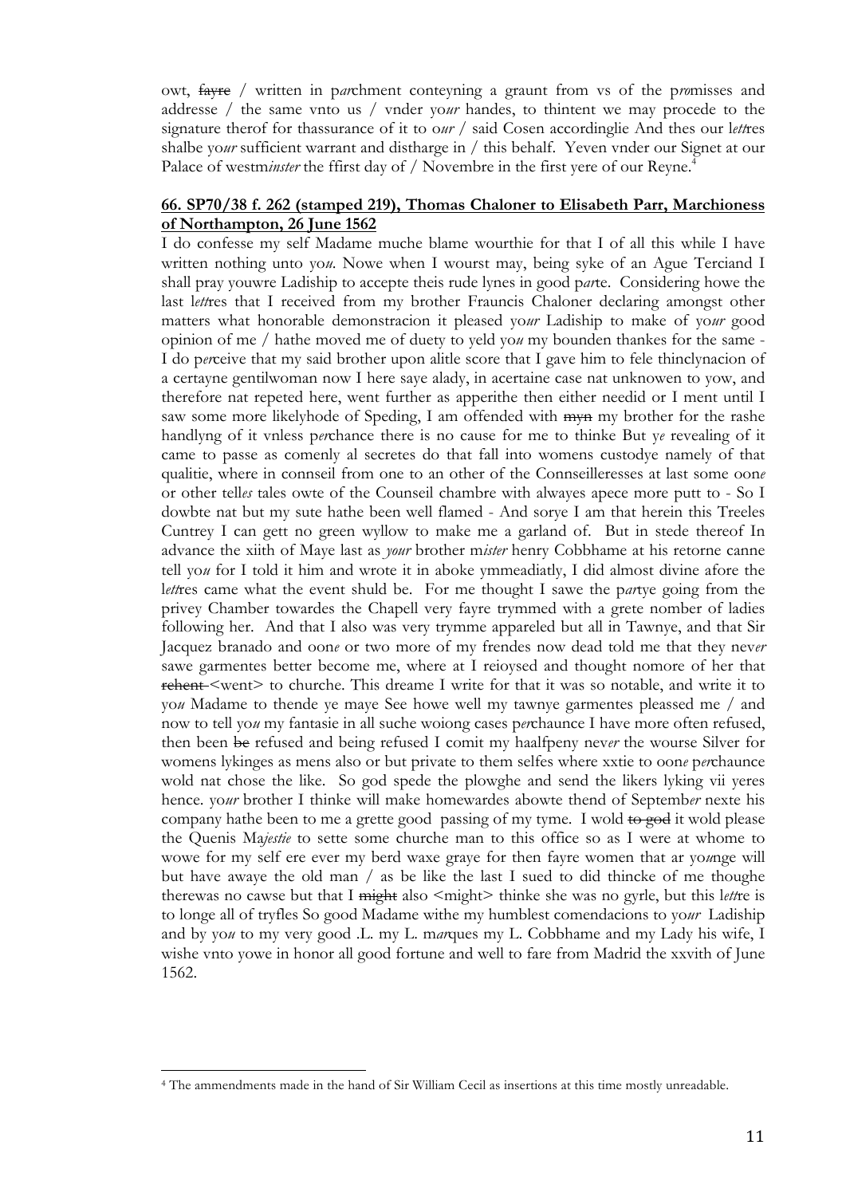owt, ~~fayre~~ / written in p*ar*chment conteyning a graunt from vs of the p*ro*misses and addresse / the same vnto us / vnder yo*ur* handes, to thintent we may procede to the signature therof for thassurance of it to o*ur* / said Cosen accordinglie And thes our l*ett*res shalbe yo*ur* sufficient warrant and distharge in / this behalf. Yeven vnder our Signet at our Palace of westm*inster* the ffirst day of / Novembre in the first yere of our Reyne.[4]

**66. SP70/38 f. 262 (stamped 219), Thomas Chaloner to Elisabeth Parr, Marchioness of Northampton, 26 June 1562**

I do confesse my self Madame muche blame wourthie for that I of all this while I have written nothing unto yo*u*. Nowe when I wourst may, being syke of an Ague Terciand I shall pray youwre Ladiship to accepte theis rude lynes in good p*ar*te. Considering howe the last l*ett*res that I received from my brother Fraun cis Chaloner declaring amongst other matters what honorable demonstracion it pleased yo*ur* Ladiship to make of yo*ur* good opinion of me / hathe moved me of duety to yeld yo*u* my bounden thankes for the same - I do p*er*ceive that my said brother upon alitle score that I gave him to fele thinclynacion of a certayne gentilwoman now I here saye alady, in acertaine case nat unknowen to yow, and therefore nat repeted here, went further as apperithe then either needid or I ment until I saw some more likelyhode of Speding, I am offended with ~~myn~~ my brother for the rashe handlyng of it vnless p*er*chance there is no cause for me to thinke But y*e* revealing of it came to passe as comenly al secretes do that fall into womens custodye namely of that qualitie, where in connseil from one to an other of the Connseilleresses at last some oon*e* or other tell*es* tales owte of the Counseil chambre with alwayes apece more putt to - So I dowbte nat but my sute hathe been well flamed - And sorye I am that herein this Treeles Cuntrey I can gett no green wyllow to make me a garland of. But in stede thereof In advance the xiith of Maye last as *your* brother m*ister* henry Cobbhame at his retorne canne tell yo*u* for I told it him and wrote it in aboke ymmeadiatly, I did almost divine afore the l*ett*res came what the event shuld be. For me thought I sawe the p*ar*tye going from the privey Chamber towardes the Chapell very fayre trymmed with a grete nomber of ladies following her. And that I also was very trymme appareled but all in Tawnye, and that Sir Jacquez branado and oon*e* or two more of my frendes now dead told me that they nev*er* sawe garmentes better become me, where at I reioysed and thought nomore of her that ~~rehent~~ <went> to churche. This dreame I write for that it was so notable, and write it to yo*u* Madame to thende ye maye See howe well my tawnye garmentes pleassed me / and now to tell yo*u* my fantasie in all suche woiong cases p*er*chaunce I have more often refused, then been ~~be~~ refused and being refused I comit my haalfpeny nev*er* the wourse Silver for womens lykinges as mens also or but private to them selfes where xxtie to oon*e* p*er*chaunce wold nat chose the like. So god spede the plowghe and send the likers lyking vii yeres hence. yo*ur* brother I thinke will make homewardes abowte thend of Septemb*er* nexte his company hathe been to me a grette good passing of my tyme. I wold ~~to god~~ it wold please the Quenis Ma*jestie* to sette some churche man to this office so as I were at whome to wowe for my self ere ever my berd waxe graye for then fayre women that ar yo*u*nge will but have awaye the old man / as be like the last I sued to did thincke of me thoughe therewas no cawse but that I ~~might~~ also <might> thinke she was no gyrle, but this l*ett*re is to longe all of tryfles So good Madame withe my humblest comendacions to yo*ur* Ladiship and by yo*u* to my very good .L. my L. m*ar*ques my L. Cobbhame and my Lady his wife, I wishe vnto yowe in honor all good fortune and well to fare from Madrid the xxvith of June 1562.

[4] The ammendments made in the hand of Sir William Cecil as insertions at this time mostly unreadable.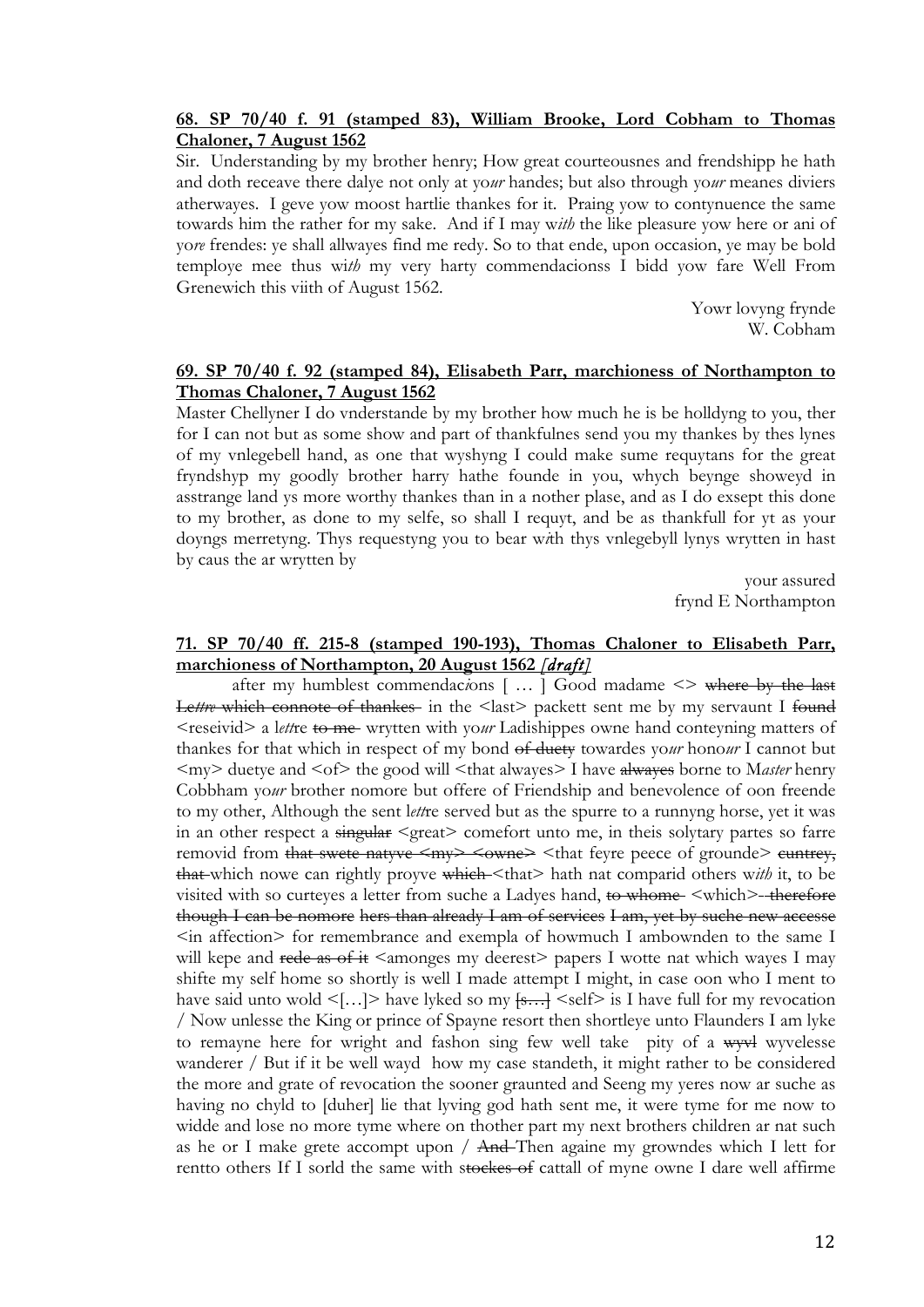**68. SP 70/40 f. 91 (stamped 83), William Brooke, Lord Cobham to Thomas Chaloner, 7 August 1562**

Sir. Understanding by my brother henry; How great courteousnes and frendshipp he hath and doth receave there dalye not only at yo*ur* handes; but also through yo*ur* meanes diviers atherwayes. I geve yow moost hartlie thankes for it. Praing yow to contynuence the same towards him the rather for my sake. And if I may w*ith* the like pleasure yow here or ani of yo*re* frendes: ye shall allwayes find me redy. So to that ende, upon occasion, ye may be bold temploye mee thus wi*th* my very harty commendacionss I bidd yow fare Well From Grenewich this viith of August 1562.

Yowr lovyng frynde
W. Cobham

**69. SP 70/40 f. 92 (stamped 84), Elisabeth Parr, marchioness of Northampton to Thomas Chaloner, 7 August 1562**

Master Chellyner I do vnderstande by my brother how much he is be holldyng to you, ther for I can not but as some show and part of thankfulnes send you my thankes by thes lynes of my vnlegebell hand, as one that wyshyng I could make sume requytans for the great fryndshyp my goodly brother harry hathe founde in you, whych beynge showeyd in asstrange land ys more worthy thankes than in a nother plase, and as I do exsept this done to my brother, as done to my selfe, so shall I requyt, and be as thankfull for yt as your doyngs merretyng. Thys requestyng you to bear w*i*th thys vnlegebyll lynys wrytten in hast by caus the ar wrytten by

your assured
frynd E Northampton

**71. SP 70/40 ff. 215-8 (stamped 190-193), Thomas Chaloner to Elisabeth Parr, marchioness of Northampton, 20 August 1562 *[draft]***

after my humblest commendac*i*ons [ … ] Good madame <> ~~where by the last Le*ttre* which connote of thankes~~ in the <last> packett sent me by my servaunt I ~~found~~ <reseivid> a l*ett*re ~~to me~~ wrytten with yo*ur* Ladishippes owne hand conteyning matters of thankes for that which in respect of my bond ~~of duety~~ towardes yo*ur* hono*ur* I cannot but <my> duetye and <of> the good will <that alwayes> I have ~~alwayes~~ borne to M*aster* henry Cobbham yo*ur* brother nomore but offere of Friendship and benevolence of oon freende to my other, Although the sent l*ett*re served but as the spurre to a runnyng horse, yet it was in an other respect a ~~singular~~ <great> comefort unto me, in theis solytary partes so farre removid from ~~that swete natyve <my> <owne>~~ <that feyre peece of grounde> ~~cuntrey, that~~ which nowe can rightly proyve ~~which~~ <that> hath nat comparid others w*ith* it, to be visited with so curteyes a letter from suche a Ladyes hand, ~~to whome~~ <which> ~~therefore though I can be nomore hers than already I am of services I am, yet by suche new accesse~~ <in affection> for remembrance and exempla of howmuch I ambownden to the same I will kepe and ~~rede as of it~~ <amonges my deerest> papers I wotte nat which wayes I may shifte my self home so shortly is well I made attempt I might, in case oon who I ment to have said unto wold <[…]> have lyked so my ~~[s…]~~ <self> is I have full for my revocation / Now unlesse the King or prince of Spayne resort then shortleye unto Flaunders I am lyke to remayne here for wright and fashon sing few well take pity of a ~~wyvl~~ wyvelesse wanderer / But if it be well wayd how my case standeth, it might rather to be considered the more and grate of revocation the sooner graunted and Seeng my yeres now ar suche as having no chyld to [duher] lie that lyving god hath sent me, it were tyme for me now to widde and lose no more tyme where on thother part my next brothers children ar nat such as he or I make grete accompt upon / ~~And~~ Then againe my growndes which I lett for rentto others If I sorld the same with s~~tockes of~~ cattall of myne owne I dare well affirme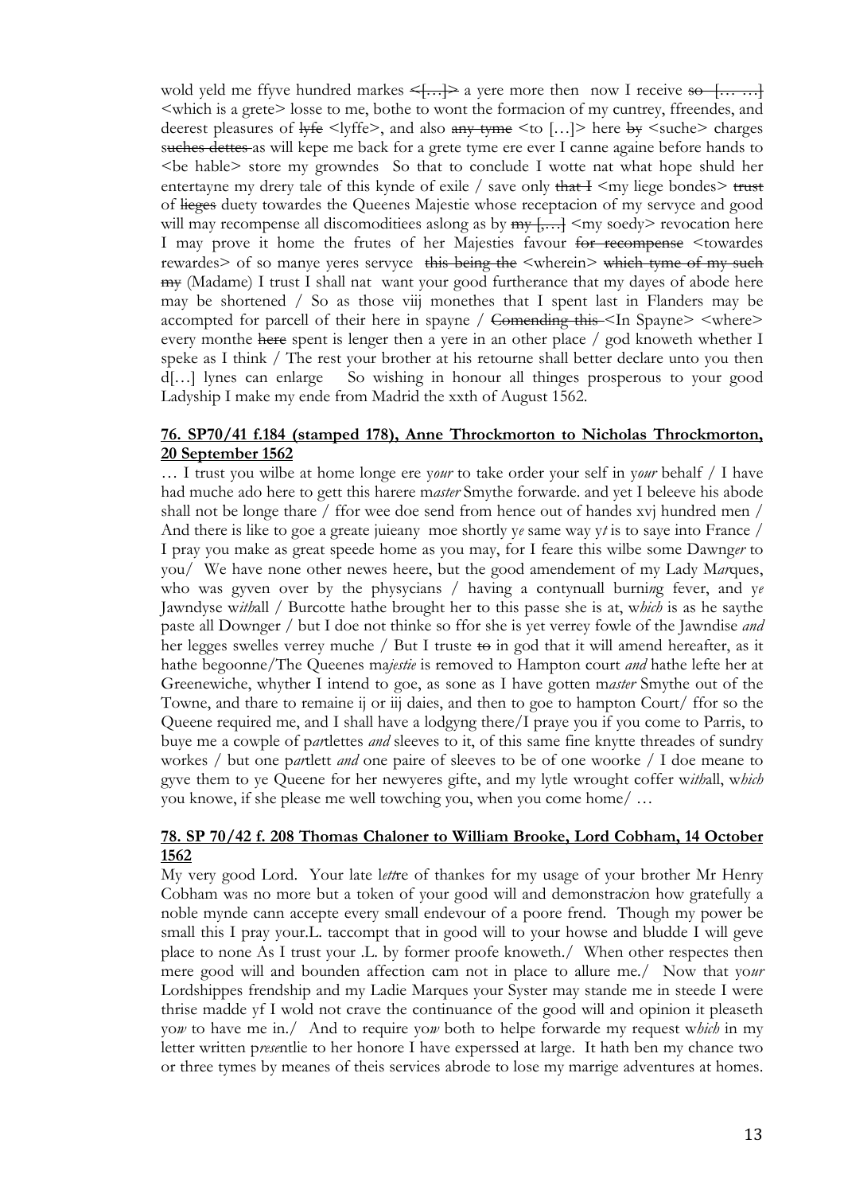wold yeld me ffyve hundred markes ~~<[…]>~~ a yere more then now I receive ~~so [… …]~~ <which is a grete> losse to me, bothe to wont the formacion of my cuntrey, ffreendes, and deerest pleasures of ~~lyfe~~ <lyffe>, and also ~~any tyme~~ <to […]> here ~~by~~ <suche> charges ~~suches dettes~~ as will kepe me back for a grete tyme ere ever I canne againe before hands to <be hable> store my growndes So that to conclude I wotte nat what hope shuld her entertayne my drery tale of this kynde of exile / save only ~~that I~~ <my liege bondes> ~~trust~~ of ~~lieges~~ duety towardes the Queenes Majestie whose receptacion of my servyce and good will may recompense all discomoditiees aslong as by ~~my [,…]~~ <my soedy> revocation here I may prove it home the frutes of her Majesties favour ~~for recompense~~ <towardes rewardes> of so manye yeres servyce ~~this being the~~ <wherein> ~~which tyme of my such my~~ (Madame) I trust I shall nat want your good furtherance that my dayes of abode here may be shortened / So as those viij monethes that I spent last in Flanders may be accompted for parcell of their here in spayne / ~~Comending this~~ <In Spayne> <where> every monthe ~~here~~ spent is lenger then a yere in an other place / god knoweth whether I speke as I think / The rest your brother at his retourne shall better declare unto you then d[…] lynes can enlarge So wishing in honour all thinges prosperous to your good Ladyship I make my ende from Madrid the xxth of August 1562.

## 76. SP70/41 f.184 (stamped 178), Anne Throckmorton to Nicholas Throckmorton, 20 September 1562

… I trust you wilbe at home longe ere y*our* to take order your self in y*our* behalf / I have had muche ado here to gett this harere m*aster* Smythe forwarde. and yet I beleeve his abode shall not be longe thare / ffor wee doe send from hence out of handes xvj hundred men / And there is like to goe a greate juieany moe shortly y*e* same way y*t* is to saye into France / I pray you make as great speede home as you may, for I feare this wilbe some Dawng*er* to you/ We have none other newes heere, but the good amendement of my Lady M*ar*ques, who was gyven over by the physycians / having a contynuall burni*n*g fever, and y*e* Jawndyse w*ith*all / Burcotte hathe brought her to this passe she is at, w*hich* is as he saythe paste all Downger / but I doe not thinke so ffor she is yet verrey fowle of the Jawndise *and* her legges swelles verrey muche / But I truste ~~to~~ in god that it will amend hereafter, as it hathe begoonne/The Queenes ma*jestie* is removed to Hampton court *and* hathe lefte her at Greenewiche, whyther I intend to goe, as sone as I have gotten m*aster* Smythe out of the Towne, and thare to remaine ij or iij daies, and then to goe to hampton Court/ ffor so the Queene required me, and I shall have a lodgyng there/I praye you if you come to Parris, to buye me a cowple of p*ar*tlettes *and* sleeves to it, of this same fine knytte threades of sundry workes / but one p*ar*tlett *and* one paire of sleeves to be of one woorke / I doe meane to gyve them to ye Queene for her newyeres gifte, and my lytle wrought coffer w*ith*all, w*hich* you knowe, if she please me well towching you, when you come home/ …

## 78. SP 70/42 f. 208 Thomas Chaloner to William Brooke, Lord Cobham, 14 October 1562

My very good Lord. Your late l*ett*re of thankes for my usage of your brother Mr Henry Cobham was no more but a token of your good will and demonstrac*i*on how gratefully a noble mynde cann accepte every small endevour of a poore frend. Though my power be small this I pray your.L. taccompt that in good will to your howse and bludde I will geve place to none As I trust your .L. by former proofe knoweth./ When other respectes then mere good will and bounden affection cam not in place to allure me./ Now that yo*ur* Lordshippes frendship and my Ladie Marques your Syster may stande me in steede I were thrise madde yf I wold not crave the continuance of the good will and opinion it pleaseth yo*w* to have me in./ And to require yo*w* both to helpe forwarde my request w*hich* in my letter written p*rese*ntlie to her honore I have experssed at large. It hath ben my chance two or three tymes by meanes of theis services abrode to lose my marrige adventures at homes.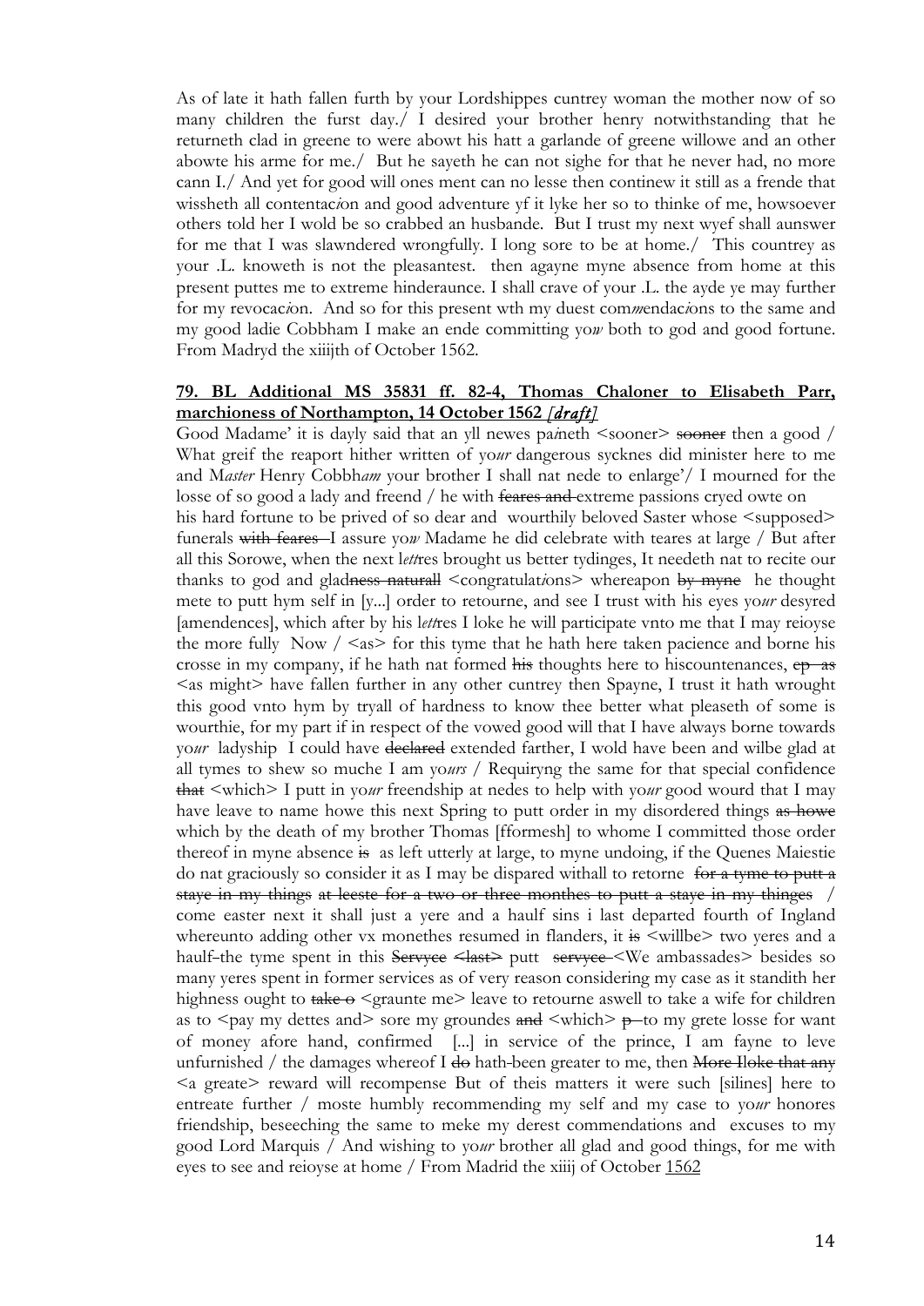As of late it hath fallen furth by your Lordshippes cuntrey woman the mother now of so many children the furst day./ I desired your brother henry notwithstanding that he returneth clad in greene to were abowt his hatt a garlande of greene willowe and an other abowte his arme for me./ But he sayeth he can not sighe for that he never had, no more cann I./ And yet for good will ones ment can no lesse then continew it still as a frende that wissheth all contentac*i*on and good adventure yf it lyke her so to thinke of me, howsoever others told her I wold be so crabbed an husbande. But I trust my next wyef shall aunswer for me that I was slawndered wrongfully. I long sore to be at home./ This countrey as your .L. knoweth is not the pleasantest. then agayne myne absence from home at this present puttes me to extreme hinderaunce. I shall crave of your .L. the ayde ye may further for my revocac*i*on. And so for this present wth my duest com*m*endac*i*ons to the same and my good ladie Cobbham I make an ende committing yo*w* both to god and good fortune. From Madryd the xiiijth of October 1562.

**79. BL Additional MS 35831 ff. 82-4, Thomas Chaloner to Elisabeth Parr, marchioness of Northampton, 14 October 1562** ***[draft]***

Good Madame' it is dayly said that an yll newes pa*i*neth <sooner> ~~sooner~~ then a good / What greif the reaport hither written of yo*ur* dangerous sycknes did minister here to me and M*aster* Henry Cobbh*am* your brother I shall nat nede to enlarge'/ I mourned for the losse of so good a lady and freend / he with ~~feares and~~ extreme passions cryed owte on his hard fortune to be prived of so dear and wourthily beloved Saster whose <supposed> funerals ~~with feares~~ I assure yo*w* Madame he did celebrate with teares at large / But after all this Sorowe, when the next l*ett*res brought us better tydinges, It needeth nat to recite our thanks to god and glad~~ness naturall~~ <congratulat*i*ons> whereapon ~~by myne~~ he thought mete to putt hym self in [y...] order to retourne, and see I trust with his eyes y*our* desyred [amendences], which after by his l*ett*res I loke he will participate vnto me that I may reioyse the more fully Now / <as> for this tyme that he hath here taken pacience and borne his crosse in my company, if he hath nat formed ~~his~~ thoughts here to hiscountenances, ~~ep as~~ <as might> have fallen further in any other cuntrey then Spayne, I trust it hath wrought this good vnto hym by tryall of hardness to know thee better what pleaseth of some is wourthie, for my part if in respect of the vowed good will that I have always borne towards yo*ur* ladyship I could have ~~declared~~ extended farther, I wold have been and wilbe glad at all tymes to shew so muche I am yo*urs* / Requiryng the same for that special confidence ~~that~~ <which> I putt in yo*ur* freendship at nedes to help with yo*ur* good wourd that I may have leave to name howe this next Spring to putt order in my disordered things ~~as howe~~ which by the death of my brother Thomas [fformesh] to whome I committed those order thereof in myne absence ~~is~~ as left utterly at large, to myne undoing, if the Quenes Maiestie do nat graciously so consider it as I may be dispared withall to retorne ~~for a tyme to putt a staye in my things at leeste for a two or three monthes to putt a staye in my thinges~~ / come easter next it shall just a yere and a haulf sins i last departed fourth of Ingland whereunto adding other vx monethes resumed in flanders, it ~~is~~ <willbe> two yeres and a haulf the tyme spent in this ~~Servyce <last>~~ putt ~~servyce~~ <We ambassades> besides so many yeres spent in former services as of very reason considering my case as it standith her highness ought to ~~take o~~ <graunte me> leave to retourne aswell to take a wife for children as to <pay my dettes and> sore my groundes ~~and~~ <which> ~~p~~ to my grete losse for want of money afore hand, confirmed [...] in service of the prince, I am fayne to leve unfurnished / the damages whereof I ~~do~~ hath been greater to me, then ~~More Iloke that any~~ <a greate> reward will recompense But of theis matters it were such [silines] here to entreate further / moste humbly recommending my self and my case to yo*ur* honores friendship, beseeching the same to meke my derest commendations and excuses to my good Lord Marquis / And wishing to yo*ur* brother all glad and good things, for me with eyes to see and reioyse at home / From Madrid the xiiij of October 1562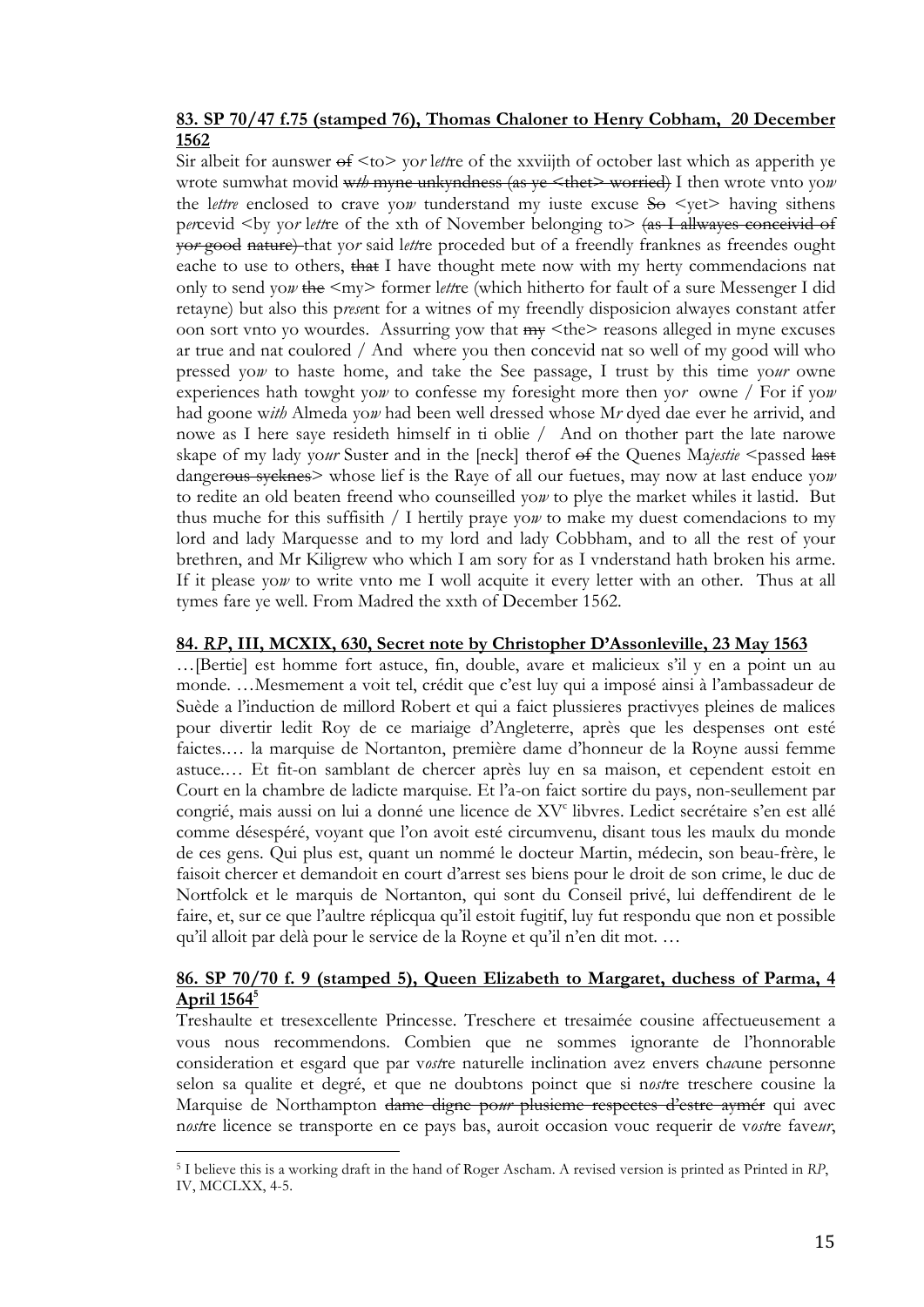**83. SP 70/47 f.75 (stamped 76), Thomas Chaloner to Henry Cobham, 20 December 1562**

Sir albeit for aunswer ~~of~~ <to> yo*r* l*ett*re of the xxviijth of october last which as apperith ye wrote sumwhat movid ~~w*th* myne unkyndness (as ye <thet> worried)~~ I then wrote vnto yo*w* the l*ettre* enclosed to crave yo*w* tunderstand my iuste excuse ~~So~~ <yet> having sithens p*er*cevid <by yo*r* l*ett*re of the xth of November belonging to> ~~(as I allwayes conceivid of yo*r* good nature)~~ that yo*r* said l*ett*re proceded but of a freendly franknes as freendes ought eache to use to others, ~~that~~ I have thought mete now with my herty commendacions nat only to send yo*w* ~~the~~ <my> former l*ett*re (which hitherto for fault of a sure Messenger I did retayne) but also this p*rese*nt for a witnes of my freendly disposicion alwayes constant atfer oon sort vnto yo wourdes. Assurring yow that ~~my~~ <the> reasons alleged in myne excuses ar true and nat coulored / And where you then concevid nat so well of my good will who pressed yo*w* to haste home, and take the See passage, I trust by this time yo*ur* owne experiences hath towght yo*w* to confesse my foresight more then yo*r* owne / For if yo*w* had goone w*ith* Almeda yo*w* had been well dressed whose M*r* dyed dae ever he arrivid, and nowe as I here saye resideth himself in ti oblie / And on thother part the late narowe skape of my lady yo*ur* Suster and in the [neck] therof ~~of~~ the Quenes Ma*jestie* <passed ~~last~~ danger~~ous syeknes~~> whose lief is the Raye of all our fuetues, may now at last enduce yo*w* to redite an old beaten freend who counseilled yo*w* to plye the market whiles it lastid. But thus muche for this suffisith / I hertily praye yo*w* to make my duest comendacions to my lord and lady Marquesse and to my lord and lady Cobbham, and to all the rest of your brethren, and Mr Kiligrew who which I am sory for as I vnderstand hath broken his arme. If it please yo*w* to write vnto me I woll acquite it every letter with an other. Thus at all tymes fare ye well. From Madred the xxth of December 1562.

**84. *RP*, III, MCXIX, 630, Secret note by Christopher D'Assonleville, 23 May 1563**

…[Bertie] est homme fort astuce, fin, double, avare et malicieux s'il y en a point un au monde. …Mesmement a voit tel, crédit que c'est luy qui a imposé ainsi à l'ambassadeur de Suède a l'induction de millord Robert et qui a faict plussieres practivyes pleines de malices pour divertir ledit Roy de ce mariaige d'Angleterre, après que les despenses ont esté faictes.… la marquise de Nortanton, première dame d'honneur de la Royne aussi femme astuce.… Et fit-on samblant de chercer après luy en sa maison, et cependent estoit en Court en la chambre de ladicte marquise. Et l'a-on faict sortir du pays, non-seullement par congrié, mais aussi on lui a donné une licence de XV$^c$ libvres. Ledict secrétaire s'en est allé comme désespéré, voyant que l'on avoit esté circumvenu, disant tous les maulx du monde de ces gens. Qui plus est, quant un nommé le docteur Martin, médecin, son beau-frère, le faisoit chercer et demandoit en court d'arrest ses biens pour le droit de son crime, le duc de Nortfolck et le marquis de Nortanton, qui sont du Conseil privé, lui deffendirent de le faire, et, sur ce que l'aultre réplicqua qu'il estoit fugitif, luy fut respondu que non et possible qu'il alloit par delà pour le service de la Royne et qu'il n'en dit mot. …

**86. SP 70/70 f. 9 (stamped 5), Queen Elizabeth to Margaret, duchess of Parma, 4 April 1564[5]**

Treshaulte et tresexcellente Princesse. Treschere et tresaimée cousine affectueusement a vous nous recommendons. Combien que ne sommes ignorante de l'honnorable consideration et esgard que par v*ost*re naturelle inclination avez envers ch*ac*une personne selon sa qualite et degré, et que ne doubtons poinct que si n*ost*re treschere cousine la Marquise de Northampton ~~dame digne po*ur* plusieme respectes d'estre aymér~~ qui avec n*ost*re licence se transporte en ce pays bas, auroit occasion vouc requerir de v*ost*re fave*ur*,

---

[5] I believe this is a working draft in the hand of Roger Ascham. A revised version is printed as Printed in *RP*, IV, MCCLXX, 4-5.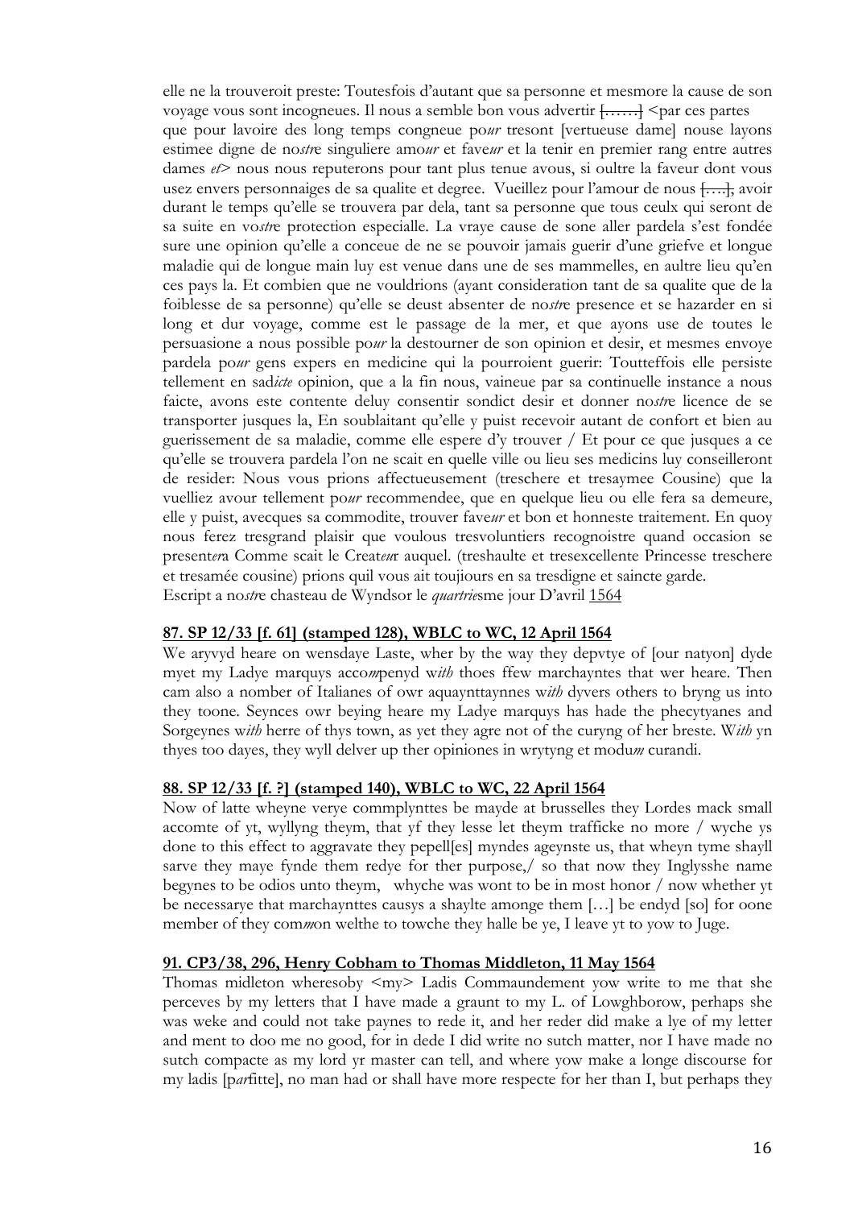elle ne la trouveroit preste: Toutesfois d'autant que sa personne et mesmore la cause de son voyage vous sont incogneues. Il nous a semble bon vous advertir ~~[……]~~ <par ces partes que pour lavoire des long temps congneue po*ur* tresont [vertueuse dame] nouse layons estimee digne de no*str*e singuliere amo*ur* et fave*ur* et la tenir en premier rang entre autres dames *et*> nous nous reputerons pour tant plus tenue avous, si oultre la faveur dont vous usez envers personnaiges de sa qualite et degree. Vueillez pour l'amour de nous ~~[….]~~, avoir durant le temps qu'elle se trouvera par dela, tant sa personne que tous ceulx qui seront de sa suite en vo*str*e protection especialle. La vraye cause de sone aller pardela s'est fondée sure une opinion qu'elle a conceue de ne se pouvoir jamais guerir d'une griefve et longue maladie qui de longue main luy est venue dans une de ses mammelles, en aultre lieu qu'en ces pays la. Et combien que ne vouldrions (ayant consideration tant de sa qualite que de la foiblesse de sa personne) qu'elle se deust absenter de no*str*e presence et se hazarder en si long et dur voyage, comme est le passage de la mer, et que ayons use de toutes le persuasione a nous possible po*ur* la destourner de son opinion et desir, et mesmes envoye pardela po*ur* gens expers en medicine qui la pourroient guerir: Toutteffois elle persiste tellement en sad*icte* opinion, que a la fin nous, vaineue par sa continuelle instance a nous faicte, avons este contente deluy consentir sondict desir et donner no*str*e licence de se transporter jusques la, En soublaitant qu'elle y puist recevoir autant de confort et bien au guerissement de sa maladie, comme elle espere d'y trouver / Et pour ce que jusques a ce qu'elle se trouvera pardela l'on ne scait en quelle ville ou lieu ses medicins luy conseilleront de resider: Nous vous prions affectueusement (treschere et tresaymee Cousine) que la vuelliez avour tellement po*ur* recommendee, que en quelque lieu ou elle fera sa demeure, elle y puist, avecques sa commodite, trouver fave*ur* et bon et honneste traitement. En quoy nous ferez tresgrand plaisir que voulous tresvoluntiers recognoistre quand occasion se present*er*a Comme scait le Creat*eu*r auquel. (treshaulte et tresexcellente Princesse treschere et tresamée cousine) prions quil vous ait toujiours en sa tresdigne et saincte garde.
Escript a no*str*e chasteau de Wyndsor le *quartrie*sme jour D'avril 1564

#### 87. SP 12/33 [f. 61] (stamped 128), WBLC to WC, 12 April 1564

We aryvyd heare on wensdaye Laste, wher by the way they depvtye of [our natyon] dyde myet my Ladye marquys acco*m*penyd w*ith* thoes ffew marchayntes that wer heare. Then cam also a nomber of Italianes of owr aquaynttaynnes w*ith* dyvers others to bryng us into they toone. Seynces owr beying heare my Ladye marquys has hade the phecytyanes and Sorgeynes w*ith* herre of thys town, as yet they agre not of the curyng of her breste. W*ith* yn thyes too dayes, they wyll delver up ther opiniones in wrytyng et modu*m* curandi.

#### 88. SP 12/33 [f. ?] (stamped 140), WBLC to WC, 22 April 1564

Now of latte wheyne verye commplynttes be mayde at brusselles they Lordes mack small accomte of yt, wyllyng theym, that yf they lesse let theym trafficke no more / wyche ys done to this effect to aggravate they pepell[es] myndes ageynste us, that wheyn tyme shayll sarve they maye fynde them redye for ther purpose,/ so that now they Inglysshe name begynes to be odios unto theym, whyche was wont to be in most honor / now whether yt be necessarye that marchaynttes causys a shaylte amonge them […] be endyd [so] for oone member of they com*m*on welthe to towche they halle be ye, I leave yt to yow to Juge.

#### 91. CP3/38, 296, Henry Cobham to Thomas Middleton, 11 May 1564

Thomas midleton wheresoby <my> Ladis Commaundement yow write to me that she perceves by my letters that I have made a graunt to my L. of Lowghborow, perhaps she was weke and could not take paynes to rede it, and her reder did make a lye of my letter and ment to doo me no good, for in dede I did write no sutch matter, nor I have made no sutch compacte as my lord yr master can tell, and where yow make a longe discourse for my ladis [p*ar*fitte], no man had or shall have more respecte for her than I, but perhaps they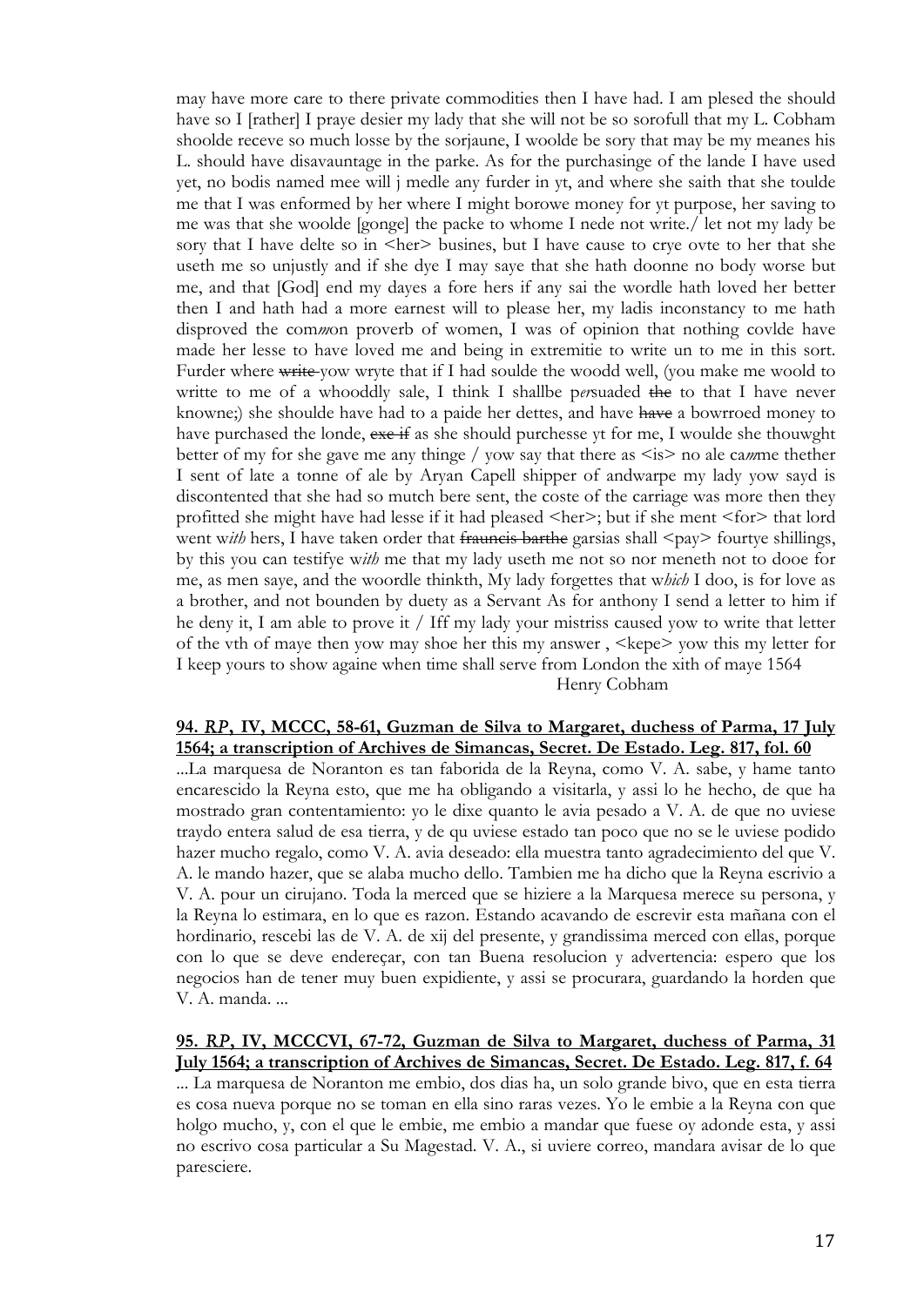may have more care to there private commodities then I have had. I am plesed the should have so I [rather] I praye desier my lady that she will not be so sorofull that my L. Cobham shoolde receve so much losse by the sorjaune, I woolde be sory that may be my meanes his L. should have disavauntage in the parke. As for the purchasinge of the lande I have used yet, no bodis named mee will j medle any furder in yt, and where she saith that she toulde me that I was enformed by her where I might borowe money for yt purpose, her saving to me was that she woolde [gonge] the packe to whome I nede not write./ let not my lady be sory that I have delte so in <her> busines, but I have cause to crye ovte to her that she useth me so unjustly and if she dye I may saye that she hath doonne no body worse but me, and that [God] end my dayes a fore hers if any sai the wordle hath loved her better then I and hath had a more earnest will to please her, my ladis inconstancy to me hath disproved the com*m*on proverb of women, I was of opinion that nothing covlde have made her lesse to have loved me and being in extremitie to write un to me in this sort. Furder where ~~write~~ yow wryte that if I had soulde the woodd well, (you make me woold to writte to me of a whooddly sale, I think I shallbe p*er*suaded ~~the~~ to that I have never knowne;) she shoulde have had to a paide her dettes, and have ~~have~~ a bowrroed money to have purchased the londe, ~~exe if~~ as she should purchesse yt for me, I woulde she thouwght better of my for she gave me any thinge / yow say that there as <is> no ale ca*m*me thether I sent of late a tonne of ale by Aryan Capell shipper of andwarpe my lady yow sayd is discontented that she had so mutch bere sent, the coste of the carriage was more then they profitted she might have had lesse if it had pleased <her>; but if she ment <for> that lord went w*ith* hers, I have taken order that ~~frauncis barthe~~ garsias shall <pay> fourtye shillings, by this you can testifye w*ith* me that my lady useth me not so nor meneth not to dooe for me, as men saye, and the woordle thinkth, My lady forgettes that w*hich* I doo, is for love as a brother, and not bounden by duety as a Servant As for anthony I send a letter to him if he deny it, I am able to prove it / Iff my lady your mistriss caused yow to write that letter of the vth of maye then yow may shoe her this my answer , <kepe> yow this my letter for I keep yours to show againe when time shall serve from London the xith of maye 1564

Henry Cobham

**94. *RP*, IV, MCCC, 58-61, Guzman de Silva to Margaret, duchess of Parma, 17 July 1564; a transcription of Archives de Simancas, Secret. De Estado. Leg. 817, fol. 60**

...La marquesa de Noranton es tan faborida de la Reyna, como V. A. sabe, y hame tanto encarescido la Reyna esto, que me ha obligando a visitarla, y assi lo he hecho, de que ha mostrado gran contentamiento: yo le dixe quanto le avia pesado a V. A. de que no uviese traydo entera salud de esa tierra, y de qu uviese estado tan poco que no se le uviese podido hazer mucho regalo, como V. A. avia deseado: ella muestra tanto agradecimiento del que V. A. le mando hazer, que se alaba mucho dello. Tambien me ha dicho que la Reyna escrivio a V. A. pour un cirujano. Toda la merced que se hiziere a la Marquesa merece su persona, y la Reyna lo estimara, en lo que es razon. Estando acavando de escrevir esta mañana con el hordinario, rescebi las de V. A. de xij del presente, y grandissima merced con ellas, porque con lo que se deve endereçar, con tan Buena resolucion y advertencia: espero que los negocios han de tener muy buen expidiente, y assi se procurara, guardando la horden que V. A. manda. ...

**95. *RP*, IV, MCCCVI, 67-72, Guzman de Silva to Margaret, duchess of Parma, 31 July 1564; a transcription of Archives de Simancas, Secret. De Estado. Leg. 817, f. 64**

... La marquesa de Noranton me embio, dos dias ha, un solo grande bivo, que en esta tierra es cosa nueva porque no se toman en ella sino raras vezes. Yo le embie a la Reyna con que holgo mucho, y, con el que le embie, me embio a mandar que fuese oy adonde esta, y assi no escrivo cosa particular a Su Magestad. V. A., si uviere correo, mandara avisar de lo que paresciere.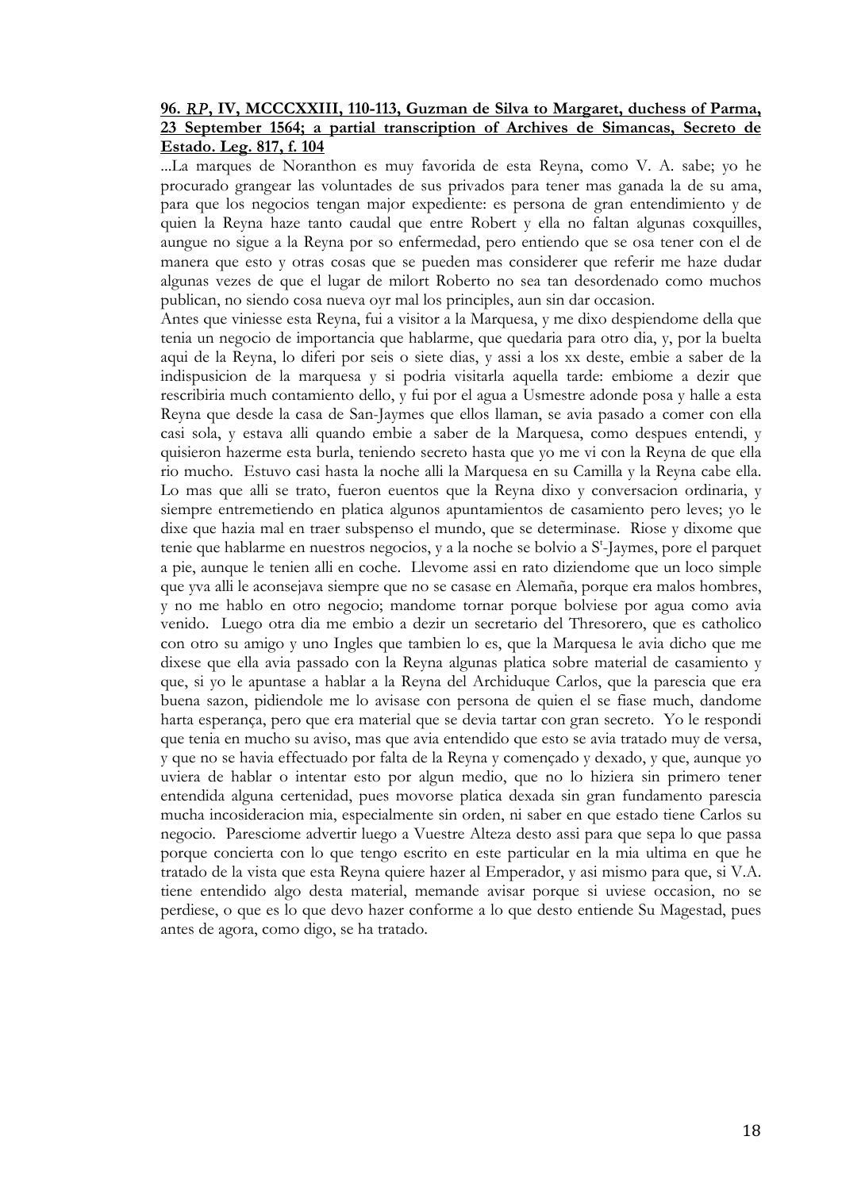**96. *RP*, IV, MCCCXXIII, 110-113, Guzman de Silva to Margaret, duchess of Parma, 23 September 1564; a partial transcription of Archives de Simancas, Secreto de Estado. Leg. 817, f. 104**

...La marques de Noranthon es muy favorida de esta Reyna, como V. A. sabe; yo he procurado grangear las voluntades de sus privados para tener mas ganada la de su ama, para que los negocios tengan major expediente: es persona de gran entendimiento y de quien la Reyna haze tanto caudal que entre Robert y ella no faltan algunas coxquilles, aungue no sigue a la Reyna por so enfermedad, pero entiendo que se osa tener con el de manera que esto y otras cosas que se pueden mas considerer que referir me haze dudar algunas vezes de que el lugar de milort Roberto no sea tan desordenado como muchos publican, no siendo cosa nueva oyr mal los principles, aun sin dar occasion.

Antes que viniesse esta Reyna, fui a visitor a la Marquesa, y me dixo despiendome della que tenia un negocio de importancia que hablarme, que quedaria para otro dia, y, por la buelta aqui de la Reyna, lo diferi por seis o siete dias, y assi a los xx deste, embie a saber de la indispusicion de la marquesa y si podria visitarla aquella tarde: embiome a dezir que rescribiria much contamiento dello, y fui por el agua a Usmestre adonde posa y halle a esta Reyna que desde la casa de San-Jaymes que ellos llaman, se avia pasado a comer con ella casi sola, y estava alli quando embie a saber de la Marquesa, como despues entendi, y quisieron hazerme esta burla, teniendo secreto hasta que yo me vi con la Reyna de que ella rio mucho. Estuvo casi hasta la noche alli la Marquesa en su Camilla y la Reyna cabe ella. Lo mas que alli se trato, fueron euentos que la Reyna dixo y conversacion ordinaria, y siempre entremetiendo en platica algunos apuntamientos de casamiento pero leves; yo le dixe que hazia mal en traer subspenso el mundo, que se determinase. Riose y dixome que tenie que hablarme en nuestros negocios, y a la noche se bolvio a S^t-Jaymes, pore el parquet a pie, aunque le tenien alli en coche. Llevome assi en rato diziendome que un loco simple que yva alli le aconsejava siempre que no se casase en Alemaña, porque era malos hombres, y no me hablo en otro negocio; mandome tornar porque bolviese por agua como avia venido. Luego otra dia me embio a dezir un secretario del Thresorero, que es catholico con otro su amigo y uno Ingles que tambien lo es, que la Marquesa le avia dicho que me dixese que ella avia passado con la Reyna algunas platica sobre material de casamiento y que, si yo le apuntase a hablar a la Reyna del Archiduque Carlos, que la parescia que era buena sazon, pidiendole me lo avisase con persona de quien el se fiase much, dandome harta esperança, pero que era material que se devia tartar con gran secreto. Yo le respondi que tenia en mucho su aviso, mas que avia entendido que esto se avia tratado muy de versa, y que no se havia effectuado por falta de la Reyna y començado y dexado, y que, aunque yo uviera de hablar o intentar esto por algun medio, que no lo hiziera sin primero tener entendida alguna certenidad, pues movorse platica dexada sin gran fundamento parescia mucha incosideracion mia, especialmente sin orden, ni saber en que estado tiene Carlos su negocio. Paresciome advertir luego a Vuestre Alteza desto assi para que sepa lo que passa porque concierta con lo que tengo escrito en este particular en la mia ultima en que he tratado de la vista que esta Reyna quiere hazer al Emperador, y asi mismo para que, si V.A. tiene entendido algo desta material, memande avisar porque si uviese occasion, no se perdiese, o que es lo que devo hazer conforme a lo que desto entiende Su Magestad, pues antes de agora, como digo, se ha tratado.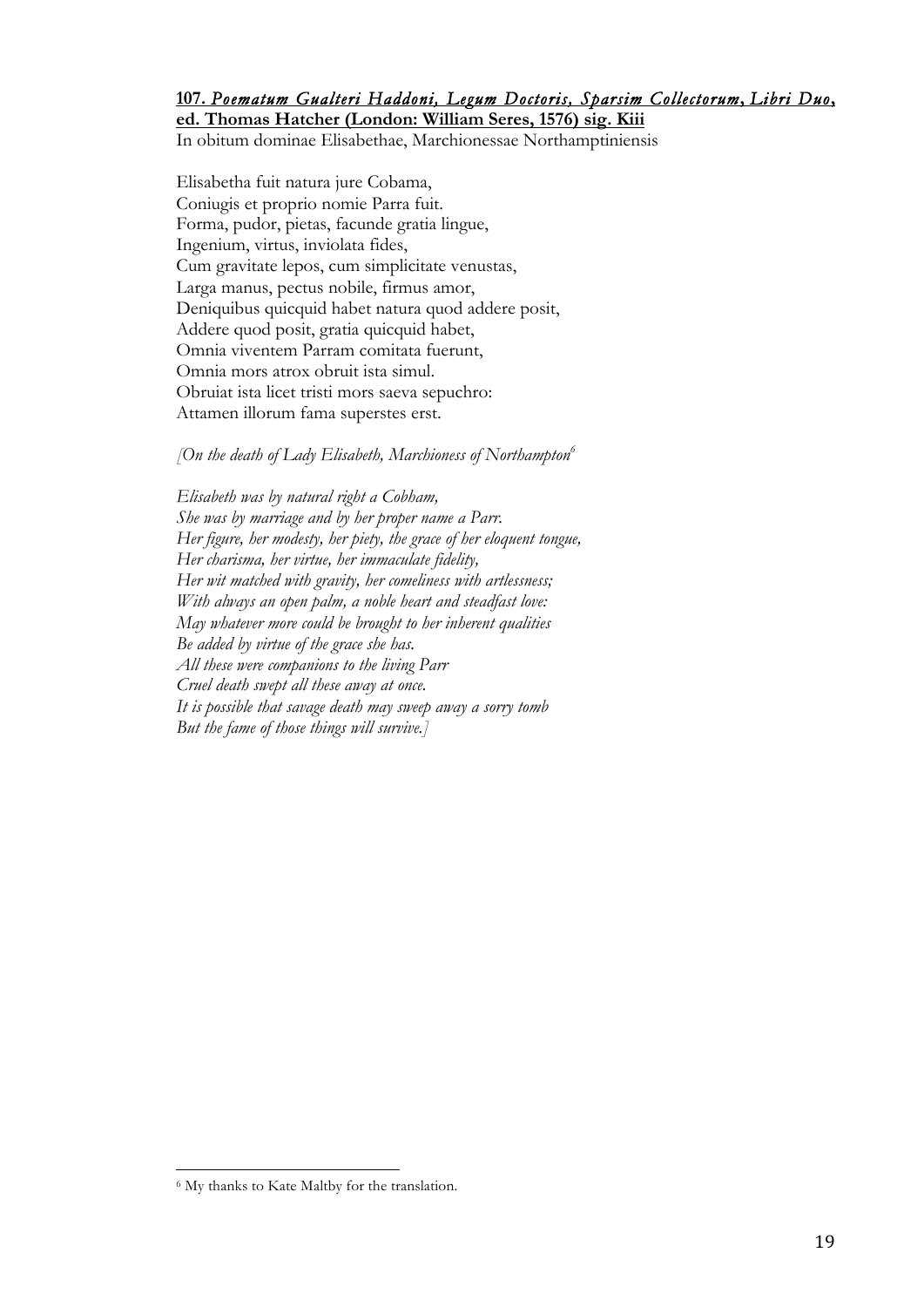**107. *Poematum Gualteri Haddoni, Legum Doctoris, Sparsim Collectorum*, *Libri Duo*, ed. Thomas Hatcher (London: William Seres, 1576) sig. Kiii**

In obitum dominae Elisabethae, Marchionessae Northamptiniensis

Elisabetha fuit natura jure Cobama,
Coniugis et proprio nomie Parra fuit.
Forma, pudor, pietas, facunde gratia lingue,
Ingenium, virtus, inviolata fides,
Cum gravitate lepos, cum simplicitate venustas,
Larga manus, pectus nobile, firmus amor,
Deniquibus quicquid habet natura quod addere posit,
Addere quod posit, gratia quicquid habet,
Omnia viventem Parram comitata fuerunt,
Omnia mors atrox obruit ista simul.
Obruiat ista licet tristi mors saeva sepuchro:
Attamen illorum fama superstes erst.

*[On the death of Lady Elisabeth, Marchioness of Northampton*[6]

*Elisabeth was by natural right a Cobham,*
*She was by marriage and by her proper name a Parr.*
*Her figure, her modesty, her piety, the grace of her eloquent tongue,*
*Her charisma, her virtue, her immaculate fidelity,*
*Her wit matched with gravity, her comeliness with artlessness;*
*With always an open palm, a noble heart and steadfast love:*
*May whatever more could be brought to her inherent qualities*
*Be added by virtue of the grace she has.*
*All these were companions to the living Parr*
*Cruel death swept all these away at once.*
*It is possible that savage death may sweep away a sorry tomb*
*But the fame of those things will survive.]*

---

[6] My thanks to Kate Maltby for the translation.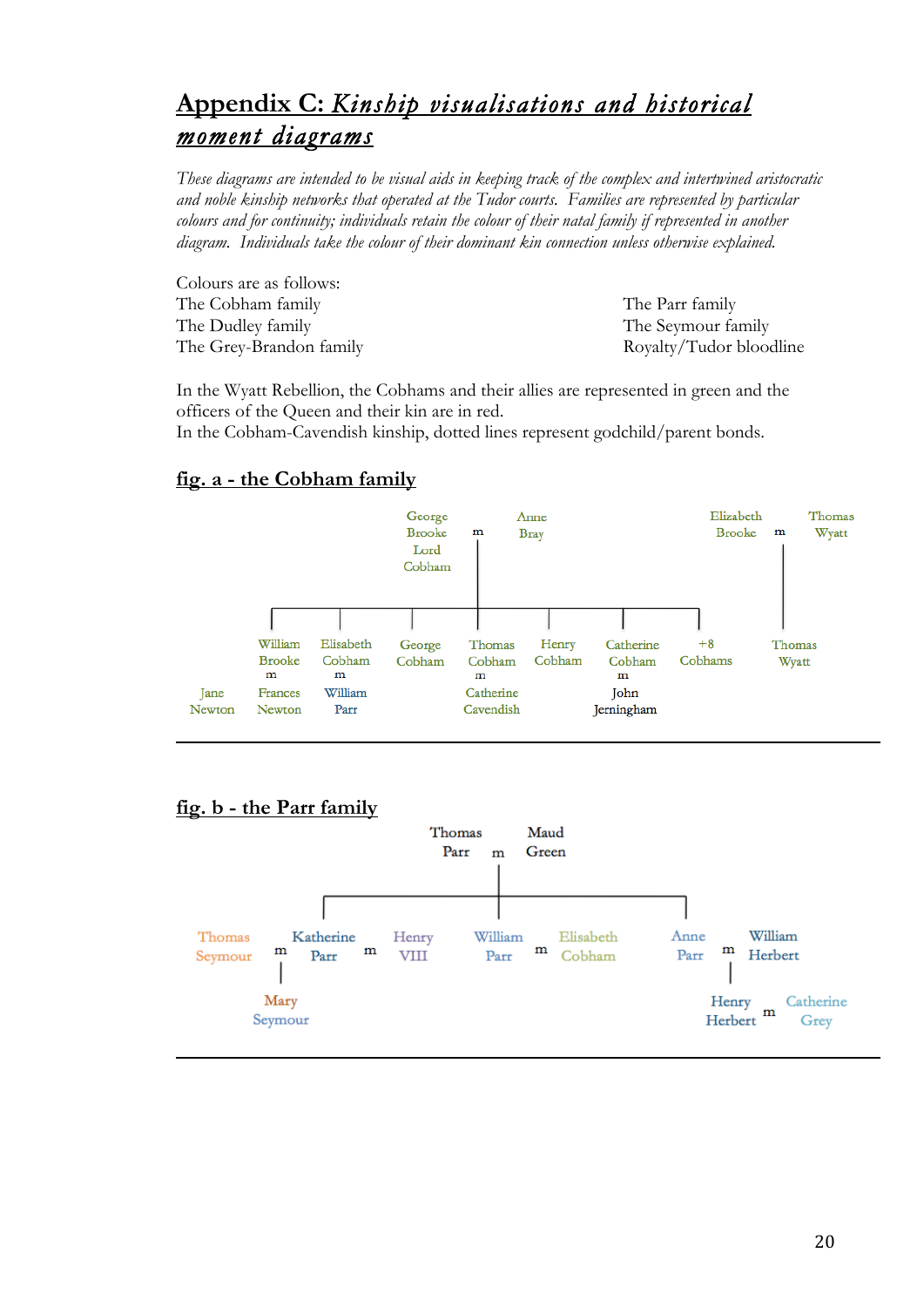# Appendix C: *Kinship visualisations and historical moment diagrams*

*These diagrams are intended to be visual aids in keeping track of the complex and intertwined aristocratic and noble kinship networks that operated at the Tudor courts. Families are represented by particular colours and for continuity; individuals retain the colour of their natal family if represented in another diagram. Individuals take the colour of their dominant kin connection unless otherwise explained.*

Colours are as follows:

The Cobham family
The Dudley family
The Grey-Brandon family
The Parr family
The Seymour family
Royalty/Tudor bloodline

In the Wyatt Rebellion, the Cobhams and their allies are represented in green and the officers of the Queen and their kin are in red.
In the Cobham-Cavendish kinship, dotted lines represent godchild/parent bonds.

## fig. a - the Cobham family

George Brooke Lord Cobham m Anne Bray

Elizabeth Brooke m Thomas Wyatt

William Brooke m Frances Newton — Jane Newton

Elisabeth Cobham m William Parr

George Cobham

Thomas Cobham m Catherine Cavendish

Henry Cobham

Catherine Cobham m John Jerningham

+8 Cobhams

Thomas Wyatt

## fig. b - the Parr family

Thomas Parr m Maud Green

Thomas Seymour m Katherine Parr m Henry VIII

Mary Seymour

William Parr m Elisabeth Cobham

Anne Parr m William Herbert

Henry Herbert m Catherine Grey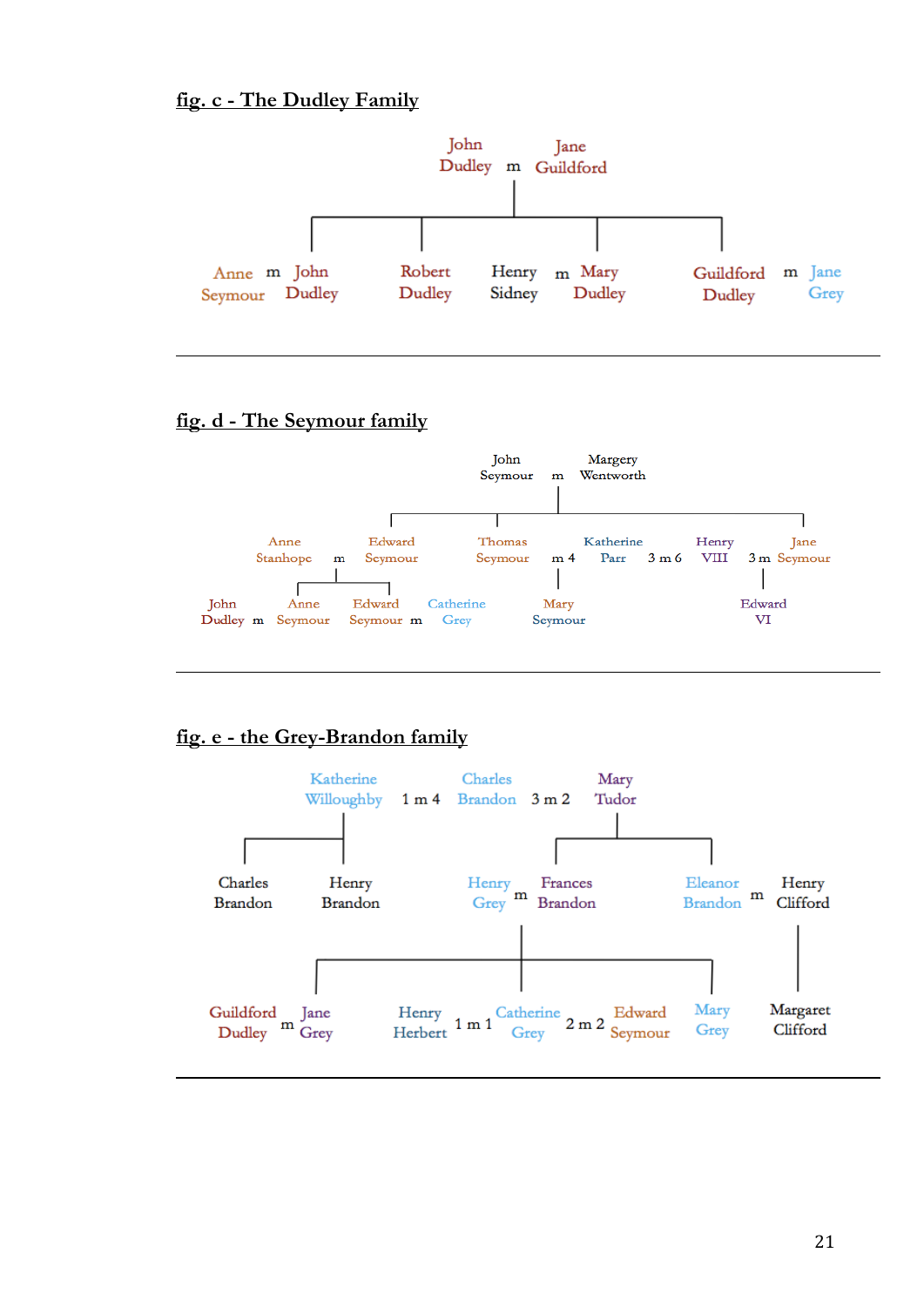## fig. c - The Dudley Family

John Dudley m Jane Guildford

Anne Seymour m John Dudley

Robert Dudley

Henry Sidney m Mary Dudley

Guildford Dudley m Jane Grey

## fig. d - The Seymour family

John Seymour m Margery Wentworth

Anne Stanhope m Edward Seymour

Thomas Seymour m 4 Katherine Parr 3 m 6 Henry VIII 3 m Jane Seymour

John Dudley m Anne Seymour

Edward Seymour m Catherine Grey

Mary Seymour

Edward VI

## fig. e - the Grey-Brandon family

Katherine Willoughby 1 m 4 Charles Brandon 3 m 2 Mary Tudor

Charles Brandon

Henry Brandon

Henry Grey m Frances Brandon

Eleanor Brandon m Henry Clifford

Guildford Dudley m Jane Grey

Henry Herbert 1 m 1 Catherine Grey 2 m 2 Edward Seymour

Mary Grey

Margaret Clifford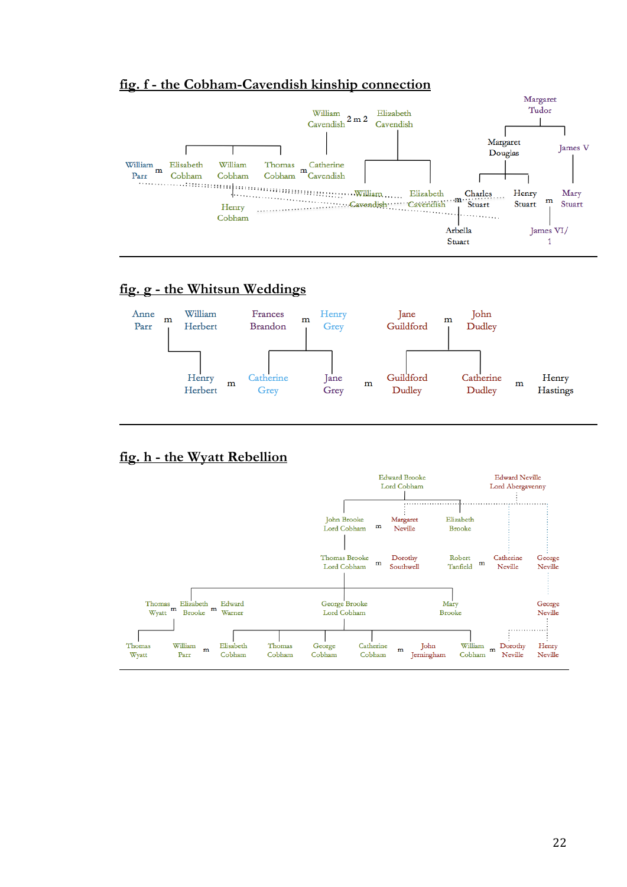## fig. f - the Cobham-Cavendish kinship connection

William Cavendish 2 m 2 Elizabeth Cavendish

Margaret Tudor

Margaret Douglas

James V

William Parr m Elisabeth Cobham

William Cobham

Thomas Cobham m Catherine Cavendish

William Cavendish

Elizabeth Cavendish m Charles Stuart

Henry Stuart m Mary Stuart

Henry Cobham

Arbella Stuart

James VI/1

## fig. g - the Whitsun Weddings

Anne Parr m William Herbert

Frances Brandon m Henry Grey

Jane Guildford m John Dudley

Henry Herbert m Catherine Grey

Jane Grey m Guildford Dudley

Catherine Dudley m Henry Hastings

## fig. h - the Wyatt Rebellion

Edward Brooke Lord Cobham

Edward Neville Lord Abergavenny

John Brooke Lord Cobham m Margaret Neville

Elizabeth Brooke

Thomas Brooke Lord Cobham m Dorothy Southwell

Robert Tanfield m Catherine Neville

George Neville

Thomas Wyatt m Elizabeth Brooke m Edward Warner

George Brooke Lord Cobham

Mary Brooke

George Neville

Thomas Wyatt

William Parr m Elisabeth Cobham

Thomas Cobham

George Cobham

Catherine Cobham m John Jerningham

William Cobham m Dorothy Neville

Henry Neville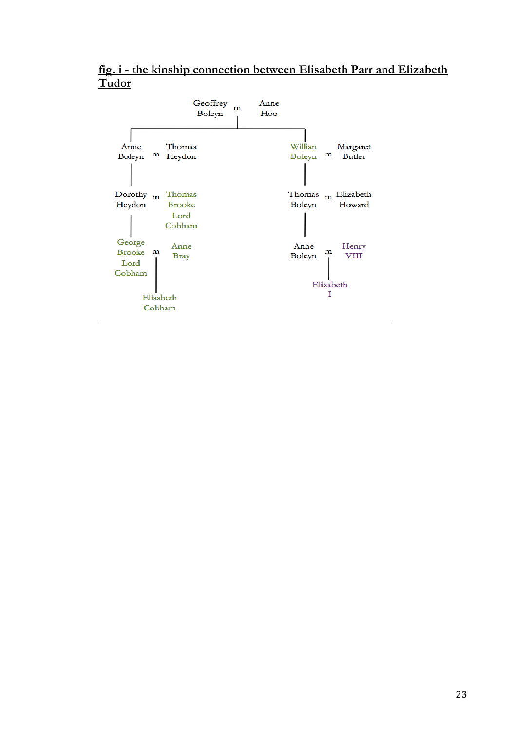**fig. i - the kinship connection between Elisabeth Parr and Elizabeth Tudor**

Geoffrey Boleyn m Anne Hoo

- Anne Boleyn m Thomas Heydon
  - Dorothy Heydon m Thomas Brooke Lord Cobham
    - George Brooke Lord Cobham m Anne Bray
      - Elisabeth Cobham
- Willian Boleyn m Margaret Butler
  - Thomas Boleyn m Elizabeth Howard
    - Anne Boleyn m Henry VIII
      - Elizabeth I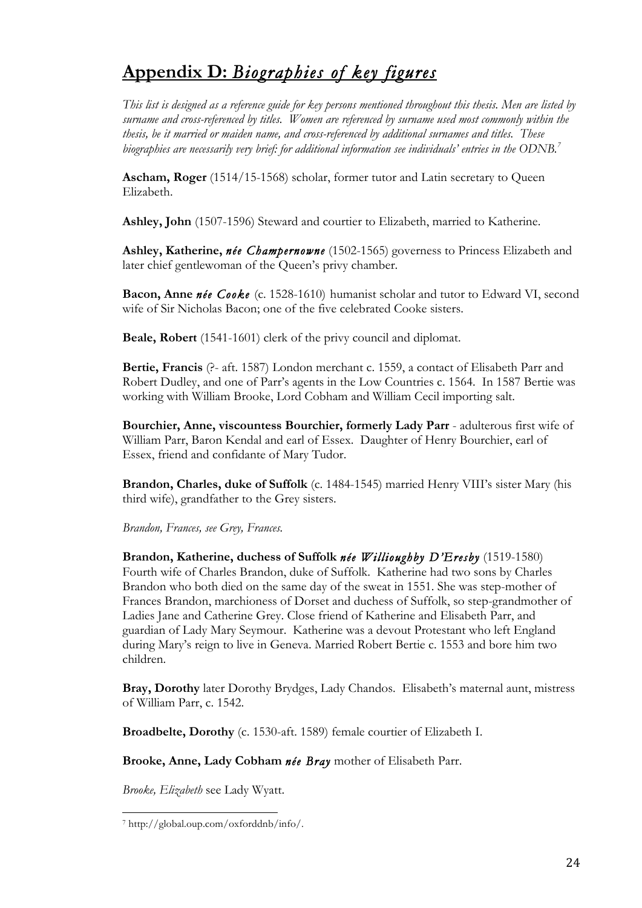# **Appendix D:** *Biographies of key figures*

*This list is designed as a reference guide for key persons mentioned throughout this thesis. Men are listed by surname and cross-referenced by titles. Women are referenced by surname used most commonly within the thesis, be it married or maiden name, and cross-referenced by additional surnames and titles. These biographies are necessarily very brief: for additional information see individuals' entries in the ODNB.*[7]

**Ascham, Roger** (1514/15-1568) scholar, former tutor and Latin secretary to Queen Elizabeth.

**Ashley, John** (1507-1596) Steward and courtier to Elizabeth, married to Katherine.

**Ashley, Katherine,** ***née Champernowne*** (1502-1565) governess to Princess Elizabeth and later chief gentlewoman of the Queen's privy chamber.

**Bacon, Anne** ***née Cooke*** (c. 1528-1610) humanist scholar and tutor to Edward VI, second wife of Sir Nicholas Bacon; one of the five celebrated Cooke sisters.

**Beale, Robert** (1541-1601) clerk of the privy council and diplomat.

**Bertie, Francis** (?- aft. 1587) London merchant c. 1559, a contact of Elisabeth Parr and Robert Dudley, and one of Parr's agents in the Low Countries c. 1564. In 1587 Bertie was working with William Brooke, Lord Cobham and William Cecil importing salt.

**Bourchier, Anne, viscountess Bourchier, formerly Lady Parr** - adulterous first wife of William Parr, Baron Kendal and earl of Essex. Daughter of Henry Bourchier, earl of Essex, friend and confidante of Mary Tudor.

**Brandon, Charles, duke of Suffolk** (c. 1484-1545) married Henry VIII's sister Mary (his third wife), grandfather to the Grey sisters.

*Brandon, Frances, see Grey, Frances.*

**Brandon, Katherine, duchess of Suffolk** ***née Willioughby D'Eresby*** (1519-1580) Fourth wife of Charles Brandon, duke of Suffolk. Katherine had two sons by Charles Brandon who both died on the same day of the sweat in 1551. She was step-mother of Frances Brandon, marchioness of Dorset and duchess of Suffolk, so step-grandmother of Ladies Jane and Catherine Grey. Close friend of Katherine and Elisabeth Parr, and guardian of Lady Mary Seymour. Katherine was a devout Protestant who left England during Mary's reign to live in Geneva. Married Robert Bertie c. 1553 and bore him two children.

**Bray, Dorothy** later Dorothy Brydges, Lady Chandos. Elisabeth's maternal aunt, mistress of William Parr, c. 1542.

**Broadbelte, Dorothy** (c. 1530-aft. 1589) female courtier of Elizabeth I.

**Brooke, Anne, Lady Cobham** ***née Bray*** mother of Elisabeth Parr.

*Brooke, Elizabeth* see Lady Wyatt.

---

[7] http://global.oup.com/oxforddnb/info/.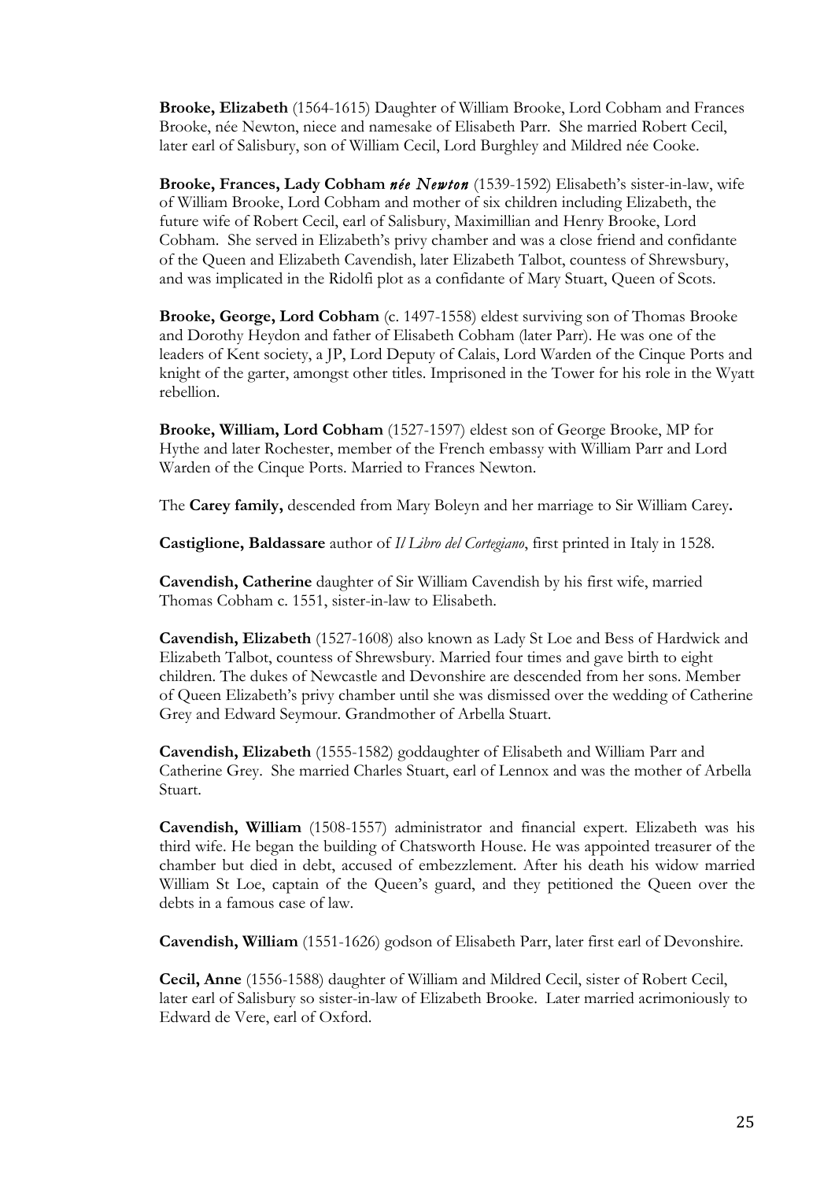**Brooke, Elizabeth** (1564-1615) Daughter of William Brooke, Lord Cobham and Frances Brooke, née Newton, niece and namesake of Elisabeth Parr. She married Robert Cecil, later earl of Salisbury, son of William Cecil, Lord Burghley and Mildred née Cooke.

**Brooke, Frances, Lady Cobham *née Newton*** (1539-1592) Elisabeth's sister-in-law, wife of William Brooke, Lord Cobham and mother of six children including Elizabeth, the future wife of Robert Cecil, earl of Salisbury, Maximillian and Henry Brooke, Lord Cobham. She served in Elizabeth's privy chamber and was a close friend and confidante of the Queen and Elizabeth Cavendish, later Elizabeth Talbot, countess of Shrewsbury, and was implicated in the Ridolfi plot as a confidante of Mary Stuart, Queen of Scots.

**Brooke, George, Lord Cobham** (c. 1497-1558) eldest surviving son of Thomas Brooke and Dorothy Heydon and father of Elisabeth Cobham (later Parr). He was one of the leaders of Kent society, a JP, Lord Deputy of Calais, Lord Warden of the Cinque Ports and knight of the garter, amongst other titles. Imprisoned in the Tower for his role in the Wyatt rebellion.

**Brooke, William, Lord Cobham** (1527-1597) eldest son of George Brooke, MP for Hythe and later Rochester, member of the French embassy with William Parr and Lord Warden of the Cinque Ports. Married to Frances Newton.

The **Carey family,** descended from Mary Boleyn and her marriage to Sir William Carey**.**

**Castiglione, Baldassare** author of *Il Libro del Cortegiano*, first printed in Italy in 1528.

**Cavendish, Catherine** daughter of Sir William Cavendish by his first wife, married Thomas Cobham c. 1551, sister-in-law to Elisabeth.

**Cavendish, Elizabeth** (1527-1608) also known as Lady St Loe and Bess of Hardwick and Elizabeth Talbot, countess of Shrewsbury. Married four times and gave birth to eight children. The dukes of Newcastle and Devonshire are descended from her sons. Member of Queen Elizabeth's privy chamber until she was dismissed over the wedding of Catherine Grey and Edward Seymour. Grandmother of Arbella Stuart.

**Cavendish, Elizabeth** (1555-1582) goddaughter of Elisabeth and William Parr and Catherine Grey. She married Charles Stuart, earl of Lennox and was the mother of Arbella Stuart.

**Cavendish, William** (1508-1557) administrator and financial expert. Elizabeth was his third wife. He began the building of Chatsworth House. He was appointed treasurer of the chamber but died in debt, accused of embezzlement. After his death his widow married William St Loe, captain of the Queen's guard, and they petitioned the Queen over the debts in a famous case of law.

**Cavendish, William** (1551-1626) godson of Elisabeth Parr, later first earl of Devonshire.

**Cecil, Anne** (1556-1588) daughter of William and Mildred Cecil, sister of Robert Cecil, later earl of Salisbury so sister-in-law of Elizabeth Brooke. Later married acrimoniously to Edward de Vere, earl of Oxford.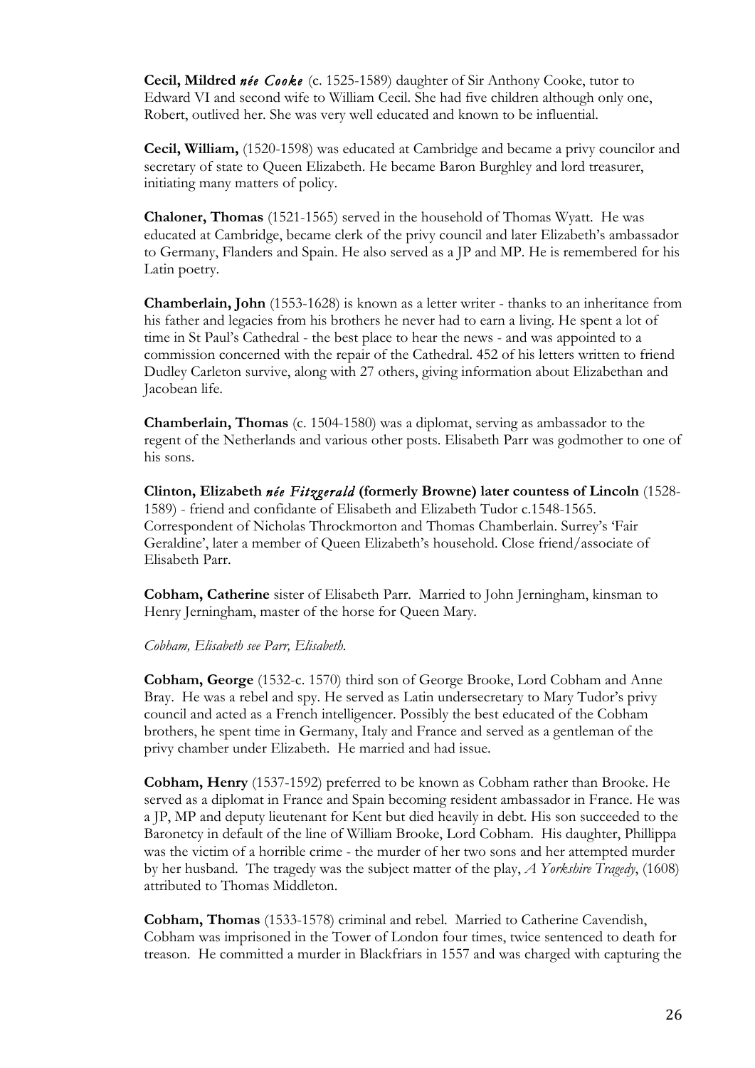**Cecil, Mildred** ***née Cooke*** (c. 1525-1589) daughter of Sir Anthony Cooke, tutor to Edward VI and second wife to William Cecil. She had five children although only one, Robert, outlived her. She was very well educated and known to be influential.

**Cecil, William,** (1520-1598) was educated at Cambridge and became a privy councilor and secretary of state to Queen Elizabeth. He became Baron Burghley and lord treasurer, initiating many matters of policy.

**Chaloner, Thomas** (1521-1565) served in the household of Thomas Wyatt. He was educated at Cambridge, became clerk of the privy council and later Elizabeth's ambassador to Germany, Flanders and Spain. He also served as a JP and MP. He is remembered for his Latin poetry.

**Chamberlain, John** (1553-1628) is known as a letter writer - thanks to an inheritance from his father and legacies from his brothers he never had to earn a living. He spent a lot of time in St Paul's Cathedral - the best place to hear the news - and was appointed to a commission concerned with the repair of the Cathedral. 452 of his letters written to friend Dudley Carleton survive, along with 27 others, giving information about Elizabethan and Jacobean life.

**Chamberlain, Thomas** (c. 1504-1580) was a diplomat, serving as ambassador to the regent of the Netherlands and various other posts. Elisabeth Parr was godmother to one of his sons.

**Clinton, Elizabeth** ***née Fitzgerald*** **(formerly Browne) later countess of Lincoln** (1528-1589) - friend and confidante of Elisabeth and Elizabeth Tudor c.1548-1565. Correspondent of Nicholas Throckmorton and Thomas Chamberlain. Surrey's 'Fair Geraldine', later a member of Queen Elizabeth's household. Close friend/associate of Elisabeth Parr.

**Cobham, Catherine** sister of Elisabeth Parr. Married to John Jerningham, kinsman to Henry Jerningham, master of the horse for Queen Mary.

*Cobham, Elisabeth see Parr, Elisabeth.*

**Cobham, George** (1532-c. 1570) third son of George Brooke, Lord Cobham and Anne Bray. He was a rebel and spy. He served as Latin undersecretary to Mary Tudor's privy council and acted as a French intelligencer. Possibly the best educated of the Cobham brothers, he spent time in Germany, Italy and France and served as a gentleman of the privy chamber under Elizabeth. He married and had issue.

**Cobham, Henry** (1537-1592) preferred to be known as Cobham rather than Brooke. He served as a diplomat in France and Spain becoming resident ambassador in France. He was a JP, MP and deputy lieutenant for Kent but died heavily in debt. His son succeeded to the Baronetcy in default of the line of William Brooke, Lord Cobham. His daughter, Phillippa was the victim of a horrible crime - the murder of her two sons and her attempted murder by her husband. The tragedy was the subject matter of the play, *A Yorkshire Tragedy*, (1608) attributed to Thomas Middleton.

**Cobham, Thomas** (1533-1578) criminal and rebel. Married to Catherine Cavendish, Cobham was imprisoned in the Tower of London four times, twice sentenced to death for treason. He committed a murder in Blackfriars in 1557 and was charged with capturing the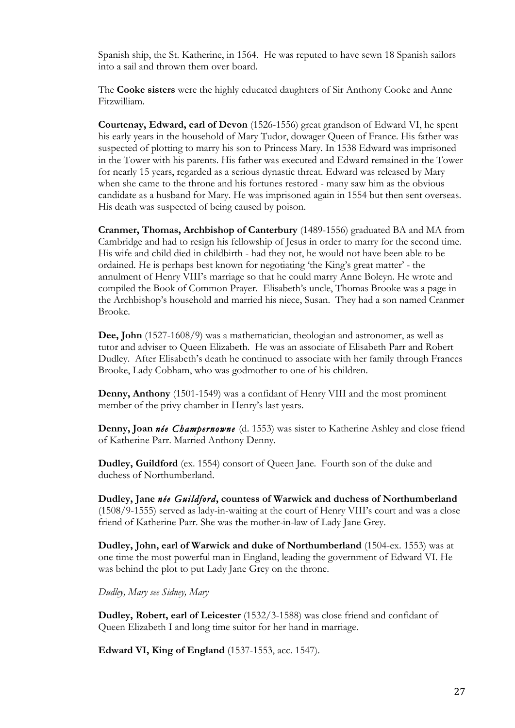Spanish ship, the St. Katherine, in 1564. He was reputed to have sewn 18 Spanish sailors into a sail and thrown them over board.

The **Cooke sisters** were the highly educated daughters of Sir Anthony Cooke and Anne Fitzwilliam.

**Courtenay, Edward, earl of Devon** (1526-1556) great grandson of Edward VI, he spent his early years in the household of Mary Tudor, dowager Queen of France. His father was suspected of plotting to marry his son to Princess Mary. In 1538 Edward was imprisoned in the Tower with his parents. His father was executed and Edward remained in the Tower for nearly 15 years, regarded as a serious dynastic threat. Edward was released by Mary when she came to the throne and his fortunes restored - many saw him as the obvious candidate as a husband for Mary. He was imprisoned again in 1554 but then sent overseas. His death was suspected of being caused by poison.

**Cranmer, Thomas, Archbishop of Canterbury** (1489-1556) graduated BA and MA from Cambridge and had to resign his fellowship of Jesus in order to marry for the second time. His wife and child died in childbirth - had they not, he would not have been able to be ordained. He is perhaps best known for negotiating 'the King's great matter' - the annulment of Henry VIII's marriage so that he could marry Anne Boleyn. He wrote and compiled the Book of Common Prayer. Elisabeth's uncle, Thomas Brooke was a page in the Archbishop's household and married his niece, Susan. They had a son named Cranmer Brooke.

**Dee, John** (1527-1608/9) was a mathematician, theologian and astronomer, as well as tutor and adviser to Queen Elizabeth. He was an associate of Elisabeth Parr and Robert Dudley. After Elisabeth's death he continued to associate with her family through Frances Brooke, Lady Cobham, who was godmother to one of his children.

**Denny, Anthony** (1501-1549) was a confidant of Henry VIII and the most prominent member of the privy chamber in Henry's last years.

**Denny, Joan** ***née Champernowne*** (d. 1553) was sister to Katherine Ashley and close friend of Katherine Parr. Married Anthony Denny.

**Dudley, Guildford** (ex. 1554) consort of Queen Jane. Fourth son of the duke and duchess of Northumberland.

**Dudley, Jane** ***née Guildford*****, countess of Warwick and duchess of Northumberland** (1508/9-1555) served as lady-in-waiting at the court of Henry VIII's court and was a close friend of Katherine Parr. She was the mother-in-law of Lady Jane Grey.

**Dudley, John, earl of Warwick and duke of Northumberland** (1504-ex. 1553) was at one time the most powerful man in England, leading the government of Edward VI. He was behind the plot to put Lady Jane Grey on the throne.

*Dudley, Mary see Sidney, Mary*

**Dudley, Robert, earl of Leicester** (1532/3-1588) was close friend and confidant of Queen Elizabeth I and long time suitor for her hand in marriage.

**Edward VI, King of England** (1537-1553, acc. 1547).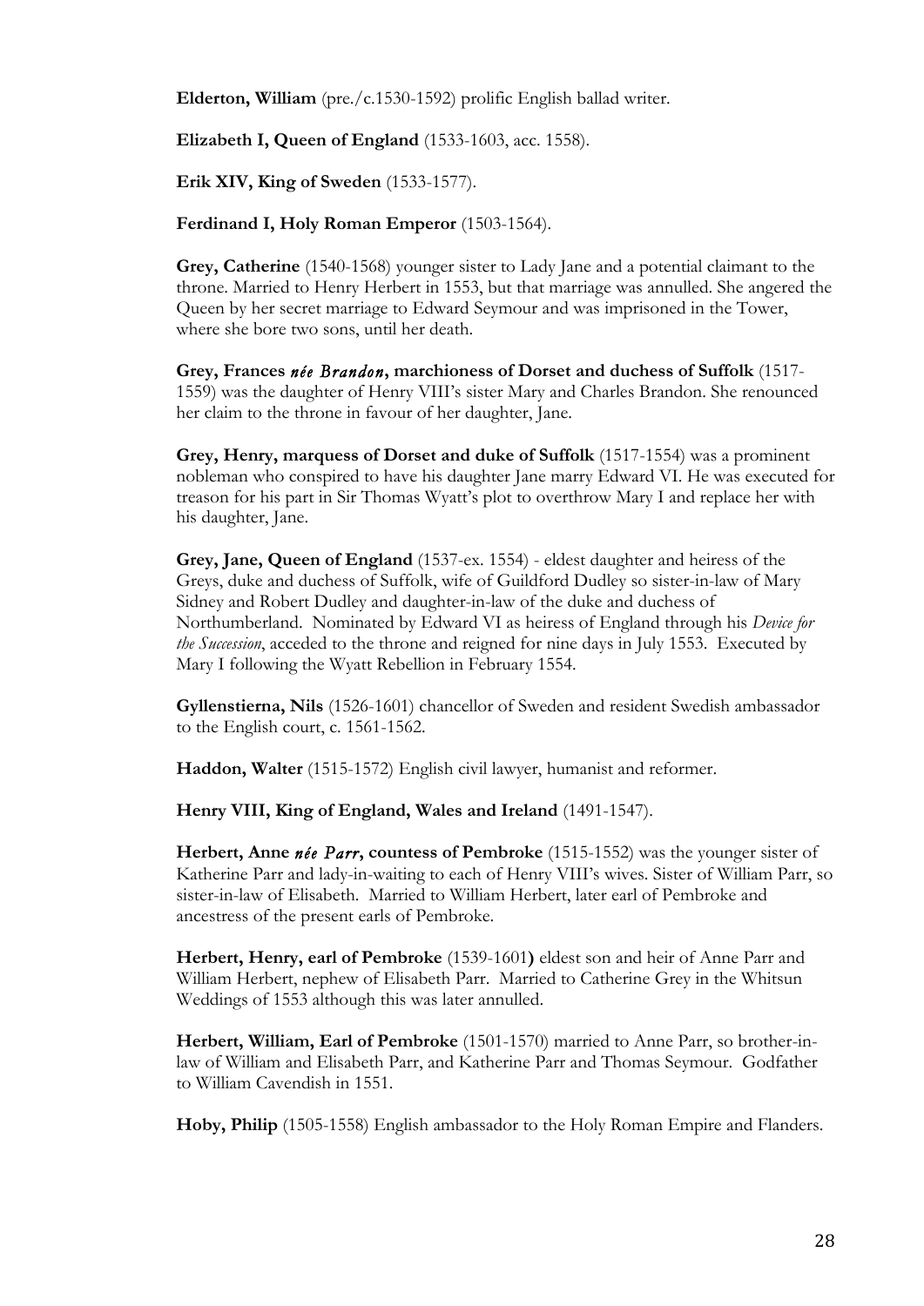**Elderton, William** (pre./c.1530-1592) prolific English ballad writer.

**Elizabeth I, Queen of England** (1533-1603, acc. 1558).

**Erik XIV, King of Sweden** (1533-1577).

**Ferdinand I, Holy Roman Emperor** (1503-1564).

**Grey, Catherine** (1540-1568) younger sister to Lady Jane and a potential claimant to the throne. Married to Henry Herbert in 1553, but that marriage was annulled. She angered the Queen by her secret marriage to Edward Seymour and was imprisoned in the Tower, where she bore two sons, until her death.

**Grey, Frances *née Brandon*, marchioness of Dorset and duchess of Suffolk** (1517-1559) was the daughter of Henry VIII's sister Mary and Charles Brandon. She renounced her claim to the throne in favour of her daughter, Jane.

**Grey, Henry, marquess of Dorset and duke of Suffolk** (1517-1554) was a prominent nobleman who conspired to have his daughter Jane marry Edward VI. He was executed for treason for his part in Sir Thomas Wyatt's plot to overthrow Mary I and replace her with his daughter, Jane.

**Grey, Jane, Queen of England** (1537-ex. 1554) - eldest daughter and heiress of the Greys, duke and duchess of Suffolk, wife of Guildford Dudley so sister-in-law of Mary Sidney and Robert Dudley and daughter-in-law of the duke and duchess of Northumberland. Nominated by Edward VI as heiress of England through his *Device for the Succession*, acceded to the throne and reigned for nine days in July 1553. Executed by Mary I following the Wyatt Rebellion in February 1554.

**Gyllenstierna, Nils** (1526-1601) chancellor of Sweden and resident Swedish ambassador to the English court, c. 1561-1562.

**Haddon, Walter** (1515-1572) English civil lawyer, humanist and reformer.

**Henry VIII, King of England, Wales and Ireland** (1491-1547).

**Herbert, Anne *née Parr*, countess of Pembroke** (1515-1552) was the younger sister of Katherine Parr and lady-in-waiting to each of Henry VIII's wives. Sister of William Parr, so sister-in-law of Elisabeth. Married to William Herbert, later earl of Pembroke and ancestress of the present earls of Pembroke.

**Herbert, Henry, earl of Pembroke** (1539-1601**)** eldest son and heir of Anne Parr and William Herbert, nephew of Elisabeth Parr. Married to Catherine Grey in the Whitsun Weddings of 1553 although this was later annulled.

**Herbert, William, Earl of Pembroke** (1501-1570) married to Anne Parr, so brother-in-law of William and Elisabeth Parr, and Katherine Parr and Thomas Seymour. Godfather to William Cavendish in 1551.

**Hoby, Philip** (1505-1558) English ambassador to the Holy Roman Empire and Flanders.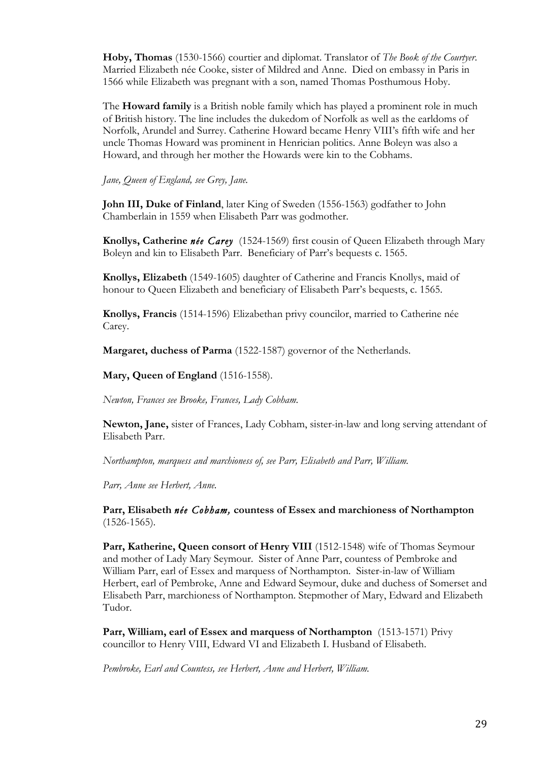**Hoby, Thomas** (1530-1566) courtier and diplomat. Translator of *The Book of the Courtyer*. Married Elizabeth née Cooke, sister of Mildred and Anne. Died on embassy in Paris in 1566 while Elizabeth was pregnant with a son, named Thomas Posthumous Hoby.

The **Howard family** is a British noble family which has played a prominent role in much of British history. The line includes the dukedom of Norfolk as well as the earldoms of Norfolk, Arundel and Surrey. Catherine Howard became Henry VIII's fifth wife and her uncle Thomas Howard was prominent in Henrician politics. Anne Boleyn was also a Howard, and through her mother the Howards were kin to the Cobhams.

*Jane, Queen of England, see Grey, Jane.*

**John III, Duke of Finland**, later King of Sweden (1556-1563) godfather to John Chamberlain in 1559 when Elisabeth Parr was godmother.

**Knollys, Catherine *née Carey*** (1524-1569) first cousin of Queen Elizabeth through Mary Boleyn and kin to Elisabeth Parr. Beneficiary of Parr's bequests c. 1565.

**Knollys, Elizabeth** (1549-1605) daughter of Catherine and Francis Knollys, maid of honour to Queen Elizabeth and beneficiary of Elisabeth Parr's bequests, c. 1565.

**Knollys, Francis** (1514-1596) Elizabethan privy councilor, married to Catherine née Carey.

**Margaret, duchess of Parma** (1522-1587) governor of the Netherlands.

**Mary, Queen of England** (1516-1558).

*Newton, Frances see Brooke, Frances, Lady Cobham.*

**Newton, Jane,** sister of Frances, Lady Cobham, sister-in-law and long serving attendant of Elisabeth Parr.

*Northampton, marquess and marchioness of, see Parr, Elisabeth and Parr, William.*

*Parr, Anne see Herbert, Anne.*

**Parr, Elisabeth *née Cobham,* countess of Essex and marchioness of Northampton** (1526-1565).

**Parr, Katherine, Queen consort of Henry VIII** (1512-1548) wife of Thomas Seymour and mother of Lady Mary Seymour. Sister of Anne Parr, countess of Pembroke and William Parr, earl of Essex and marquess of Northampton. Sister-in-law of William Herbert, earl of Pembroke, Anne and Edward Seymour, duke and duchess of Somerset and Elisabeth Parr, marchioness of Northampton. Stepmother of Mary, Edward and Elizabeth Tudor.

**Parr, William, earl of Essex and marquess of Northampton** (1513-1571) Privy councillor to Henry VIII, Edward VI and Elizabeth I. Husband of Elisabeth.

*Pembroke, Earl and Countess, see Herbert, Anne and Herbert, William.*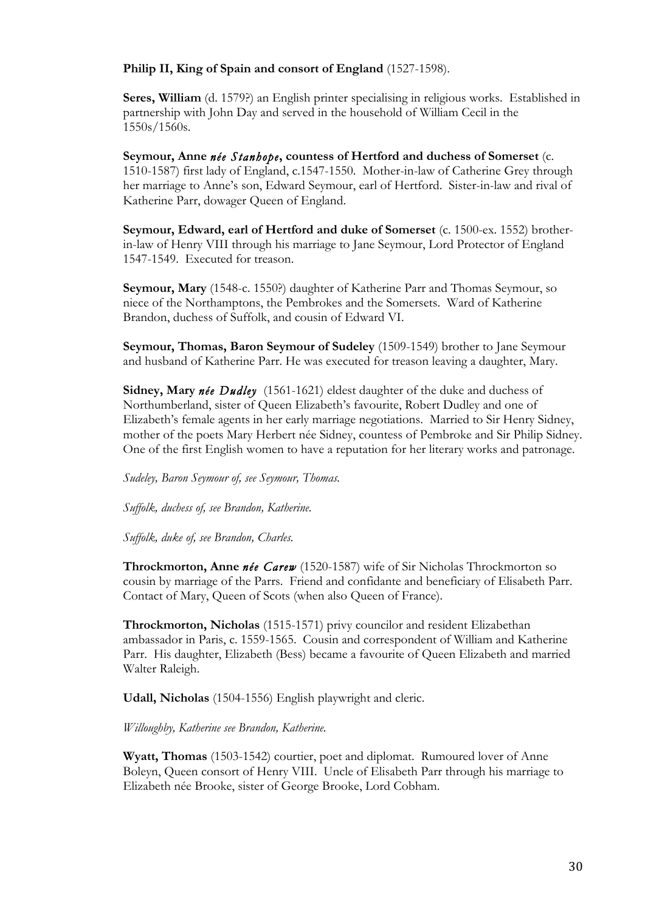**Philip II, King of Spain and consort of England** (1527-1598).

**Seres, William** (d. 1579?) an English printer specialising in religious works. Established in partnership with John Day and served in the household of William Cecil in the 1550s/1560s.

**Seymour, Anne *née Stanhope*, countess of Hertford and duchess of Somerset** (c. 1510-1587) first lady of England, c.1547-1550. Mother-in-law of Catherine Grey through her marriage to Anne's son, Edward Seymour, earl of Hertford. Sister-in-law and rival of Katherine Parr, dowager Queen of England.

**Seymour, Edward, earl of Hertford and duke of Somerset** (c. 1500-ex. 1552) brother-in-law of Henry VIII through his marriage to Jane Seymour, Lord Protector of England 1547-1549. Executed for treason.

**Seymour, Mary** (1548-c. 1550?) daughter of Katherine Parr and Thomas Seymour, so niece of the Northamptons, the Pembrokes and the Somersets. Ward of Katherine Brandon, duchess of Suffolk, and cousin of Edward VI.

**Seymour, Thomas, Baron Seymour of Sudeley** (1509-1549) brother to Jane Seymour and husband of Katherine Parr. He was executed for treason leaving a daughter, Mary.

**Sidney, Mary *née Dudley*** (1561-1621) eldest daughter of the duke and duchess of Northumberland, sister of Queen Elizabeth's favourite, Robert Dudley and one of Elizabeth's female agents in her early marriage negotiations. Married to Sir Henry Sidney, mother of the poets Mary Herbert née Sidney, countess of Pembroke and Sir Philip Sidney. One of the first English women to have a reputation for her literary works and patronage.

*Sudeley, Baron Seymour of, see Seymour, Thomas.*

*Suffolk, duchess of, see Brandon, Katherine.*

*Suffolk, duke of, see Brandon, Charles.*

**Throckmorton, Anne *née Carew*** (1520-1587) wife of Sir Nicholas Throckmorton so cousin by marriage of the Parrs. Friend and confidante and beneficiary of Elisabeth Parr. Contact of Mary, Queen of Scots (when also Queen of France).

**Throckmorton, Nicholas** (1515-1571) privy councilor and resident Elizabethan ambassador in Paris, c. 1559-1565. Cousin and correspondent of William and Katherine Parr. His daughter, Elizabeth (Bess) became a favourite of Queen Elizabeth and married Walter Raleigh.

**Udall, Nicholas** (1504-1556) English playwright and cleric.

*Willoughby, Katherine see Brandon, Katherine.*

**Wyatt, Thomas** (1503-1542) courtier, poet and diplomat. Rumoured lover of Anne Boleyn, Queen consort of Henry VIII. Uncle of Elisabeth Parr through his marriage to Elizabeth née Brooke, sister of George Brooke, Lord Cobham.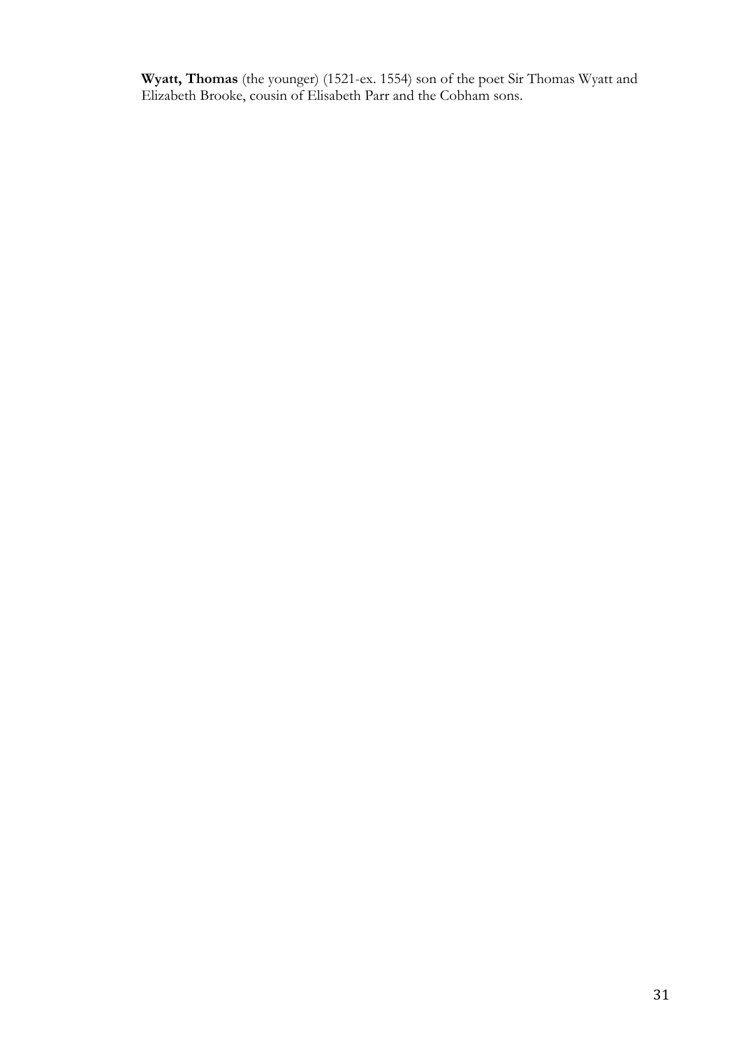**Wyatt, Thomas** (the younger) (1521-ex. 1554) son of the poet Sir Thomas Wyatt and Elizabeth Brooke, cousin of Elisabeth Parr and the Cobham sons.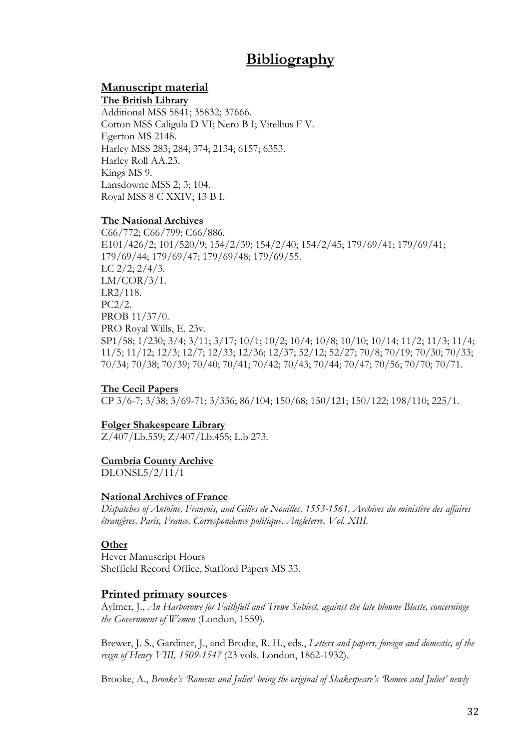# Bibliography

## Manuscript material

### The British Library

Additional MSS 5841; 35832; 37666.
Cotton MSS Caligula D VI; Nero B I; Vitellius F V.
Egerton MS 2148.
Harley MSS 283; 284; 374; 2134; 6157; 6353.
Harley Roll AA.23.
Kings MS 9.
Lansdowne MSS 2; 3; 104.
Royal MSS 8 C XXIV; 13 B I.

### The National Archives

C66/772; C66/799; C66/886.
E101/426/2; 101/520/9; 154/2/39; 154/2/40; 154/2/45; 179/69/41; 179/69/41; 179/69/44; 179/69/47; 179/69/48; 179/69/55.
LC 2/2; 2/4/3.
LM/COR/3/1.
LR2/118.
PC2/2.
PROB 11/37/0.
PRO Royal Wills, E. 23v.
SP1/58; 1/230; 3/4; 3/11; 3/17; 10/1; 10/2; 10/4; 10/8; 10/10; 10/14; 11/2; 11/3; 11/4; 11/5; 11/12; 12/3; 12/7; 12/33; 12/36; 12/37; 52/12; 52/27; 70/8; 70/19; 70/30; 70/33; 70/34; 70/38; 70/39; 70/40; 70/41; 70/42; 70/43; 70/44; 70/47; 70/56; 70/70; 70/71.

### The Cecil Papers

CP 3/6-7; 3/38; 3/69-71; 3/336; 86/104; 150/68; 150/121; 150/122; 198/110; 225/1.

### Folger Shakespeare Library

Z/407/Lb.559; Z/407/Lb.455; L.b 273.

### Cumbria County Archive

DLONSL5/2/11/1

### National Archives of France

*Dispatches of Antoine, François, and Gilles de Noailles, 1553-1561, Archives du ministère des affaires étrangères, Paris, France. Correspondance politique, Angleterre, Vol. XIII.*

### Other

Hever Manuscript Hours
Sheffield Record Office, Stafford Papers MS 33.

## Printed primary sources

Aylmer, J., *An Harborowe for Faithfull and Trewe Subiect, against the late blowne Blaste, concerninge the Government of Wemen* (London, 1559).

Brewer, J. S., Gardiner, J., and Brodie, R. H., eds., *Letters and papers, foreign and domestic, of the reign of Henry VIII, 1509-1547* (23 vols. London, 1862-1932).

Brooke, A., *Brooke's 'Romeus and Juliet' being the original of Shakespeare's 'Romeo and Juliet' newly*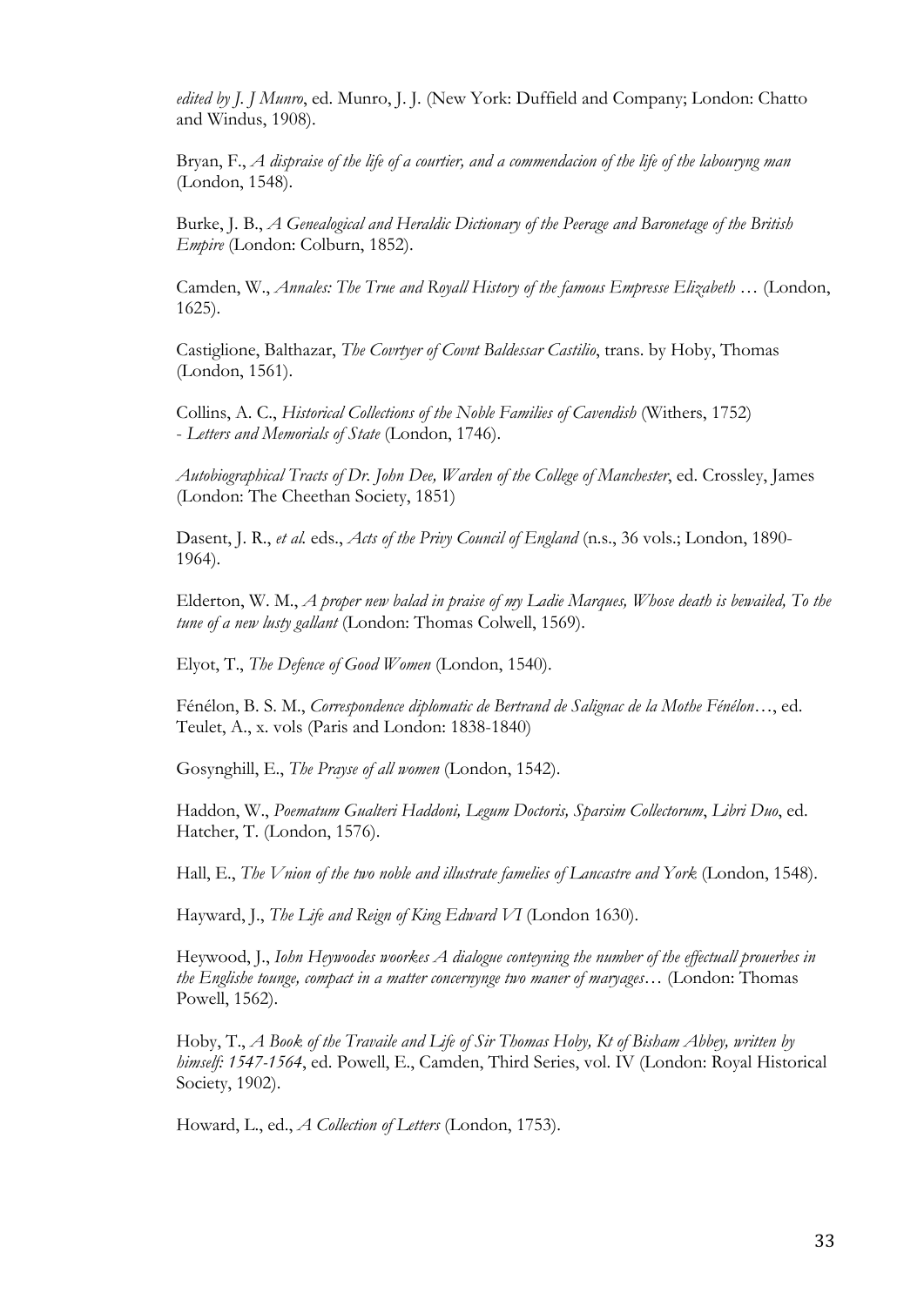*edited by J. J Munro*, ed. Munro, J. J. (New York: Duffield and Company; London: Chatto and Windus, 1908).

Bryan, F., *A dispraise of the life of a courtier, and a commendacion of the life of the labouryng man* (London, 1548).

Burke, J. B., *A Genealogical and Heraldic Dictionary of the Peerage and Baronetage of the British Empire* (London: Colburn, 1852).

Camden, W., *Annales: The True and Royall History of the famous Empresse Elizabeth* … (London, 1625).

Castiglione, Balthazar, *The Covrtyer of Covnt Baldessar Castilio*, trans. by Hoby, Thomas (London, 1561).

Collins, A. C., *Historical Collections of the Noble Families of Cavendish* (Withers, 1752)
- *Letters and Memorials of State* (London, 1746).

*Autobiographical Tracts of Dr. John Dee, Warden of the College of Manchester*, ed. Crossley, James (London: The Cheethan Society, 1851)

Dasent, J. R., *et al.* eds., *Acts of the Privy Council of England* (n.s., 36 vols.; London, 1890-1964).

Elderton, W. M., *A proper new balad in praise of my Ladie Marques, Whose death is bewailed, To the tune of a new lusty gallant* (London: Thomas Colwell, 1569).

Elyot, T., *The Defence of Good Women* (London, 1540).

Fénélon, B. S. M., *Correspondence diplomatic de Bertrand de Salignac de la Mothe Fénélon*…, ed. Teulet, A., x. vols (Paris and London: 1838-1840)

Gosynghill, E., *The Prayse of all women* (London, 1542).

Haddon, W., *Poematum Gualteri Haddoni, Legum Doctoris, Sparsim Collectorum*, *Libri Duo*, ed. Hatcher, T. (London, 1576).

Hall, E., *The Vnion of the two noble and illustrate famelies of Lancastre and York* (London, 1548).

Hayward, J., *The Life and Reign of King Edward VI* (London 1630).

Heywood, J., *Iohn Heywoodes woorkes A dialogue conteyning the number of the effectuall prouerbes in the Englishe tounge, compact in a matter concernynge two maner of maryages*… (London: Thomas Powell, 1562).

Hoby, T., *A Book of the Travaile and Life of Sir Thomas Hoby, Kt of Bisham Abbey, written by himself: 1547-1564*, ed. Powell, E., Camden, Third Series, vol. IV (London: Royal Historical Society, 1902).

Howard, L., ed., *A Collection of Letters* (London, 1753).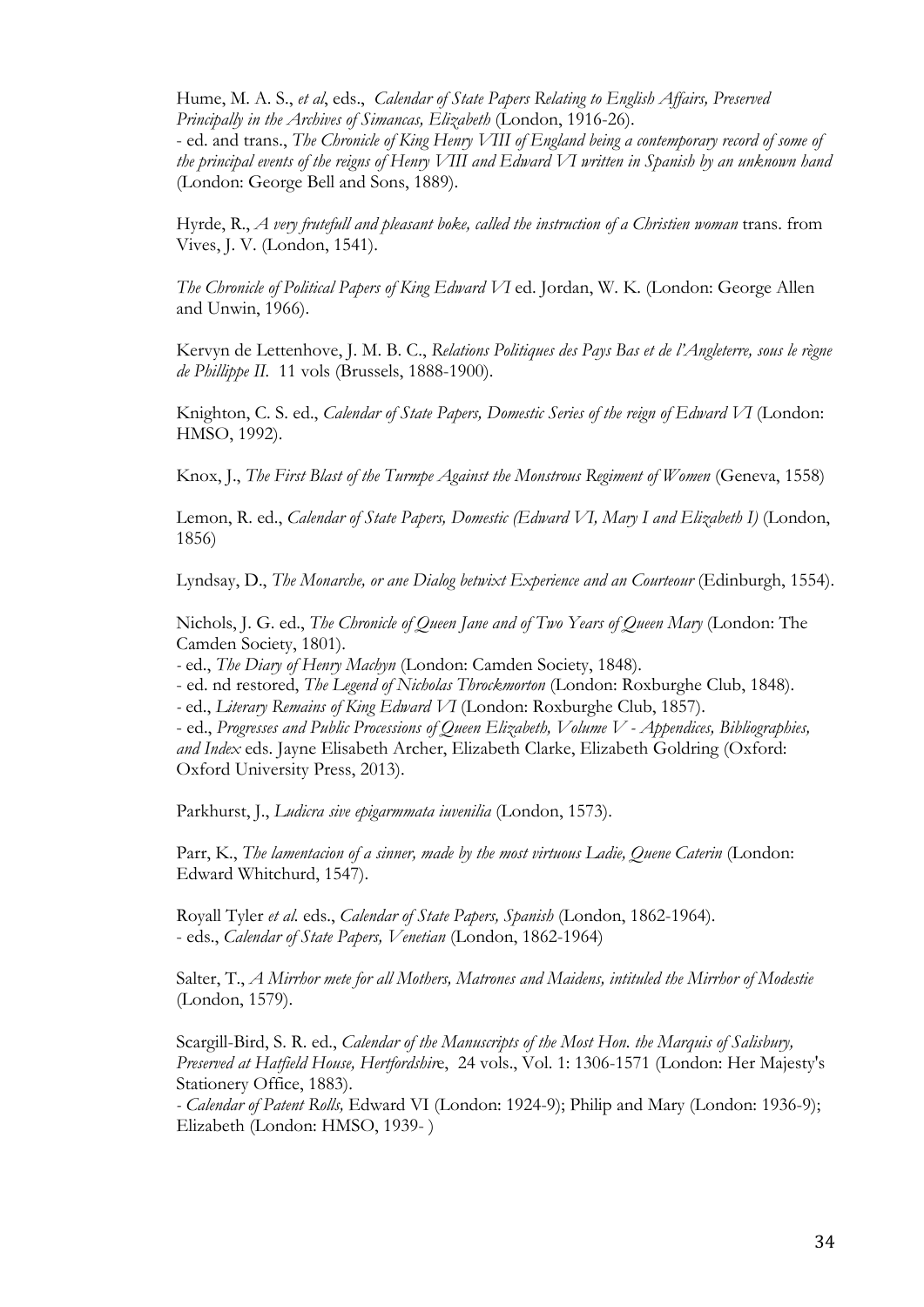Hume, M. A. S., *et al*, eds., *Calendar of State Papers Relating to English Affairs, Preserved Principally in the Archives of Simancas, Elizabeth* (London, 1916-26).
- ed. and trans., *The Chronicle of King Henry VIII of England being a contemporary record of some of the principal events of the reigns of Henry VIII and Edward VI written in Spanish by an unknown hand* (London: George Bell and Sons, 1889).

Hyrde, R., *A very frutefull and pleasant boke, called the instruction of a Christien woman* trans. from Vives, J. V. (London, 1541).

*The Chronicle of Political Papers of King Edward VI* ed. Jordan, W. K. (London: George Allen and Unwin, 1966).

Kervyn de Lettenhove, J. M. B. C., *Relations Politiques des Pays Bas et de l'Angleterre, sous le règne de Phillippe II.* 11 vols (Brussels, 1888-1900).

Knighton, C. S. ed., *Calendar of State Papers, Domestic Series of the reign of Edward VI* (London: HMSO, 1992).

Knox, J., *The First Blast of the Turmpe Against the Monstrous Regiment of Women* (Geneva, 1558)

Lemon, R. ed., *Calendar of State Papers, Domestic (Edward VI, Mary I and Elizabeth I)* (London, 1856)

Lyndsay, D., *The Monarche, or ane Dialog betwixt Experience and an Courteour* (Edinburgh, 1554).

Nichols, J. G. ed., *The Chronicle of Queen Jane and of Two Years of Queen Mary* (London: The Camden Society, 1801).
- ed., *The Diary of Henry Machyn* (London: Camden Society, 1848).
- ed. nd restored, *The Legend of Nicholas Throckmorton* (London: Roxburghe Club, 1848).
- ed., *Literary Remains of King Edward VI* (London: Roxburghe Club, 1857).
- ed., *Progresses and Public Processions of Queen Elizabeth, Volume V - Appendices, Bibliographies, and Index* eds. Jayne Elisabeth Archer, Elizabeth Clarke, Elizabeth Goldring (Oxford: Oxford University Press, 2013).

Parkhurst, J., *Ludicra sive epigarmmata iuvenilia* (London, 1573).

Parr, K., *The lamentacion of a sinner, made by the most virtuous Ladie, Quene Caterin* (London: Edward Whitchurd, 1547).

Royall Tyler *et al.* eds., *Calendar of State Papers, Spanish* (London, 1862-1964).
- eds., *Calendar of State Papers, Venetian* (London, 1862-1964)

Salter, T., *A Mirrhor mete for all Mothers, Matrones and Maidens, intituled the Mirrhor of Modestie* (London, 1579).

Scargill-Bird, S. R. ed., *Calendar of the Manuscripts of the Most Hon. the Marquis of Salisbury, Preserved at Hatfield House, Hertfordshire*, 24 vols., Vol. 1: 1306-1571 (London: Her Majesty's Stationery Office, 1883).
- *Calendar of Patent Rolls,* Edward VI (London: 1924-9); Philip and Mary (London: 1936-9); Elizabeth (London: HMSO, 1939- )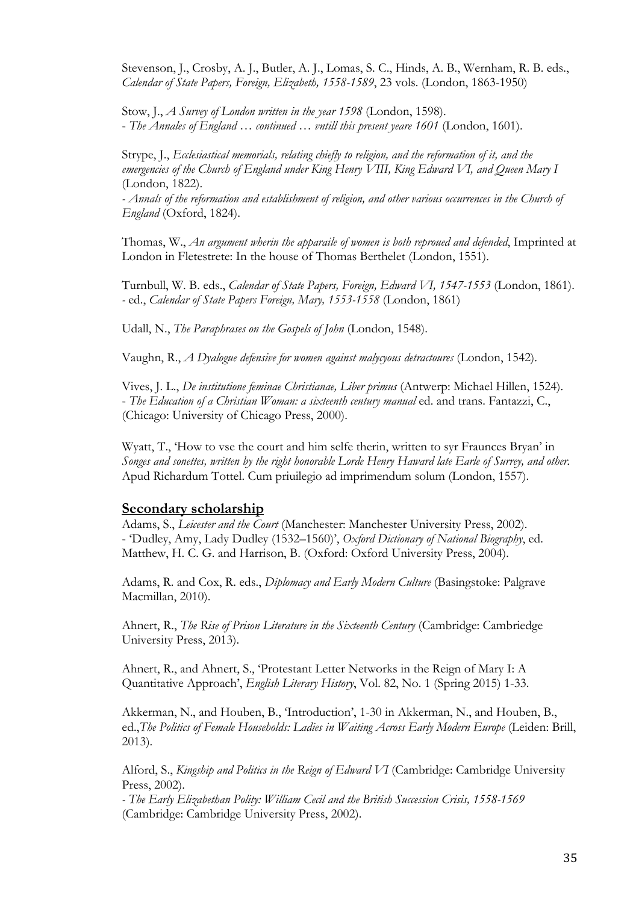Stevenson, J., Crosby, A. J., Butler, A. J., Lomas, S. C., Hinds, A. B., Wernham, R. B. eds., *Calendar of State Papers, Foreign, Elizabeth, 1558-1589*, 23 vols. (London, 1863-1950)

Stow, J., *A Survey of London written in the year 1598* (London, 1598).
- *The Annales of England … continued … vntill this present yeare 1601* (London, 1601).

Strype, J., *Ecclesiastical memorials, relating chiefly to religion, and the reformation of it, and the emergencies of the Church of England under King Henry VIII, King Edward VI, and Queen Mary I* (London, 1822).
- *Annals of the reformation and establishment of religion, and other various occurrences in the Church of England* (Oxford, 1824).

Thomas, W., *An argument wherin the apparaile of women is both reproued and defended*, Imprinted at London in Fletestrete: In the house of Thomas Berthelet (London, 1551).

Turnbull, W. B. eds., *Calendar of State Papers, Foreign, Edward VI, 1547-1553* (London, 1861).
- ed., *Calendar of State Papers Foreign, Mary, 1553-1558* (London, 1861)

Udall, N., *The Paraphrases on the Gospels of John* (London, 1548).

Vaughn, R., *A Dyalogue defensive for women against malycyous detractoures* (London, 1542).

Vives, J. L., *De institutione feminae Christianae, Liber primus* (Antwerp: Michael Hillen, 1524).
- *The Education of a Christian Woman: a sixteenth century manual* ed. and trans. Fantazzi, C., (Chicago: University of Chicago Press, 2000).

Wyatt, T., 'How to vse the court and him selfe therin, written to syr Fraunces Bryan' in *Songes and sonettes, written by the right honorable Lorde Henry Haward late Earle of Surrey, and other.* Apud Richardum Tottel. Cum priuilegio ad imprimendum solum (London, 1557).

## Secondary scholarship

Adams, S., *Leicester and the Court* (Manchester: Manchester University Press, 2002).
- 'Dudley, Amy, Lady Dudley (1532–1560)', *Oxford Dictionary of National Biography*, ed. Matthew, H. C. G. and Harrison, B. (Oxford: Oxford University Press, 2004).

Adams, R. and Cox, R. eds., *Diplomacy and Early Modern Culture* (Basingstoke: Palgrave Macmillan, 2010).

Ahnert, R., *The Rise of Prison Literature in the Sixteenth Century* (Cambridge: Cambriedge University Press, 2013).

Ahnert, R., and Ahnert, S., 'Protestant Letter Networks in the Reign of Mary I: A Quantitative Approach', *English Literary History*, Vol. 82, No. 1 (Spring 2015) 1-33.

Akkerman, N., and Houben, B., 'Introduction', 1-30 in Akkerman, N., and Houben, B., ed.,*The Politics of Female Households: Ladies in Waiting Across Early Modern Europe* (Leiden: Brill, 2013).

Alford, S., *Kingship and Politics in the Reign of Edward VI* (Cambridge: Cambridge University Press, 2002).
- *The Early Elizabethan Polity: William Cecil and the British Succession Crisis, 1558-1569* (Cambridge: Cambridge University Press, 2002).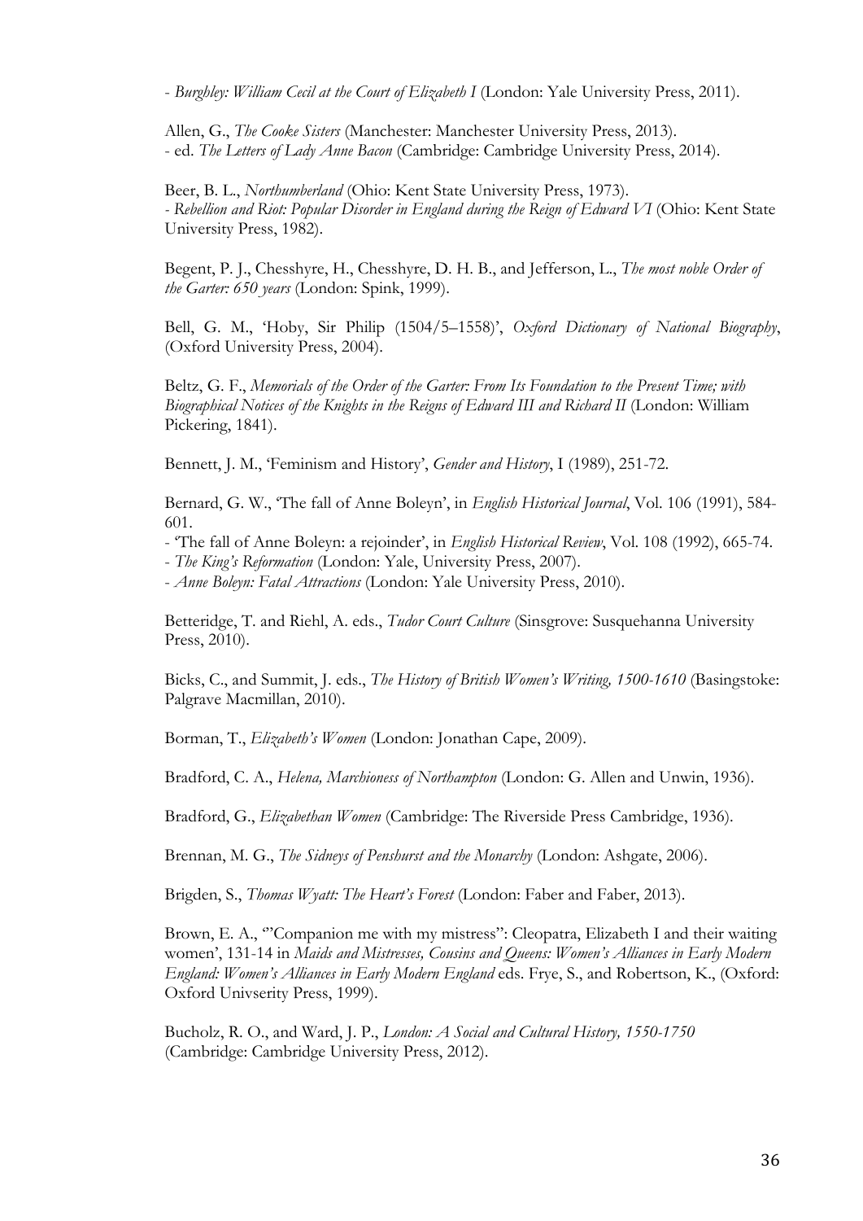- *Burghley: William Cecil at the Court of Elizabeth I* (London: Yale University Press, 2011).

Allen, G., *The Cooke Sisters* (Manchester: Manchester University Press, 2013).
- ed. *The Letters of Lady Anne Bacon* (Cambridge: Cambridge University Press, 2014).

Beer, B. L., *Northumberland* (Ohio: Kent State University Press, 1973).
- *Rebellion and Riot: Popular Disorder in England during the Reign of Edward VI* (Ohio: Kent State University Press, 1982).

Begent, P. J., Chesshyre, H., Chesshyre, D. H. B., and Jefferson, L., *The most noble Order of the Garter: 650 years* (London: Spink, 1999).

Bell, G. M., 'Hoby, Sir Philip (1504/5–1558)', *Oxford Dictionary of National Biography*, (Oxford University Press, 2004).

Beltz, G. F., *Memorials of the Order of the Garter: From Its Foundation to the Present Time; with Biographical Notices of the Knights in the Reigns of Edward III and Richard II* (London: William Pickering, 1841).

Bennett, J. M., 'Feminism and History', *Gender and History*, I (1989), 251-72.

Bernard, G. W., 'The fall of Anne Boleyn', in *English Historical Journal*, Vol. 106 (1991), 584-601.
- 'The fall of Anne Boleyn: a rejoinder', in *English Historical Review*, Vol. 108 (1992), 665-74.
- *The King's Reformation* (London: Yale, University Press, 2007).
- *Anne Boleyn: Fatal Attractions* (London: Yale University Press, 2010).

Betteridge, T. and Riehl, A. eds., *Tudor Court Culture* (Sinsgrove: Susquehanna University Press, 2010).

Bicks, C., and Summit, J. eds., *The History of British Women's Writing, 1500-1610* (Basingstoke: Palgrave Macmillan, 2010).

Borman, T., *Elizabeth's Women* (London: Jonathan Cape, 2009).

Bradford, C. A., *Helena, Marchioness of Northampton* (London: G. Allen and Unwin, 1936).

Bradford, G., *Elizabethan Women* (Cambridge: The Riverside Press Cambridge, 1936).

Brennan, M. G., *The Sidneys of Penshurst and the Monarchy* (London: Ashgate, 2006).

Brigden, S., *Thomas Wyatt: The Heart's Forest* (London: Faber and Faber, 2013).

Brown, E. A., '"Companion me with my mistress": Cleopatra, Elizabeth I and their waiting women', 131-14 in *Maids and Mistresses, Cousins and Queens: Women's Alliances in Early Modern England: Women's Alliances in Early Modern England* eds. Frye, S., and Robertson, K., (Oxford: Oxford Univseity Press, 1999).

Bucholz, R. O., and Ward, J. P., *London: A Social and Cultural History, 1550-1750* (Cambridge: Cambridge University Press, 2012).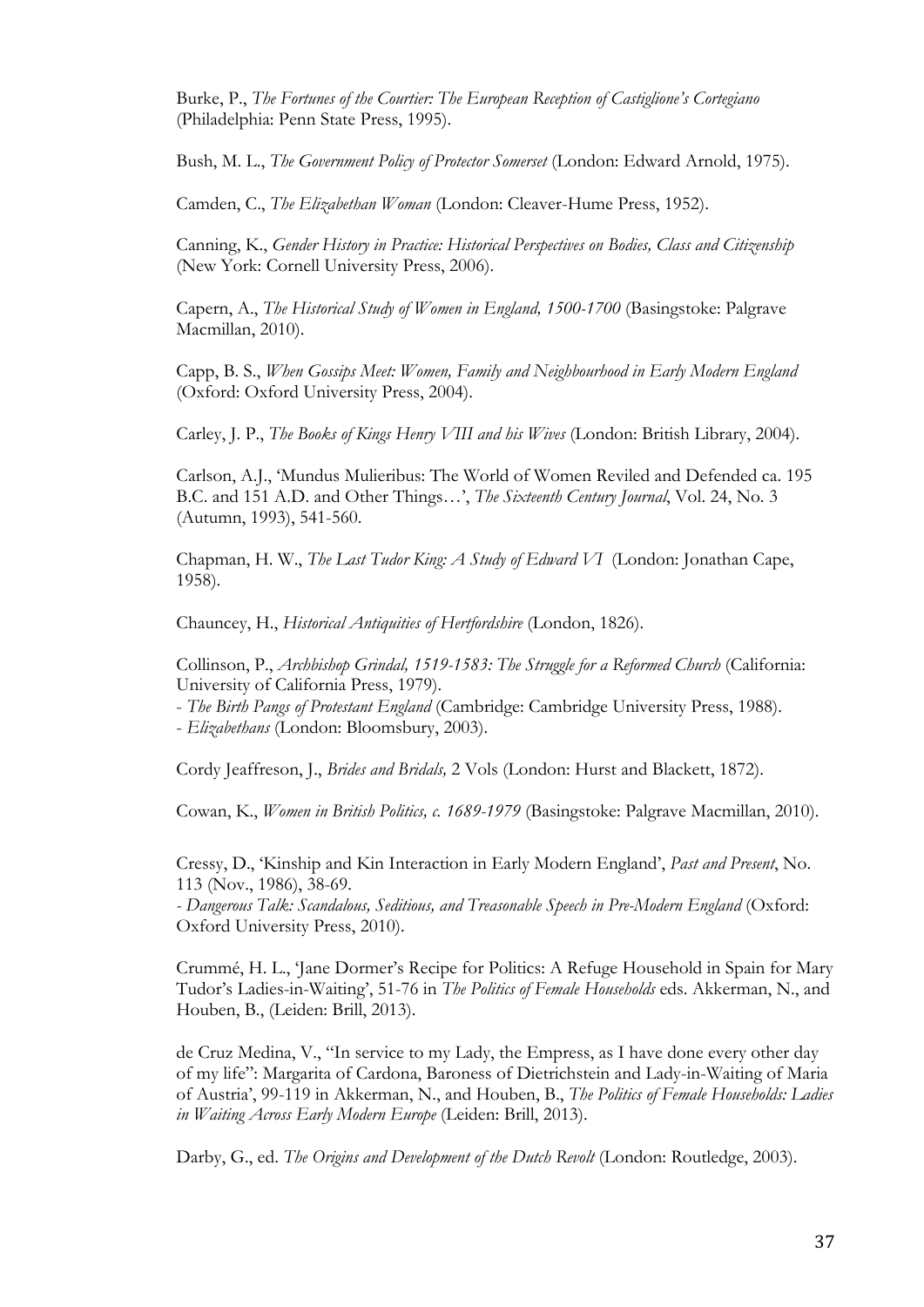Burke, P., *The Fortunes of the Courtier: The European Reception of Castiglione's Cortegiano* (Philadelphia: Penn State Press, 1995).

Bush, M. L., *The Government Policy of Protector Somerset* (London: Edward Arnold, 1975).

Camden, C., *The Elizabethan Woman* (London: Cleaver-Hume Press, 1952).

Canning, K., *Gender History in Practice: Historical Perspectives on Bodies, Class and Citizenship* (New York: Cornell University Press, 2006).

Capern, A., *The Historical Study of Women in England, 1500-1700* (Basingstoke: Palgrave Macmillan, 2010).

Capp, B. S., *When Gossips Meet: Women, Family and Neighbourhood in Early Modern England* (Oxford: Oxford University Press, 2004).

Carley, J. P., *The Books of Kings Henry VIII and his Wives* (London: British Library, 2004).

Carlson, A.J., 'Mundus Mulieribus: The World of Women Reviled and Defended ca. 195 B.C. and 151 A.D. and Other Things…', *The Sixteenth Century Journal*, Vol. 24, No. 3 (Autumn, 1993), 541-560.

Chapman, H. W., *The Last Tudor King: A Study of Edward VI* (London: Jonathan Cape, 1958).

Chauncey, H., *Historical Antiquities of Hertfordshire* (London, 1826).

Collinson, P., *Archbishop Grindal, 1519-1583: The Struggle for a Reformed Church* (California: University of California Press, 1979).
- *The Birth Pangs of Protestant England* (Cambridge: Cambridge University Press, 1988).
- *Elizabethans* (London: Bloomsbury, 2003).

Cordy Jeaffreson, J., *Brides and Bridals,* 2 Vols (London: Hurst and Blackett, 1872).

Cowan, K., *Women in British Politics, c. 1689-1979* (Basingstoke: Palgrave Macmillan, 2010).

Cressy, D., 'Kinship and Kin Interaction in Early Modern England', *Past and Present*, No. 113 (Nov., 1986), 38-69.
- *Dangerous Talk: Scandalous, Seditious, and Treasonable Speech in Pre-Modern England* (Oxford: Oxford University Press, 2010).

Crummé, H. L., 'Jane Dormer's Recipe for Politics: A Refuge Household in Spain for Mary Tudor's Ladies-in-Waiting', 51-76 in *The Politics of Female Households* eds. Akkerman, N., and Houben, B., (Leiden: Brill, 2013).

de Cruz Medina, V., ''In service to my Lady, the Empress, as I have done every other day of my life'': Margarita of Cardona, Baroness of Dietrichstein and Lady-in-Waiting of Maria of Austria', 99-119 in Akkerman, N., and Houben, B., *The Politics of Female Households: Ladies in Waiting Across Early Modern Europe* (Leiden: Brill, 2013).

Darby, G., ed. *The Origins and Development of the Dutch Revolt* (London: Routledge, 2003).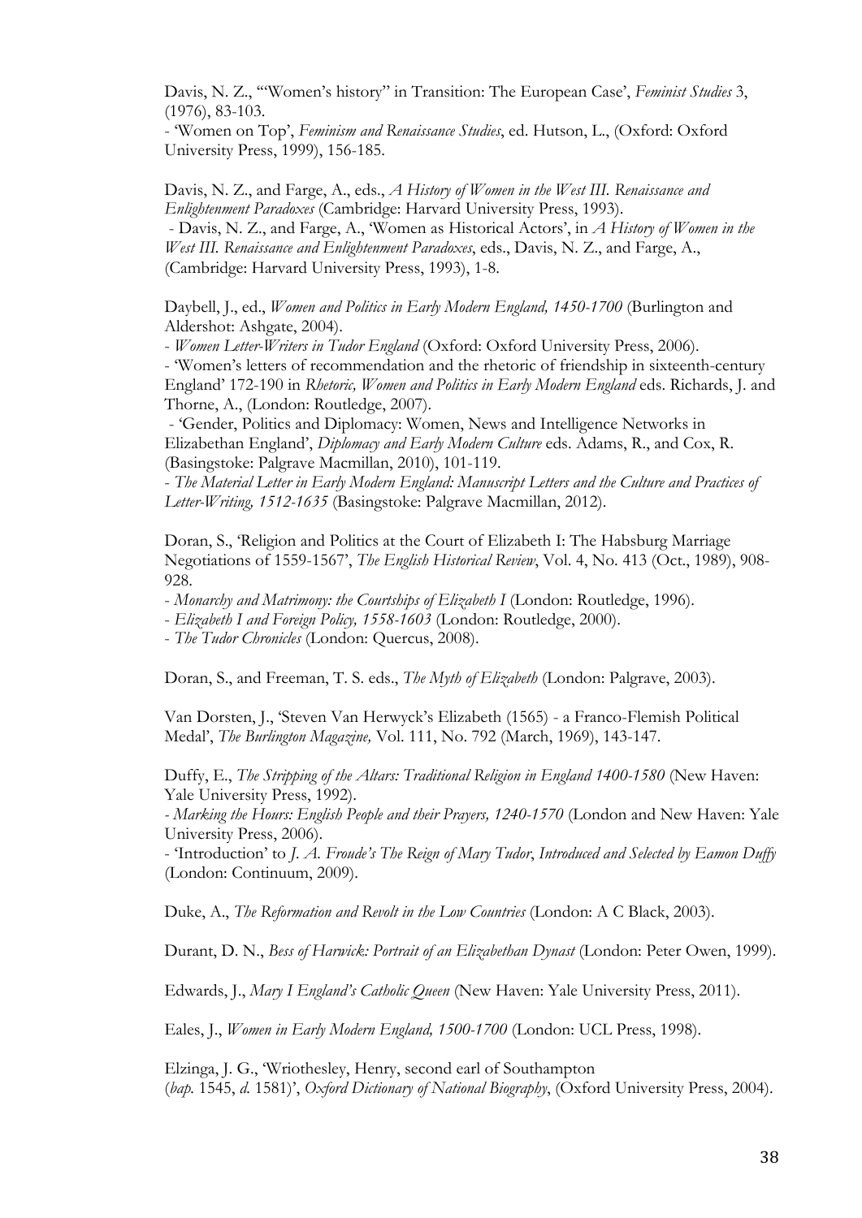Davis, N. Z., '"Women's history" in Transition: The European Case', *Feminist Studies* 3, (1976), 83-103.
- 'Women on Top', *Feminism and Renaissance Studies*, ed. Hutson, L., (Oxford: Oxford University Press, 1999), 156-185.

Davis, N. Z., and Farge, A., eds., *A History of Women in the West III. Renaissance and Enlightenment Paradoxes* (Cambridge: Harvard University Press, 1993).
- Davis, N. Z., and Farge, A., 'Women as Historical Actors', in *A History of Women in the West III. Renaissance and Enlightenment Paradoxes*, eds., Davis, N. Z., and Farge, A., (Cambridge: Harvard University Press, 1993), 1-8.

Daybell, J., ed., *Women and Politics in Early Modern England, 1450-1700* (Burlington and Aldershot: Ashgate, 2004).
- *Women Letter-Writers in Tudor England* (Oxford: Oxford University Press, 2006).
- 'Women's letters of recommendation and the rhetoric of friendship in sixteenth-century England' 172-190 in *Rhetoric, Women and Politics in Early Modern England* eds. Richards, J. and Thorne, A., (London: Routledge, 2007).
- 'Gender, Politics and Diplomacy: Women, News and Intelligence Networks in Elizabethan England', *Diplomacy and Early Modern Culture* eds. Adams, R., and Cox, R. (Basingstoke: Palgrave Macmillan, 2010), 101-119.
- *The Material Letter in Early Modern England: Manuscript Letters and the Culture and Practices of Letter-Writing, 1512-1635* (Basingstoke: Palgrave Macmillan, 2012).

Doran, S., 'Religion and Politics at the Court of Elizabeth I: The Habsburg Marriage Negotiations of 1559-1567', *The English Historical Review*, Vol. 4, No. 413 (Oct., 1989), 908-928.
- *Monarchy and Matrimony: the Courtships of Elizabeth I* (London: Routledge, 1996).
- *Elizabeth I and Foreign Policy, 1558-1603* (London: Routledge, 2000).
- *The Tudor Chronicles* (London: Quercus, 2008).

Doran, S., and Freeman, T. S. eds., *The Myth of Elizabeth* (London: Palgrave, 2003).

Van Dorsten, J., 'Steven Van Herwyck's Elizabeth (1565) - a Franco-Flemish Political Medal', *The Burlington Magazine,* Vol. 111, No. 792 (March, 1969), 143-147.

Duffy, E., *The Stripping of the Altars: Traditional Religion in England 1400-1580* (New Haven: Yale University Press, 1992).
- *Marking the Hours: English People and their Prayers, 1240-1570* (London and New Haven: Yale University Press, 2006).
- 'Introduction' to *J. A. Froude's The Reign of Mary Tudor*, *Introduced and Selected by Eamon Duffy* (London: Continuum, 2009).

Duke, A., *The Reformation and Revolt in the Low Countries* (London: A C Black, 2003).

Durant, D. N., *Bess of Harwick: Portrait of an Elizabethan Dynast* (London: Peter Owen, 1999).

Edwards, J., *Mary I England's Catholic Queen* (New Haven: Yale University Press, 2011).

Eales, J., *Women in Early Modern England, 1500-1700* (London: UCL Press, 1998).

Elzinga, J. G., 'Wriothesley, Henry, second earl of Southampton (*bap.* 1545, *d.* 1581)', *Oxford Dictionary of National Biography*, (Oxford University Press, 2004).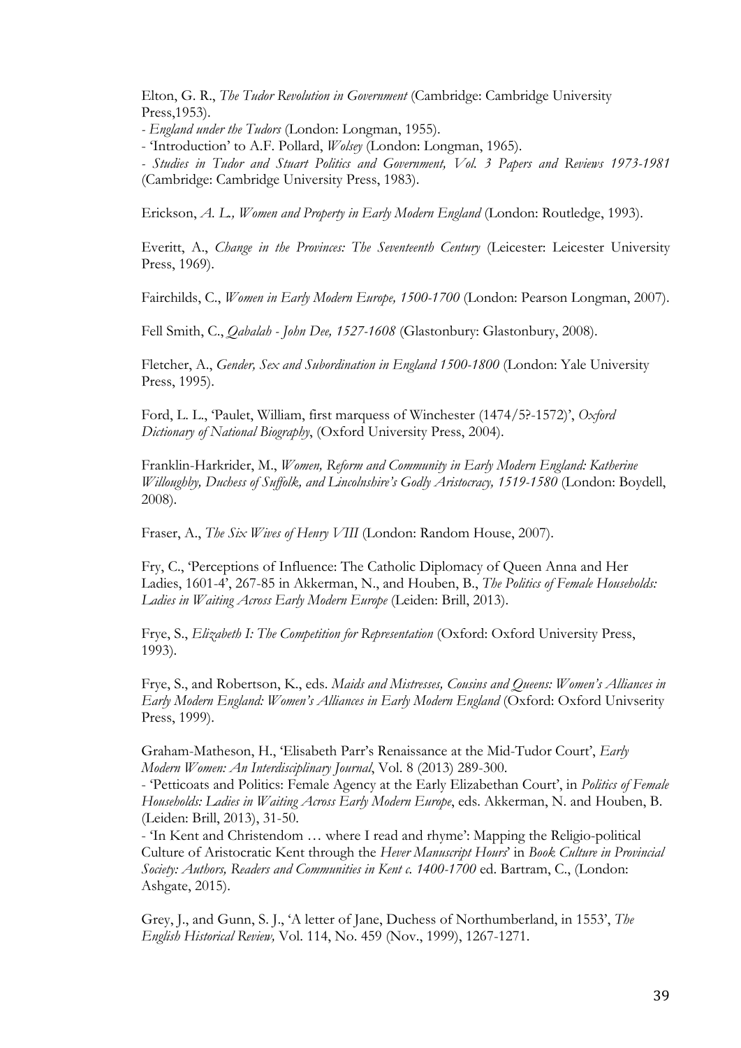Elton, G. R., *The Tudor Revolution in Government* (Cambridge: Cambridge University Press,1953).

- *England under the Tudors* (London: Longman, 1955).
- 'Introduction' to A.F. Pollard, *Wolsey* (London: Longman, 1965).
- *Studies in Tudor and Stuart Politics and Government, Vol. 3 Papers and Reviews 1973-1981* (Cambridge: Cambridge University Press, 1983).

Erickson, *A. L., Women and Property in Early Modern England* (London: Routledge, 1993).

Everitt, A., *Change in the Provinces: The Seventeenth Century* (Leicester: Leicester University Press, 1969).

Fairchilds, C., *Women in Early Modern Europe, 1500-1700* (London: Pearson Longman, 2007).

Fell Smith, C., *Qabalah - John Dee, 1527-1608* (Glastonbury: Glastonbury, 2008).

Fletcher, A., *Gender, Sex and Subordination in England 1500-1800* (London: Yale University Press, 1995).

Ford, L. L., 'Paulet, William, first marquess of Winchester (1474/5?-1572)', *Oxford Dictionary of National Biography*, (Oxford University Press, 2004).

Franklin-Harkrider, M., *Women, Reform and Community in Early Modern England: Katherine Willoughby, Duchess of Suffolk, and Lincolnshire's Godly Aristocracy, 1519-1580* (London: Boydell, 2008).

Fraser, A., *The Six Wives of Henry VIII* (London: Random House, 2007).

Fry, C., 'Perceptions of Influence: The Catholic Diplomacy of Queen Anna and Her Ladies, 1601-4', 267-85 in Akkerman, N., and Houben, B., *The Politics of Female Households: Ladies in Waiting Across Early Modern Europe* (Leiden: Brill, 2013).

Frye, S., *Elizabeth I: The Competition for Representation* (Oxford: Oxford University Press, 1993).

Frye, S., and Robertson, K., eds. *Maids and Mistresses, Cousins and Queens: Women's Alliances in Early Modern England: Women's Alliances in Early Modern England* (Oxford: Oxford Univserity Press, 1999).

Graham-Matheson, H., 'Elisabeth Parr's Renaissance at the Mid-Tudor Court', *Early Modern Women: An Interdisciplinary Journal*, Vol. 8 (2013) 289-300.

- 'Petticoats and Politics: Female Agency at the Early Elizabethan Court', in *Politics of Female Households: Ladies in Waiting Across Early Modern Europe*, eds. Akkerman, N. and Houben, B. (Leiden: Brill, 2013), 31-50.
- 'In Kent and Christendom … where I read and rhyme': Mapping the Religio-political Culture of Aristocratic Kent through the *Hever Manuscript Hours*' in *Book Culture in Provincial Society: Authors, Readers and Communities in Kent c. 1400-1700* ed. Bartram, C., (London: Ashgate, 2015).

Grey, J., and Gunn, S. J., 'A letter of Jane, Duchess of Northumberland, in 1553', *The English Historical Review,* Vol. 114, No. 459 (Nov., 1999), 1267-1271.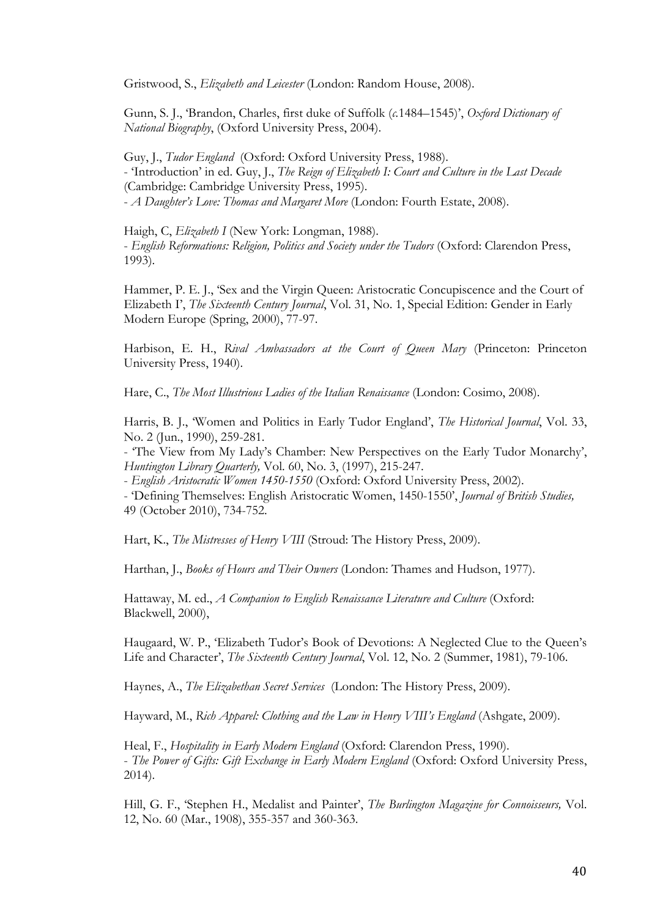Gristwood, S., *Elizabeth and Leicester* (London: Random House, 2008).

Gunn, S. J., 'Brandon, Charles, first duke of Suffolk (*c.*1484–1545)', *Oxford Dictionary of National Biography*, (Oxford University Press, 2004).

Guy, J., *Tudor England* (Oxford: Oxford University Press, 1988).
- 'Introduction' in ed. Guy, J., *The Reign of Elizabeth I: Court and Culture in the Last Decade* (Cambridge: Cambridge University Press, 1995).
- *A Daughter's Love: Thomas and Margaret More* (London: Fourth Estate, 2008).

Haigh, C, *Elizabeth I* (New York: Longman, 1988).
- *English Reformations: Religion, Politics and Society under the Tudors* (Oxford: Clarendon Press, 1993).

Hammer, P. E. J., 'Sex and the Virgin Queen: Aristocratic Concupiscence and the Court of Elizabeth I', *The Sixteenth Century Journal*, Vol. 31, No. 1, Special Edition: Gender in Early Modern Europe (Spring, 2000), 77-97.

Harbison, E. H., *Rival Ambassadors at the Court of Queen Mary* (Princeton: Princeton University Press, 1940).

Hare, C., *The Most Illustrious Ladies of the Italian Renaissance* (London: Cosimo, 2008).

Harris, B. J., 'Women and Politics in Early Tudor England', *The Historical Journal*, Vol. 33, No. 2 (Jun., 1990), 259-281.
- 'The View from My Lady's Chamber: New Perspectives on the Early Tudor Monarchy', *Huntington Library Quarterly,* Vol. 60, No. 3, (1997), 215-247.
- *English Aristocratic Women 1450-1550* (Oxford: Oxford University Press, 2002).
- 'Defining Themselves: English Aristocratic Women, 1450-1550', *Journal of British Studies,* 49 (October 2010), 734-752.

Hart, K., *The Mistresses of Henry VIII* (Stroud: The History Press, 2009).

Harthan, J., *Books of Hours and Their Owners* (London: Thames and Hudson, 1977).

Hattaway, M. ed., *A Companion to English Renaissance Literature and Culture* (Oxford: Blackwell, 2000),

Haugaard, W. P., 'Elizabeth Tudor's Book of Devotions: A Neglected Clue to the Queen's Life and Character', *The Sixteenth Century Journal*, Vol. 12, No. 2 (Summer, 1981), 79-106.

Haynes, A., *The Elizabethan Secret Services* (London: The History Press, 2009).

Hayward, M., *Rich Apparel: Clothing and the Law in Henry VIII's England* (Ashgate, 2009).

Heal, F., *Hospitality in Early Modern England* (Oxford: Clarendon Press, 1990).
- *The Power of Gifts: Gift Exchange in Early Modern England* (Oxford: Oxford University Press, 2014).

Hill, G. F., 'Stephen H., Medalist and Painter', *The Burlington Magazine for Connoisseurs,* Vol. 12, No. 60 (Mar., 1908), 355-357 and 360-363.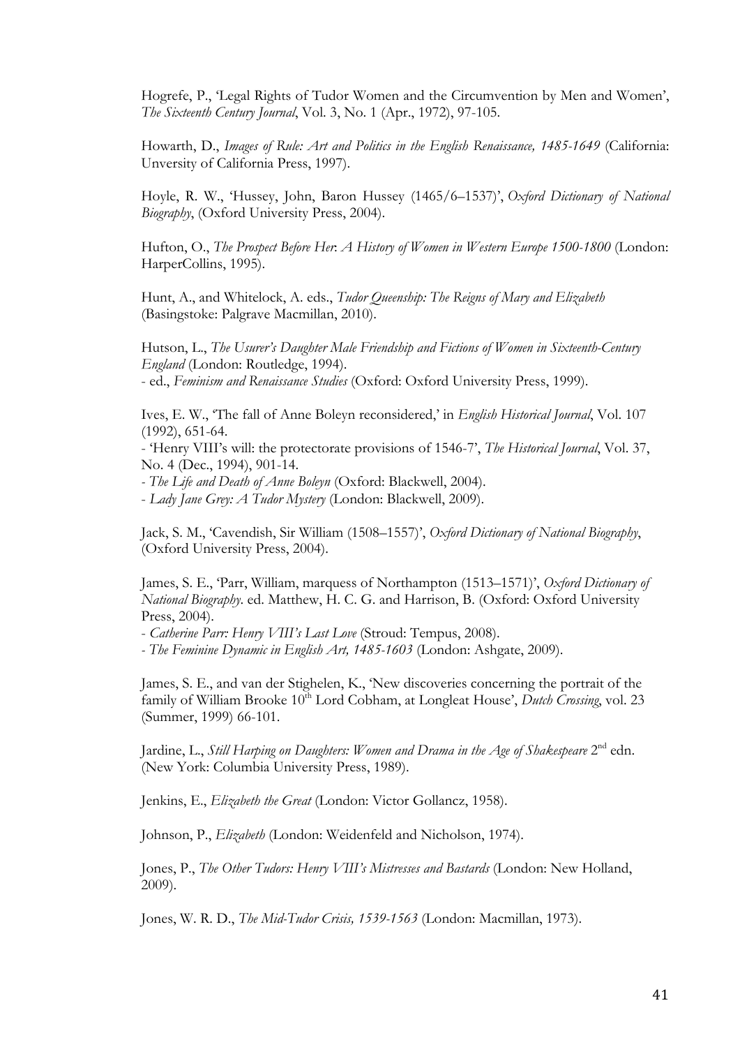Hogrefe, P., 'Legal Rights of Tudor Women and the Circumvention by Men and Women', *The Sixteenth Century Journal*, Vol. 3, No. 1 (Apr., 1972), 97-105.

Howarth, D., *Images of Rule: Art and Politics in the English Renaissance, 1485-1649* (California: Unversity of California Press, 1997).

Hoyle, R. W., 'Hussey, John, Baron Hussey (1465/6–1537)', *Oxford Dictionary of National Biography*, (Oxford University Press, 2004).

Hufton, O., *The Prospect Before Her*: *A History of Women in Western Europe 1500-1800* (London: HarperCollins, 1995).

Hunt, A., and Whitelock, A. eds., *Tudor Queenship: The Reigns of Mary and Elizabeth* (Basingstoke: Palgrave Macmillan, 2010).

Hutson, L., *The Usurer's Daughter Male Friendship and Fictions of Women in Sixteenth-Century England* (London: Routledge, 1994).
- ed., *Feminism and Renaissance Studies* (Oxford: Oxford University Press, 1999).

Ives, E. W., 'The fall of Anne Boleyn reconsidered,' in *English Historical Journal*, Vol. 107 (1992), 651-64.
- 'Henry VIII's will: the protectorate provisions of 1546-7', *The Historical Journal*, Vol. 37, No. 4 (Dec., 1994), 901-14.
- *The Life and Death of Anne Boleyn* (Oxford: Blackwell, 2004).
- *Lady Jane Grey: A Tudor Mystery* (London: Blackwell, 2009).

Jack, S. M., 'Cavendish, Sir William (1508–1557)', *Oxford Dictionary of National Biography*, (Oxford University Press, 2004).

James, S. E., 'Parr, William, marquess of Northampton (1513–1571)', *Oxford Dictionary of National Biography*. ed. Matthew, H. C. G. and Harrison, B. (Oxford: Oxford University Press, 2004).
- *Catherine Parr: Henry VIII's Last Love* (Stroud: Tempus, 2008).
- *The Feminine Dynamic in English Art, 1485-1603* (London: Ashgate, 2009).

James, S. E., and van der Stighelen, K., 'New discoveries concerning the portrait of the family of William Brooke 10th Lord Cobham, at Longleat House', *Dutch Crossing*, vol. 23 (Summer, 1999) 66-101.

Jardine, L., *Still Harping on Daughters: Women and Drama in the Age of Shakespeare* 2nd edn. (New York: Columbia University Press, 1989).

Jenkins, E., *Elizabeth the Great* (London: Victor Gollancz, 1958).

Johnson, P., *Elizabeth* (London: Weidenfeld and Nicholson, 1974).

Jones, P., *The Other Tudors: Henry VIII's Mistresses and Bastards* (London: New Holland, 2009).

Jones, W. R. D., *The Mid-Tudor Crisis, 1539-1563* (London: Macmillan, 1973).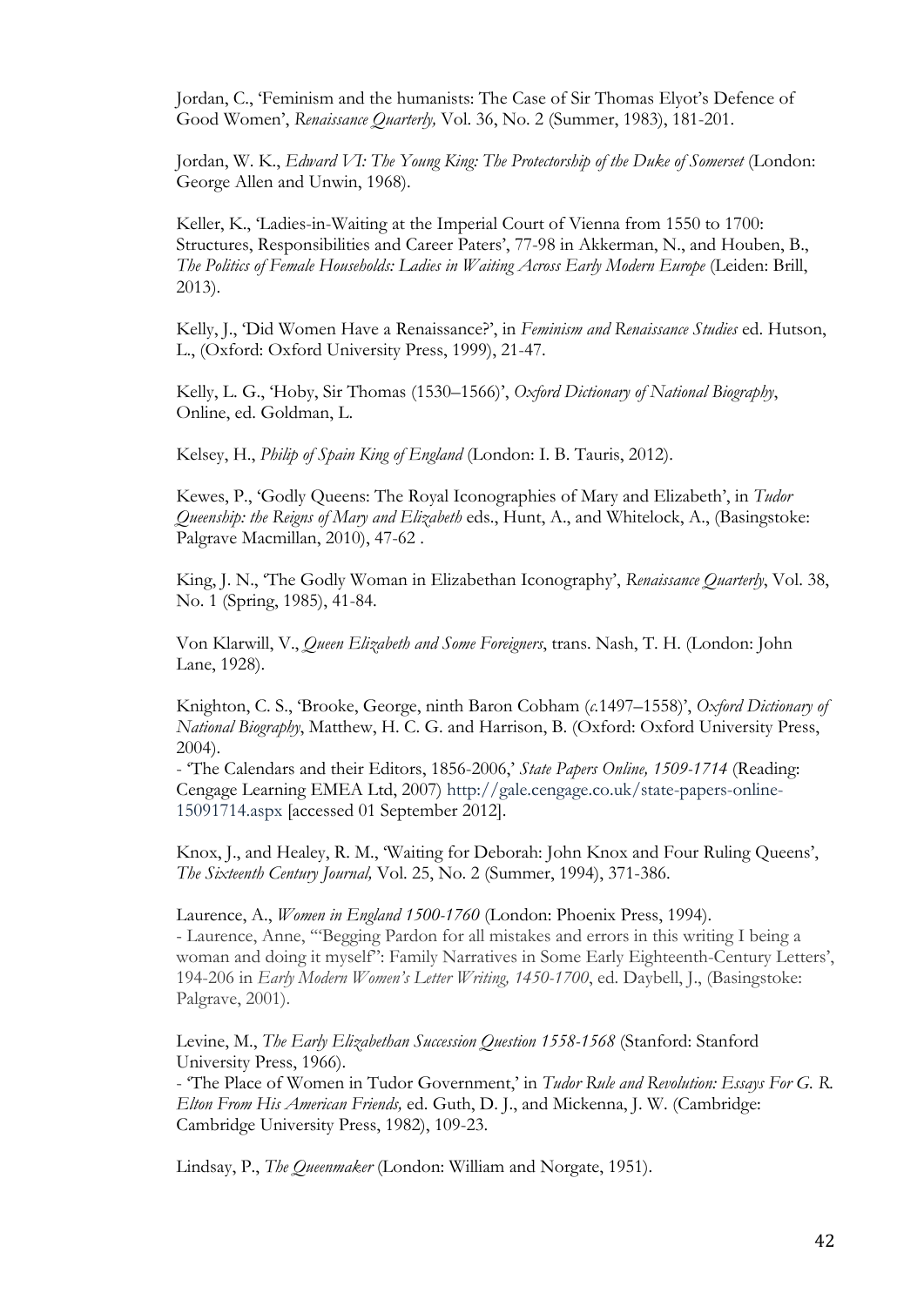Jordan, C., 'Feminism and the humanists: The Case of Sir Thomas Elyot's Defence of Good Women', *Renaissance Quarterly,* Vol. 36, No. 2 (Summer, 1983), 181-201.

Jordan, W. K., *Edward VI: The Young King: The Protectorship of the Duke of Somerset* (London: George Allen and Unwin, 1968).

Keller, K., 'Ladies-in-Waiting at the Imperial Court of Vienna from 1550 to 1700: Structures, Responsibilities and Career Paters', 77-98 in Akkerman, N., and Houben, B., *The Politics of Female Households: Ladies in Waiting Across Early Modern Europe* (Leiden: Brill, 2013).

Kelly, J., 'Did Women Have a Renaissance?', in *Feminism and Renaissance Studies* ed. Hutson, L., (Oxford: Oxford University Press, 1999), 21-47.

Kelly, L. G., 'Hoby, Sir Thomas (1530–1566)', *Oxford Dictionary of National Biography*, Online, ed. Goldman, L.

Kelsey, H., *Philip of Spain King of England* (London: I. B. Tauris, 2012).

Kewes, P., 'Godly Queens: The Royal Iconographies of Mary and Elizabeth', in *Tudor Queenship: the Reigns of Mary and Elizabeth* eds., Hunt, A., and Whitelock, A., (Basingstoke: Palgrave Macmillan, 2010), 47-62 .

King, J. N., 'The Godly Woman in Elizabethan Iconography', *Renaissance Quarterly*, Vol. 38, No. 1 (Spring, 1985), 41-84.

Von Klarwill, V., *Queen Elizabeth and Some Foreigners*, trans. Nash, T. H. (London: John Lane, 1928).

Knighton, C. S., 'Brooke, George, ninth Baron Cobham (*c.*1497–1558)', *Oxford Dictionary of National Biography*, Matthew, H. C. G. and Harrison, B. (Oxford: Oxford University Press, 2004).
- 'The Calendars and their Editors, 1856-2006,' *State Papers Online, 1509-1714* (Reading: Cengage Learning EMEA Ltd, 2007) http://gale.cengage.co.uk/state-papers-online-15091714.aspx [accessed 01 September 2012].

Knox, J., and Healey, R. M., 'Waiting for Deborah: John Knox and Four Ruling Queens', *The Sixteenth Century Journal,* Vol. 25, No. 2 (Summer, 1994), 371-386.

Laurence, A., *Women in England 1500-1760* (London: Phoenix Press, 1994).
- Laurence, Anne, '"Begging Pardon for all mistakes and errors in this writing I being a woman and doing it myself": Family Narratives in Some Early Eighteenth-Century Letters', 194-206 in *Early Modern Women's Letter Writing, 1450-1700*, ed. Daybell, J., (Basingstoke: Palgrave, 2001).

Levine, M., *The Early Elizabethan Succession Question 1558-1568* (Stanford: Stanford University Press, 1966).
- 'The Place of Women in Tudor Government,' in *Tudor Rule and Revolution: Essays For G. R. Elton From His American Friends,* ed. Guth, D. J., and Mickenna, J. W. (Cambridge: Cambridge University Press, 1982), 109-23.

Lindsay, P., *The Queenmaker* (London: William and Norgate, 1951).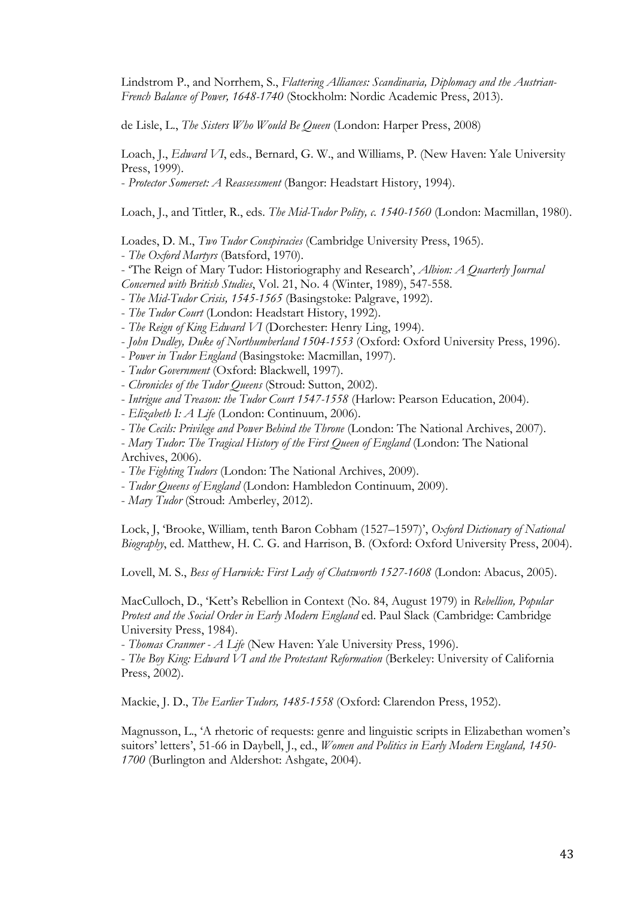Lindstrom P., and Norrhem, S., *Flattering Alliances: Scandinavia, Diplomacy and the Austrian-French Balance of Power, 1648-1740* (Stockholm: Nordic Academic Press, 2013).

de Lisle, L., *The Sisters Who Would Be Queen* (London: Harper Press, 2008)

Loach, J., *Edward VI*, eds., Bernard, G. W., and Williams, P. (New Haven: Yale University Press, 1999).
- *Protector Somerset: A Reassessment* (Bangor: Headstart History, 1994).

Loach, J., and Tittler, R., eds. *The Mid-Tudor Polity, c. 1540-1560* (London: Macmillan, 1980).

Loades, D. M., *Two Tudor Conspiracies* (Cambridge University Press, 1965).
- *The Oxford Martyrs* (Batsford, 1970).
- 'The Reign of Mary Tudor: Historiography and Research', *Albion: A Quarterly Journal Concerned with British Studies*, Vol. 21, No. 4 (Winter, 1989), 547-558.
- *The Mid-Tudor Crisis, 1545-1565* (Basingstoke: Palgrave, 1992).
- *The Tudor Court* (London: Headstart History, 1992).
- *The Reign of King Edward VI* (Dorchester: Henry Ling, 1994).
- *John Dudley, Duke of Northumberland 1504-1553* (Oxford: Oxford University Press, 1996).
- *Power in Tudor England* (Basingstoke: Macmillan, 1997).
- *Tudor Government* (Oxford: Blackwell, 1997).
- *Chronicles of the Tudor Queens* (Stroud: Sutton, 2002).
- *Intrigue and Treason: the Tudor Court 1547-1558* (Harlow: Pearson Education, 2004).
- *Elizabeth I: A Life* (London: Continuum, 2006).
- *The Cecils: Privilege and Power Behind the Throne* (London: The National Archives, 2007).
- *Mary Tudor: The Tragical History of the First Queen of England* (London: The National Archives, 2006).
- *The Fighting Tudors* (London: The National Archives, 2009).
- *Tudor Queens of England* (London: Hambledon Continuum, 2009).
- *Mary Tudor* (Stroud: Amberley, 2012).

Lock, J, 'Brooke, William, tenth Baron Cobham (1527–1597)', *Oxford Dictionary of National Biography*, ed. Matthew, H. C. G. and Harrison, B. (Oxford: Oxford University Press, 2004).

Lovell, M. S., *Bess of Harwick: First Lady of Chatsworth 1527-1608* (London: Abacus, 2005).

MacCulloch, D., 'Kett's Rebellion in Context (No. 84, August 1979) in *Rebellion, Popular Protest and the Social Order in Early Modern England* ed. Paul Slack (Cambridge: Cambridge University Press, 1984).
- *Thomas Cranmer - A Life* (New Haven: Yale University Press, 1996).
- *The Boy King: Edward VI and the Protestant Reformation* (Berkeley: University of California Press, 2002).

Mackie, J. D., *The Earlier Tudors, 1485-1558* (Oxford: Clarendon Press, 1952).

Magnusson, L., 'A rhetoric of requests: genre and linguistic scripts in Elizabethan women's suitors' letters', 51-66 in Daybell, J., ed., *Women and Politics in Early Modern England, 1450-1700* (Burlington and Aldershot: Ashgate, 2004).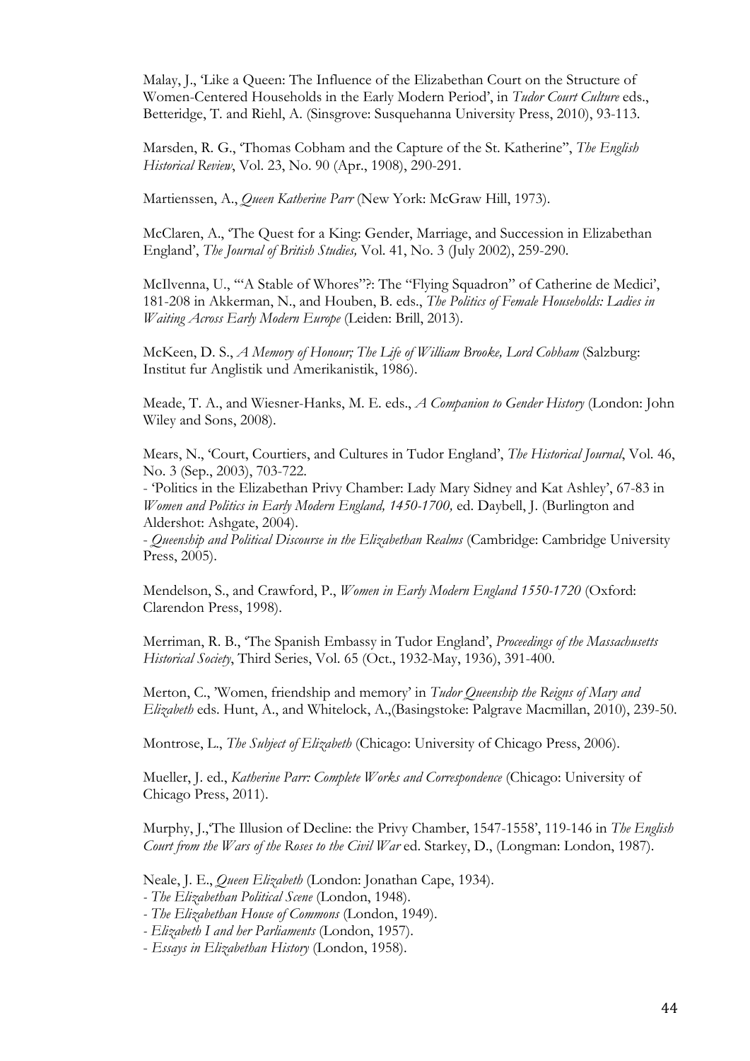Malay, J., 'Like a Queen: The Influence of the Elizabethan Court on the Structure of Women-Centered Households in the Early Modern Period', in *Tudor Court Culture* eds., Betteridge, T. and Riehl, A. (Sinsgrove: Susquehanna University Press, 2010), 93-113.

Marsden, R. G., 'Thomas Cobham and the Capture of the St. Katherine", *The English Historical Review*, Vol. 23, No. 90 (Apr., 1908), 290-291.

Martienssen, A., *Queen Katherine Parr* (New York: McGraw Hill, 1973).

McClaren, A., 'The Quest for a King: Gender, Marriage, and Succession in Elizabethan England', *The Journal of British Studies,* Vol. 41, No. 3 (July 2002), 259-290.

McIlvenna, U., '"A Stable of Whores"?: The "Flying Squadron" of Catherine de Medici', 181-208 in Akkerman, N., and Houben, B. eds., *The Politics of Female Households: Ladies in Waiting Across Early Modern Europe* (Leiden: Brill, 2013).

McKeen, D. S., *A Memory of Honour; The Life of William Brooke, Lord Cobham* (Salzburg: Institut fur Anglistik und Amerikanistik, 1986).

Meade, T. A., and Wiesner-Hanks, M. E. eds., *A Companion to Gender History* (London: John Wiley and Sons, 2008).

Mears, N., 'Court, Courtiers, and Cultures in Tudor England', *The Historical Journal*, Vol. 46, No. 3 (Sep., 2003), 703-722.
- 'Politics in the Elizabethan Privy Chamber: Lady Mary Sidney and Kat Ashley', 67-83 in *Women and Politics in Early Modern England, 1450-1700,* ed. Daybell, J. (Burlington and Aldershot: Ashgate, 2004).
- *Queenship and Political Discourse in the Elizabethan Realms* (Cambridge: Cambridge University Press, 2005).

Mendelson, S., and Crawford, P., *Women in Early Modern England 1550-1720* (Oxford: Clarendon Press, 1998).

Merriman, R. B., 'The Spanish Embassy in Tudor England', *Proceedings of the Massachusetts Historical Society*, Third Series, Vol. 65 (Oct., 1932-May, 1936), 391-400.

Merton, C., 'Women, friendship and memory' in *Tudor Queenship the Reigns of Mary and Elizabeth* eds. Hunt, A., and Whitelock, A.,(Basingstoke: Palgrave Macmillan, 2010), 239-50.

Montrose, L., *The Subject of Elizabeth* (Chicago: University of Chicago Press, 2006).

Mueller, J. ed., *Katherine Parr: Complete Works and Correspondence* (Chicago: University of Chicago Press, 2011).

Murphy, J.,'The Illusion of Decline: the Privy Chamber, 1547-1558', 119-146 in *The English Court from the Wars of the Roses to the Civil War* ed. Starkey, D., (Longman: London, 1987).

Neale, J. E., *Queen Elizabeth* (London: Jonathan Cape, 1934).
- *The Elizabethan Political Scene* (London, 1948).
- *The Elizabethan House of Commons* (London, 1949).
- *Elizabeth I and her Parliaments* (London, 1957).
- *Essays in Elizabethan History* (London, 1958).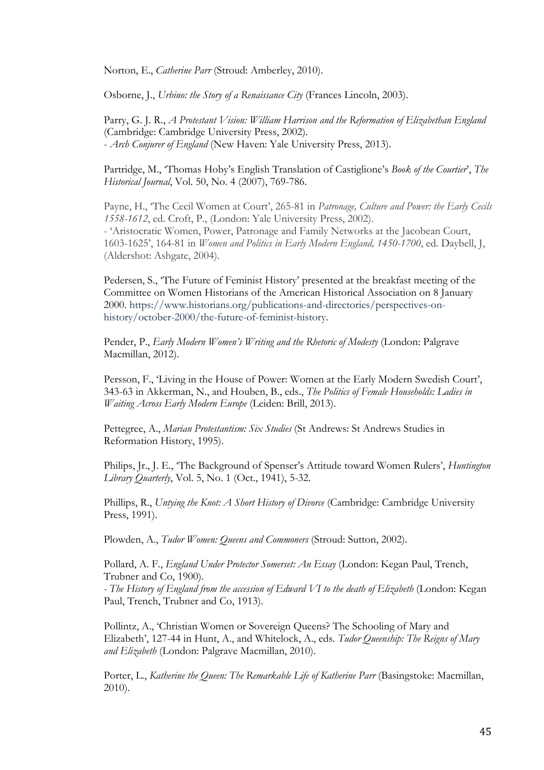Norton, E., *Catherine Parr* (Stroud: Amberley, 2010).

Osborne, J., *Urbino: the Story of a Renaissance City* (Frances Lincoln, 2003).

Parry, G. J. R., *A Protestant Vision: William Harrison and the Reformation of Elizabethan England* (Cambridge: Cambridge University Press, 2002).
- *Arch Conjurer of England* (New Haven: Yale University Press, 2013).

Partridge, M., 'Thomas Hoby's English Translation of Castiglione's *Book of the Courtier*', *The Historical Journal*, Vol. 50, No. 4 (2007), 769-786.

Payne, H., 'The Cecil Women at Court', 265-81 in *Patronage, Culture and Power: the Early Cecils 1558-1612*, ed. Croft, P., (London: Yale University Press, 2002).
- 'Aristocratic Women, Power, Patronage and Family Networks at the Jacobean Court, 1603-1625', 164-81 in *Women and Politics in Early Modern England, 1450-1700*, ed. Daybell, J, (Aldershot: Ashgate, 2004).

Pedersen, S., 'The Future of Feminist History' presented at the breakfast meeting of the Committee on Women Historians of the American Historical Association on 8 January 2000. https://www.historians.org/publications-and-directories/perspectives-on-history/october-2000/the-future-of-feminist-history.

Pender, P., *Early Modern Women's Writing and the Rhetoric of Modesty* (London: Palgrave Macmillan, 2012).

Persson, F., 'Living in the House of Power: Women at the Early Modern Swedish Court', 343-63 in Akkerman, N., and Houben, B., eds., *The Politics of Female Households: Ladies in Waiting Across Early Modern Europe* (Leiden: Brill, 2013).

Pettegree, A., *Marian Protestantism: Six Studies* (St Andrews: St Andrews Studies in Reformation History, 1995).

Philips, Jr., J. E., 'The Background of Spenser's Attitude toward Women Rulers', *Huntington Library Quarterly*, Vol. 5, No. 1 (Oct., 1941), 5-32.

Phillips, R., *Untying the Knot: A Short History of Divorce* (Cambridge: Cambridge University Press, 1991).

Plowden, A., *Tudor Women: Queens and Commoners* (Stroud: Sutton, 2002).

Pollard, A. F., *England Under Protector Somerset: An Essay* (London: Kegan Paul, Trench, Trubner and Co, 1900).
- *The History of England from the accession of Edward VI to the death of Elizabeth* (London: Kegan Paul, Trench, Trubner and Co, 1913).

Pollintz, A., 'Christian Women or Sovereign Queens? The Schooling of Mary and Elizabeth', 127-44 in Hunt, A., and Whitelock, A., eds. *Tudor Queenship: The Reigns of Mary and Elizabeth* (London: Palgrave Macmillan, 2010).

Porter, L., *Katherine the Queen: The Remarkable Life of Katherine Parr* (Basingstoke: Macmillan, 2010).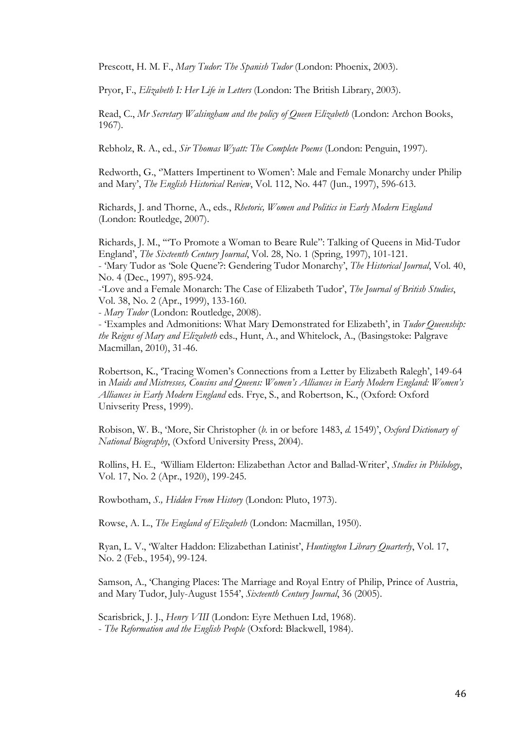Prescott, H. M. F., *Mary Tudor: The Spanish Tudor* (London: Phoenix, 2003).

Pryor, F., *Elizabeth I: Her Life in Letters* (London: The British Library, 2003).

Read, C., *Mr Secretary Walsingham and the policy of Queen Elizabeth* (London: Archon Books, 1967).

Rebholz, R. A., ed., *Sir Thomas Wyatt: The Complete Poems* (London: Penguin, 1997).

Redworth, G., ''Matters Impertinent to Women': Male and Female Monarchy under Philip and Mary', *The English Historical Review*, Vol. 112, No. 447 (Jun., 1997), 596-613.

Richards, J. and Thorne, A., eds., *Rhetoric, Women and Politics in Early Modern England* (London: Routledge, 2007).

Richards, J. M., '"To Promote a Woman to Beare Rule": Talking of Queens in Mid-Tudor England', *The Sixteenth Century Journal*, Vol. 28, No. 1 (Spring, 1997), 101-121.
- 'Mary Tudor as 'Sole Quene'?: Gendering Tudor Monarchy', *The Historical Journal*, Vol. 40, No. 4 (Dec., 1997), 895-924.
-'Love and a Female Monarch: The Case of Elizabeth Tudor', *The Journal of British Studies*, Vol. 38, No. 2 (Apr., 1999), 133-160.
- *Mary Tudor* (London: Routledge, 2008).
- 'Examples and Admonitions: What Mary Demonstrated for Elizabeth', in *Tudor Queenship: the Reigns of Mary and Elizabeth* eds., Hunt, A., and Whitelock, A., (Basingstoke: Palgrave Macmillan, 2010), 31-46.

Robertson, K., 'Tracing Women's Connections from a Letter by Elizabeth Ralegh', 149-64 in *Maids and Mistresses, Cousins and Queens: Women's Alliances in Early Modern England: Women's Alliances in Early Modern England* eds. Frye, S., and Robertson, K., (Oxford: Oxford Univserity Press, 1999).

Robison, W. B., 'More, Sir Christopher (*b.* in or before 1483, *d.* 1549)', *Oxford Dictionary of National Biography*, (Oxford University Press, 2004).

Rollins, H. E., 'William Elderton: Elizabethan Actor and Ballad-Writer', *Studies in Philology*, Vol. 17, No. 2 (Apr., 1920), 199-245.

Rowbotham, *S., Hidden From History* (London: Pluto, 1973).

Rowse, A. L., *The England of Elizabeth* (London: Macmillan, 1950).

Ryan, L. V., 'Walter Haddon: Elizabethan Latinist', *Huntington Library Quarterly*, Vol. 17, No. 2 (Feb., 1954), 99-124.

Samson, A., 'Changing Places: The Marriage and Royal Entry of Philip, Prince of Austria, and Mary Tudor, July-August 1554', *Sixteenth Century Journal*, 36 (2005).

Scarisbrick, J. J., *Henry VIII* (London: Eyre Methuen Ltd, 1968).
- *The Reformation and the English People* (Oxford: Blackwell, 1984).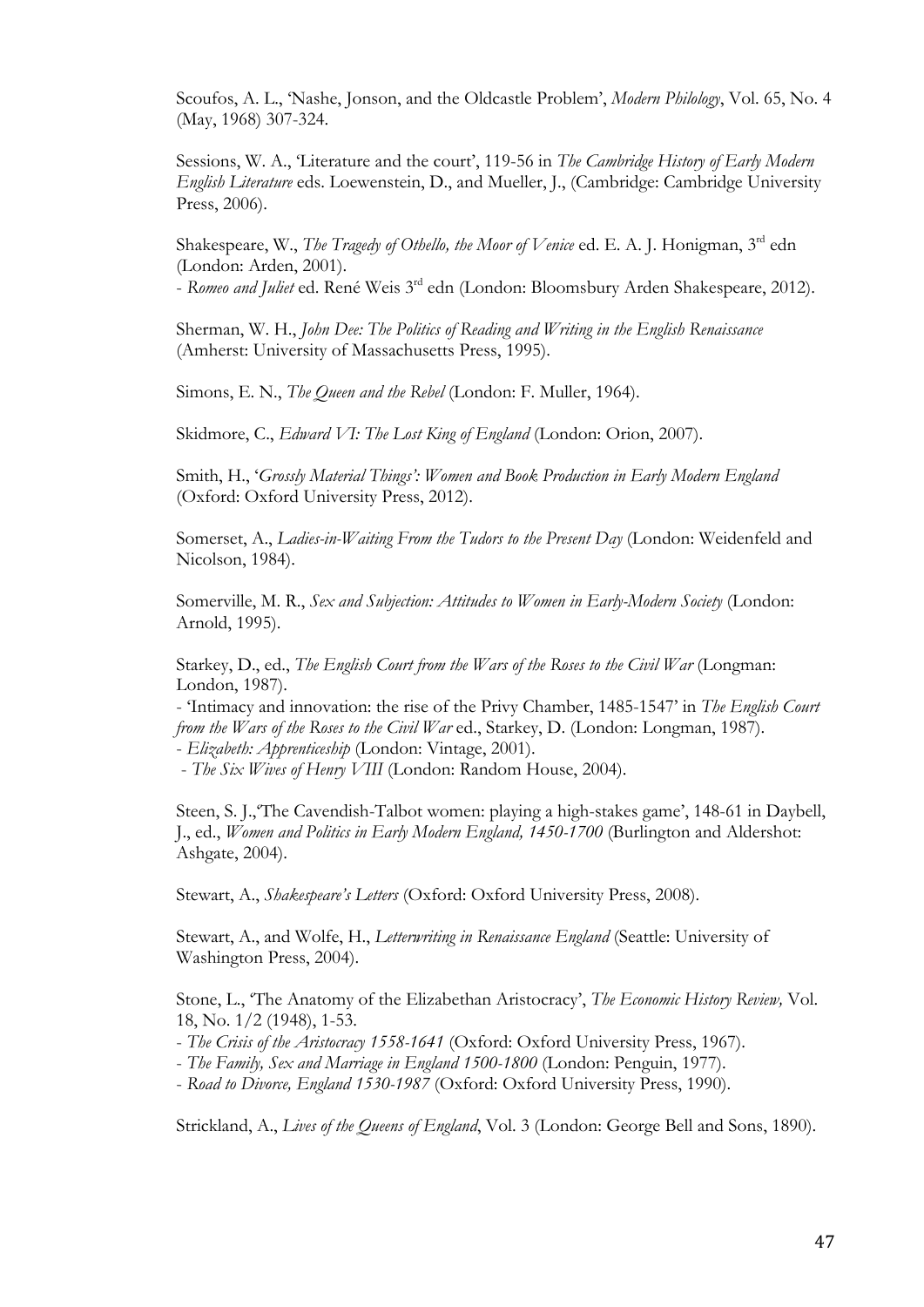Scoufos, A. L., 'Nashe, Jonson, and the Oldcastle Problem', *Modern Philology*, Vol. 65, No. 4 (May, 1968) 307-324.

Sessions, W. A., 'Literature and the court', 119-56 in *The Cambridge History of Early Modern English Literature* eds. Loewenstein, D., and Mueller, J., (Cambridge: Cambridge University Press, 2006).

Shakespeare, W., *The Tragedy of Othello, the Moor of Venice* ed. E. A. J. Honigman, 3rd edn (London: Arden, 2001).
- *Romeo and Juliet* ed. René Weis 3rd edn (London: Bloomsbury Arden Shakespeare, 2012).

Sherman, W. H., *John Dee: The Politics of Reading and Writing in the English Renaissance* (Amherst: University of Massachusetts Press, 1995).

Simons, E. N., *The Queen and the Rebel* (London: F. Muller, 1964).

Skidmore, C., *Edward VI: The Lost King of England* (London: Orion, 2007).

Smith, H., '*Grossly Material Things': Women and Book Production in Early Modern England* (Oxford: Oxford University Press, 2012).

Somerset, A., *Ladies-in-Waiting From the Tudors to the Present Day* (London: Weidenfeld and Nicolson, 1984).

Somerville, M. R., *Sex and Subjection: Attitudes to Women in Early-Modern Society* (London: Arnold, 1995).

Starkey, D., ed., *The English Court from the Wars of the Roses to the Civil War* (Longman: London, 1987).
- 'Intimacy and innovation: the rise of the Privy Chamber, 1485-1547' in *The English Court from the Wars of the Roses to the Civil War* ed., Starkey, D. (London: Longman, 1987).
- *Elizabeth: Apprenticeship* (London: Vintage, 2001).
- *The Six Wives of Henry VIII* (London: Random House, 2004).

Steen, S. J.,'The Cavendish-Talbot women: playing a high-stakes game', 148-61 in Daybell, J., ed., *Women and Politics in Early Modern England, 1450-1700* (Burlington and Aldershot: Ashgate, 2004).

Stewart, A., *Shakespeare's Letters* (Oxford: Oxford University Press, 2008).

Stewart, A., and Wolfe, H., *Letterwriting in Renaissance England* (Seattle: University of Washington Press, 2004).

Stone, L., 'The Anatomy of the Elizabethan Aristocracy', *The Economic History Review,* Vol. 18, No. 1/2 (1948), 1-53.
- *The Crisis of the Aristocracy 1558-1641* (Oxford: Oxford University Press, 1967).
- *The Family, Sex and Marriage in England 1500-1800* (London: Penguin, 1977).
- *Road to Divorce, England 1530-1987* (Oxford: Oxford University Press, 1990).

Strickland, A., *Lives of the Queens of England*, Vol. 3 (London: George Bell and Sons, 1890).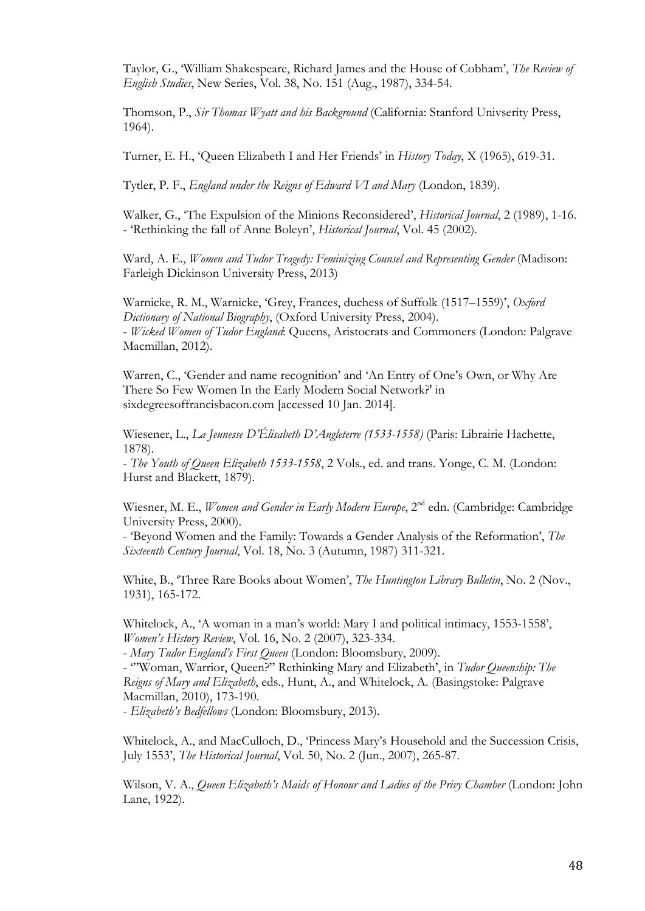Taylor, G., 'William Shakespeare, Richard James and the House of Cobham', *The Review of English Studies*, New Series, Vol. 38, No. 151 (Aug., 1987), 334-54.

Thomson, P., *Sir Thomas Wyatt and his Background* (California: Stanford Univserity Press, 1964).

Turner, E. H., 'Queen Elizabeth I and Her Friends' in *History Today*, X (1965), 619-31.

Tytler, P. F., *England under the Reigns of Edward VI and Mary* (London, 1839).

Walker, G., 'The Expulsion of the Minions Reconsidered', *Historical Journal*, 2 (1989), 1-16.
- 'Rethinking the fall of Anne Boleyn', *Historical Journal*, Vol. 45 (2002).

Ward, A. E., *Women and Tudor Tragedy: Feminizing Counsel and Representing Gender* (Madison: Farleigh Dickinson University Press, 2013)

Warnicke, R. M., Warnicke, 'Grey, Frances, duchess of Suffolk (1517–1559)', *Oxford Dictionary of National Biography*, (Oxford University Press, 2004).
- *Wicked Women of Tudor England*: Queens, Aristocrats and Commoners (London: Palgrave Macmillan, 2012).

Warren, C., 'Gender and name recognition' and 'An Entry of One's Own, or Why Are There So Few Women In the Early Modern Social Network?' in sixdegreesoffrancisbacon.com [accessed 10 Jan. 2014].

Wiesener, L., *La Jeunesse D'Élisabeth D'Angleterre (1533-1558)* (Paris: Librairie Hachette, 1878).
- *The Youth of Queen Elizabeth 1533-1558*, 2 Vols., ed. and trans. Yonge, C. M. (London: Hurst and Blackett, 1879).

Wiesner, M. E., *Women and Gender in Early Modern Europe*, 2nd edn. (Cambridge: Cambridge University Press, 2000).
- 'Beyond Women and the Family: Towards a Gender Analysis of the Reformation', *The Sixteenth Century Journal*, Vol. 18, No. 3 (Autumn, 1987) 311-321.

White, B., 'Three Rare Books about Women', *The Huntington Library Bulletin*, No. 2 (Nov., 1931), 165-172.

Whitelock, A., 'A woman in a man's world: Mary I and political intimacy, 1553-1558', *Women's History Review*, Vol. 16, No. 2 (2007), 323-334.
- *Mary Tudor England's First Queen* (London: Bloomsbury, 2009).
- '"Woman, Warrior, Queen?" Rethinking Mary and Elizabeth', in *Tudor Queenship: The Reigns of Mary and Elizabeth*, eds., Hunt, A., and Whitelock, A. (Basingstoke: Palgrave Macmillan, 2010), 173-190.
- *Elizabeth's Bedfellows* (London: Bloomsbury, 2013).

Whitelock, A., and MacCulloch, D., 'Princess Mary's Household and the Succession Crisis, July 1553', *The Historical Journal*, Vol. 50, No. 2 (Jun., 2007), 265-87.

Wilson, V. A., *Queen Elizabeth's Maids of Honour and Ladies of the Privy Chamber* (London: John Lane, 1922).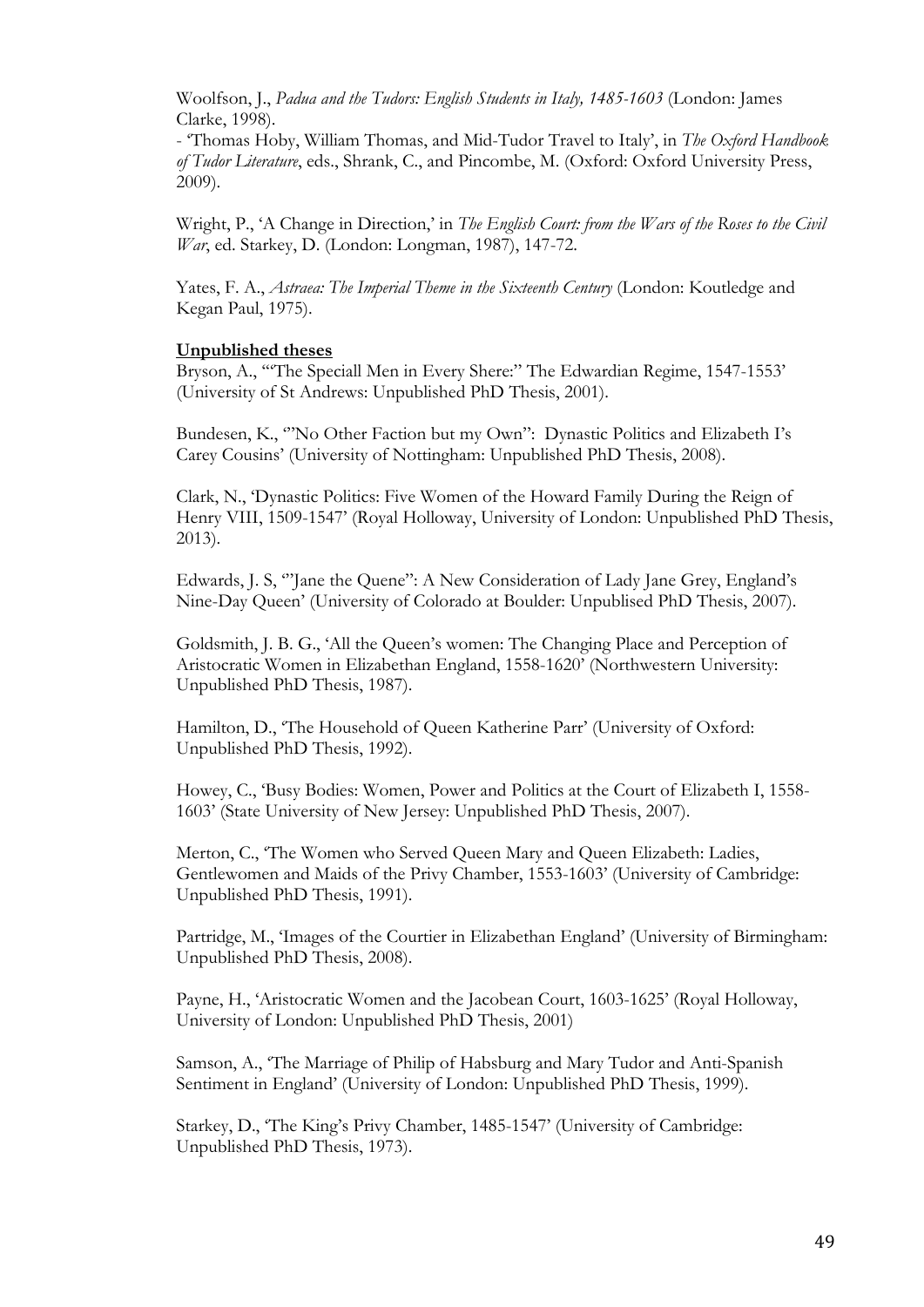Woolfson, J., *Padua and the Tudors: English Students in Italy, 1485-1603* (London: James Clarke, 1998).
- 'Thomas Hoby, William Thomas, and Mid-Tudor Travel to Italy', in *The Oxford Handbook of Tudor Literature*, eds., Shrank, C., and Pincombe, M. (Oxford: Oxford University Press, 2009).

Wright, P., 'A Change in Direction,' in *The English Court: from the Wars of the Roses to the Civil War*, ed. Starkey, D. (London: Longman, 1987), 147-72.

Yates, F. A., *Astraea: The Imperial Theme in the Sixteenth Century* (London: Koutledge and Kegan Paul, 1975).

**Unpublished theses**

Bryson, A., '"The Speciall Men in Every Shere:" The Edwardian Regime, 1547-1553' (University of St Andrews: Unpublished PhD Thesis, 2001).

Bundesen, K., '"No Other Faction but my Own": Dynastic Politics and Elizabeth I's Carey Cousins' (University of Nottingham: Unpublished PhD Thesis, 2008).

Clark, N., 'Dynastic Politics: Five Women of the Howard Family During the Reign of Henry VIII, 1509-1547' (Royal Holloway, University of London: Unpublished PhD Thesis, 2013).

Edwards, J. S, '"Jane the Quene": A New Consideration of Lady Jane Grey, England's Nine-Day Queen' (University of Colorado at Boulder: Unpublised PhD Thesis, 2007).

Goldsmith, J. B. G., 'All the Queen's women: The Changing Place and Perception of Aristocratic Women in Elizabethan England, 1558-1620' (Northwestern University: Unpublished PhD Thesis, 1987).

Hamilton, D., 'The Household of Queen Katherine Parr' (University of Oxford: Unpublished PhD Thesis, 1992).

Howey, C., 'Busy Bodies: Women, Power and Politics at the Court of Elizabeth I, 1558-1603' (State University of New Jersey: Unpublished PhD Thesis, 2007).

Merton, C., 'The Women who Served Queen Mary and Queen Elizabeth: Ladies, Gentlewomen and Maids of the Privy Chamber, 1553-1603' (University of Cambridge: Unpublished PhD Thesis, 1991).

Partridge, M., 'Images of the Courtier in Elizabethan England' (University of Birmingham: Unpublished PhD Thesis, 2008).

Payne, H., 'Aristocratic Women and the Jacobean Court, 1603-1625' (Royal Holloway, University of London: Unpublished PhD Thesis, 2001)

Samson, A., 'The Marriage of Philip of Habsburg and Mary Tudor and Anti-Spanish Sentiment in England' (University of London: Unpublished PhD Thesis, 1999).

Starkey, D., 'The King's Privy Chamber, 1485-1547' (University of Cambridge: Unpublished PhD Thesis, 1973).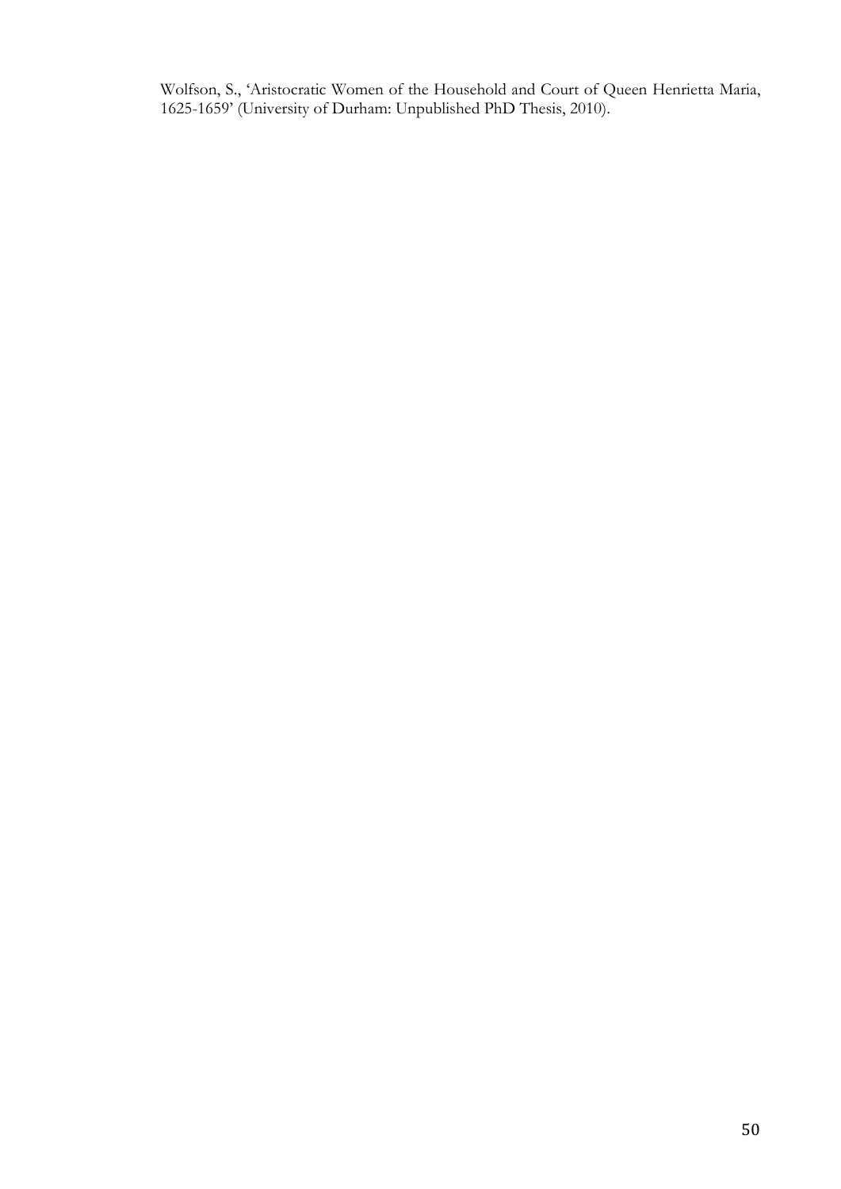Wolfson, S., 'Aristocratic Women of the Household and Court of Queen Henrietta Maria, 1625-1659' (University of Durham: Unpublished PhD Thesis, 2010).